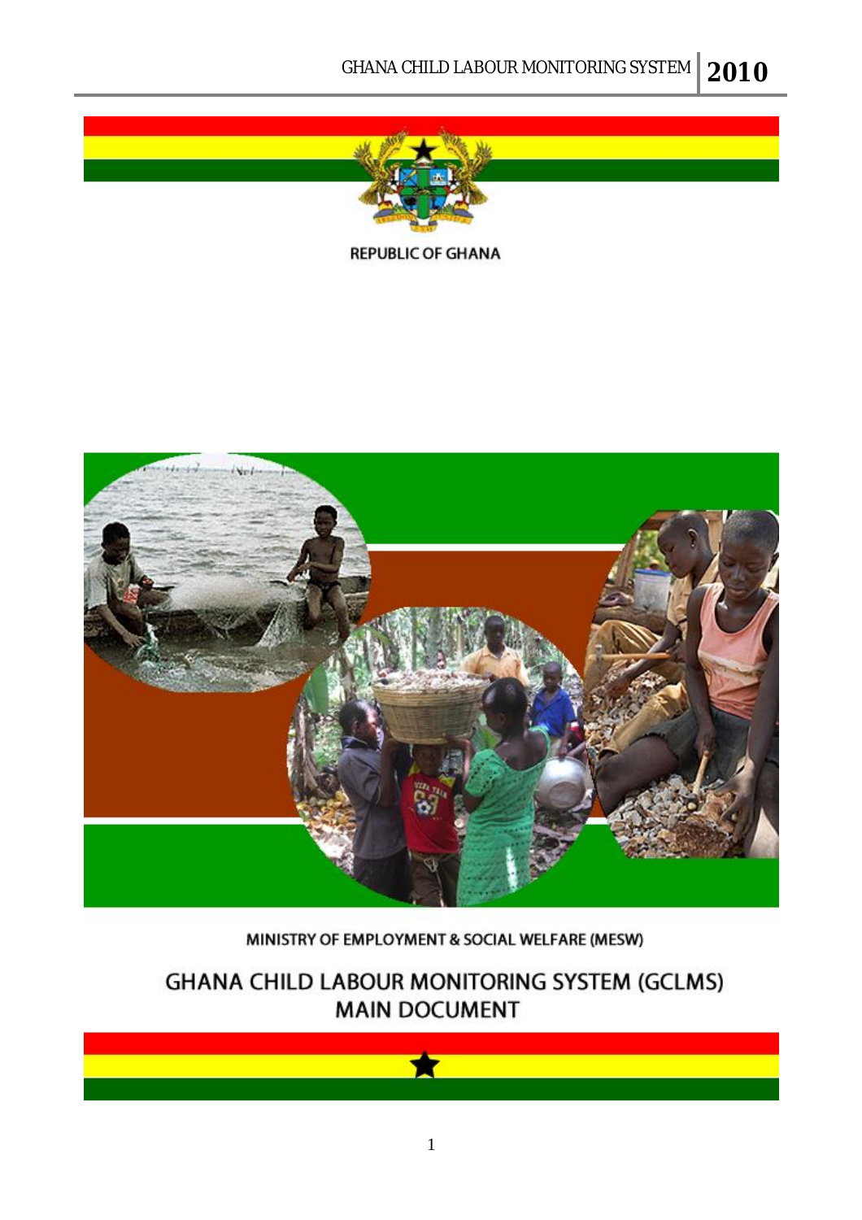REPUBLIC OF GHANA

MINISTRY OF EMPLOYMENT & SOCIAL WELFARE (MESW)

# GHANA CHILD LABOUR MONITORING SYSTEM (GCLMS) MAIN DOCUMENT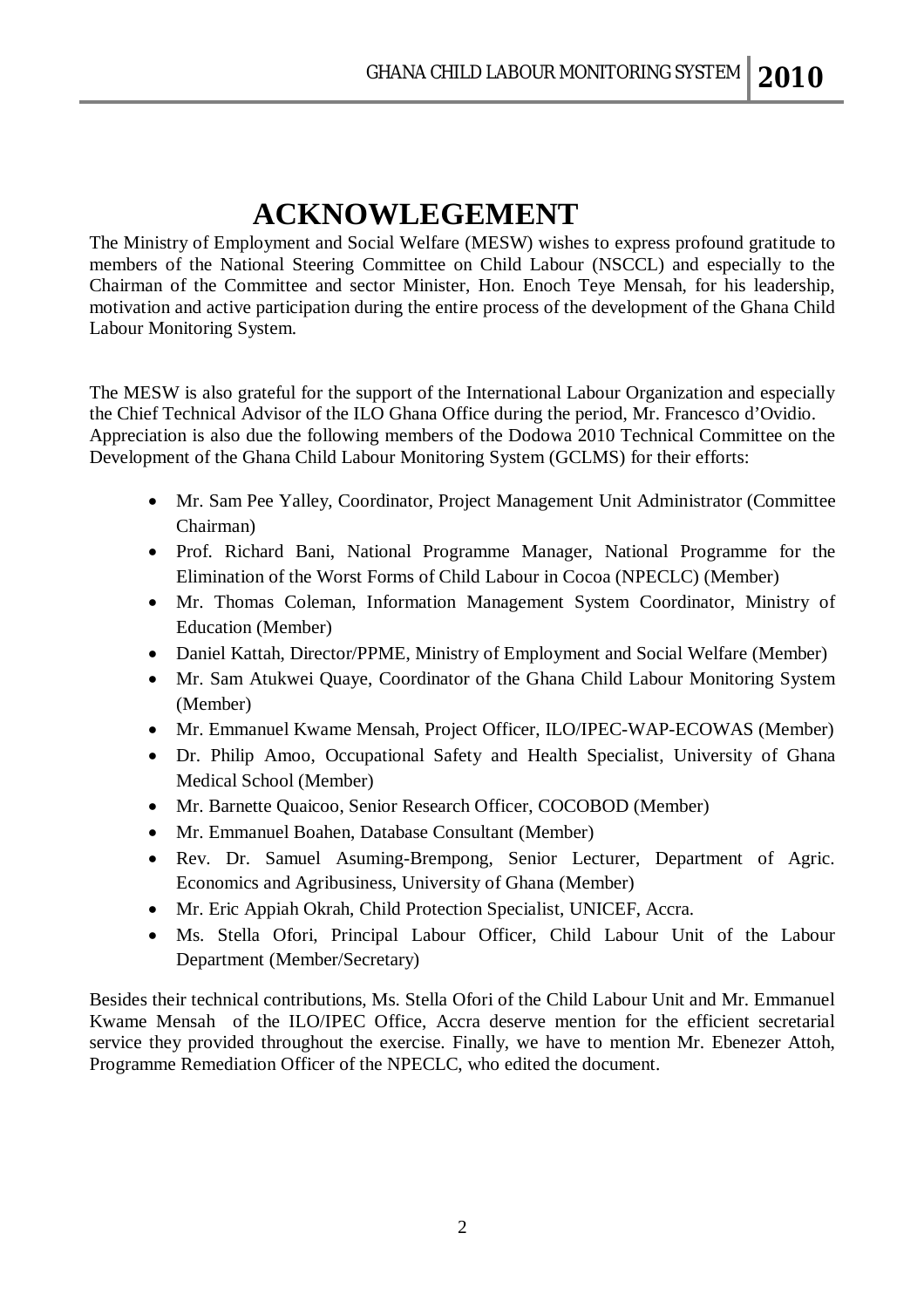# ACKNOWLEGEMENT

The Ministry of Employment and Social Welfare (MESW) wishes to express profound gratitude to members of the National Steering Committee on Child Labour (NSCCL) and especially to the Chairman of the Committee and sector Minister, Hon. Enoch Teye Mensah, for his leadership, motivation and active participation during the entire process of the development of the Ghana Child Labour Monitoring System.

The MESW is also grateful for the support of the International Labour Organization and especially the Chief Technical Advisor of the ILO Ghana Office during the period, Mr. Francesco d'Ovidio. Appreciation is also due the following members of the Dodowa 2010 Technical Committee on the Development of the Ghana Child Labour Monitoring System (GCLMS) for their efforts:

- Mr. Sam Pee Yalley, Coordinator, Project Management Unit Administrator (Committee Chairman)
- Prof. Richard Bani, National Programme Manager, National Programme for the Elimination of the Worst Forms of Child Labour in Cocoa (NPECLC) (Member)
- Mr. Thomas Coleman, Information Management System Coordinator, Ministry of Education (Member)
- Daniel Kattah, Director/PPME, Ministry of Employment and Social Welfare (Member)
- Mr. Sam Atukwei Quaye, Coordinator of the Ghana Child Labour Monitoring System (Member)
- Mr. Emmanuel Kwame Mensah, Project Officer, ILO/IPEC-WAP-ECOWAS (Member)
- Dr. Philip Amoo, Occupational Safety and Health Specialist, University of Ghana Medical School (Member)
- Mr. Barnette Quaicoo, Senior Research Officer, COCOBOD (Member)
- Mr. Emmanuel Boahen, Database Consultant (Member)
- Rev. Dr. Samuel Asuming-Brempong, Senior Lecturer, Department of Agric. Economics and Agribusiness, University of Ghana (Member)
- Mr. Eric Appiah Okrah, Child Protection Specialist, UNICEF, Accra.
- Ms. Stella Ofori, Principal Labour Officer, Child Labour Unit of the Labour Department (Member/Secretary)

Besides their technical contributions, Ms. Stella Ofori of the Child Labour Unit and Mr. Emmanuel Kwame Mensah of the ILO/IPEC Office, Accra deserve mention for the efficient secretarial service they provided throughout the exercise. Finally, we have to mention Mr. Ebenezer Attoh, Programme Remediation Officer of the NPECLC, who edited the document.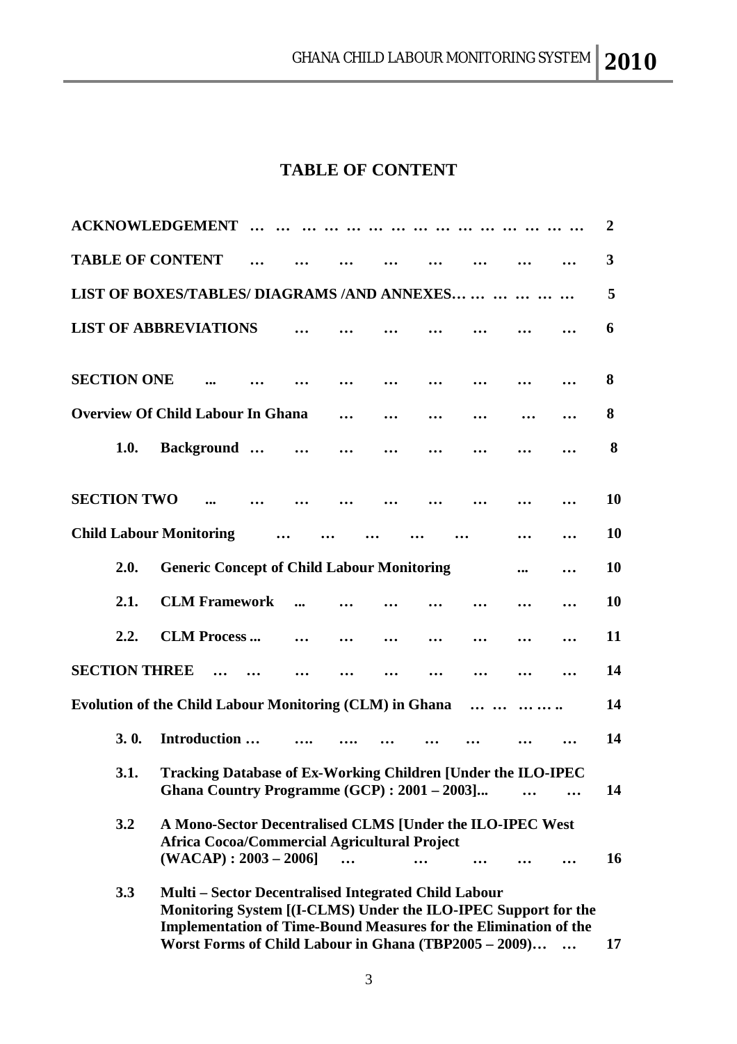# TABLE OF CONTENT

| | | |
|---|---|---|
| **ACKNOWLEDGEMENT** | | **2** |
| **TABLE OF CONTENT** | | **3** |
| **LIST OF BOXES/TABLES/ DIAGRAMS /AND ANNEXES** | | **5** |
| **LIST OF ABBREVIATIONS** | | **6** |
| **SECTION ONE** | | **8** |
| **Overview Of Child Labour In Ghana** | | **8** |
| **1.0.** | **Background** | **8** |
| **SECTION TWO** | | **10** |
| **Child Labour Monitoring** | | **10** |
| **2.0.** | **Generic Concept of Child Labour Monitoring** | **10** |
| **2.1.** | **CLM Framework** | **10** |
| **2.2.** | **CLM Process** | **11** |
| **SECTION THREE** | | **14** |
| **Evolution of the Child Labour Monitoring (CLM) in Ghana** | | **14** |
| **3. 0.** | **Introduction** | **14** |
| **3.1.** | **Tracking Database of Ex-Working Children [Under the ILO-IPEC Ghana Country Programme (GCP) : 2001 – 2003]** | **14** |
| **3.2** | **A Mono-Sector Decentralised CLMS [Under the ILO-IPEC West Africa Cocoa/Commercial Agricultural Project (WACAP) : 2003 – 2006]** | **16** |
| **3.3** | **Multi – Sector Decentralised Integrated Child Labour Monitoring System [(I-CLMS) Under the ILO-IPEC Support for the Implementation of Time-Bound Measures for the Elimination of the Worst Forms of Child Labour in Ghana (TBP2005 – 2009)** | **17** |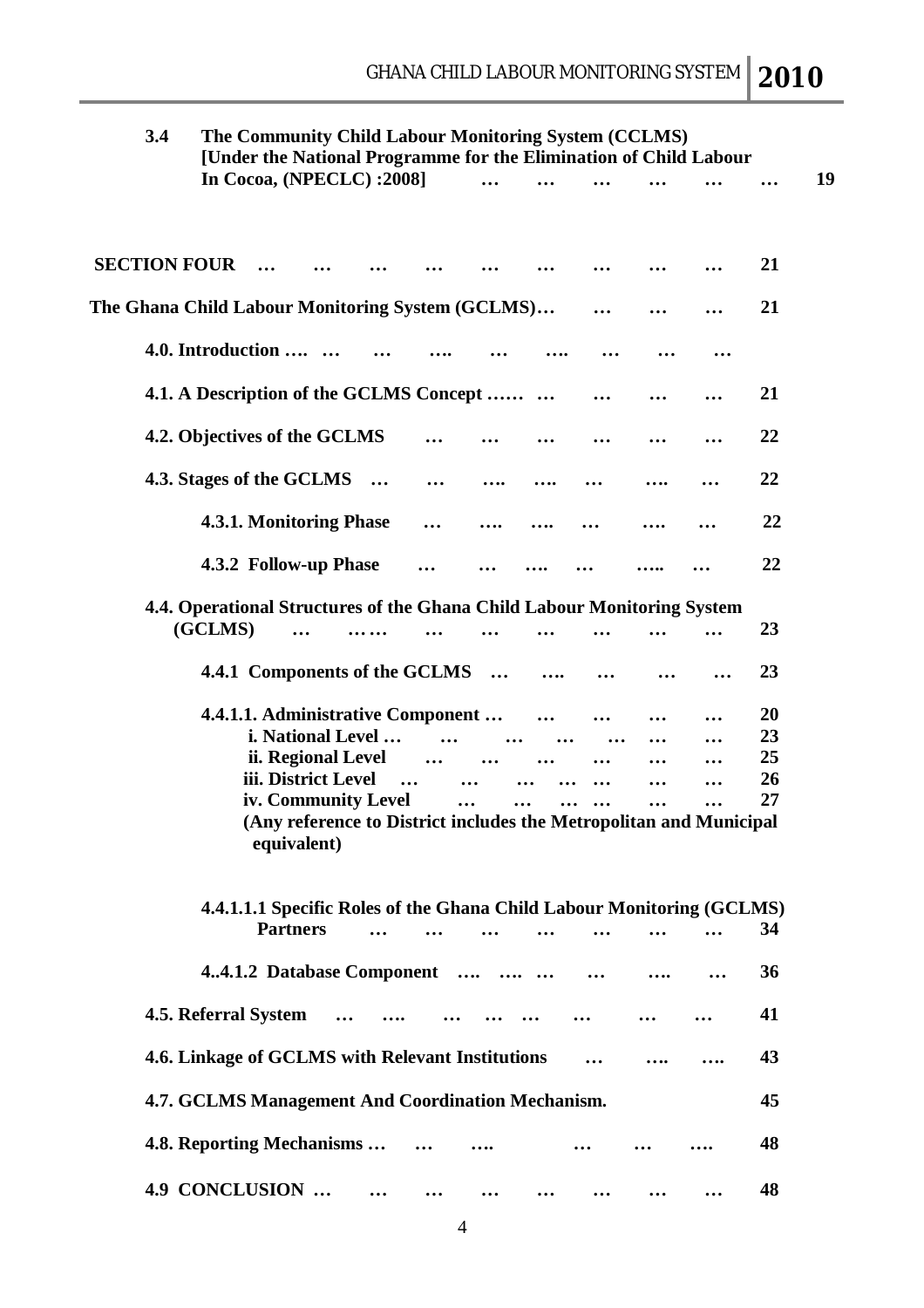**3.4 The Community Child Labour Monitoring System (CCLMS) [Under the National Programme for the Elimination of Child Labour In Cocoa, (NPECLC) :2008]** … … … … … … 19

**SECTION FOUR** … … … … … … … … … 21

**The Ghana Child Labour Monitoring System (GCLMS)…** … … … 21

**4.0. Introduction ….** … … …. … …. … … …

**4.1. A Description of the GCLMS Concept ……** … … … … 21

**4.2. Objectives of the GCLMS** … … … … … … 22

**4.3. Stages of the GCLMS** … … …. …. … …. … 22

**4.3.1. Monitoring Phase** … …. …. … …. … 22

**4.3.2 Follow-up Phase** … … …. … ….. … 22

**4.4. Operational Structures of the Ghana Child Labour Monitoring System (GCLMS)** … …… … … … … … … 23

**4.4.1 Components of the GCLMS** … …. … … … 23

**4.4.1.1. Administrative Component …** … … … … 20

**i. National Level …** … … … … … … 23

**ii. Regional Level** … … … … … … 25

**iii. District Level** … … … … … … … 26

**iv. Community Level** … … … … … … 27

**(Any reference to District includes the Metropolitan and Municipal equivalent)**

**4.4.1.1.1 Specific Roles of the Ghana Child Labour Monitoring (GCLMS) Partners** … … … … … … … 34

**4..4.1.2 Database Component** …. …. … … …. … 36

**4.5. Referral System** … …. … … … … … … 41

**4.6. Linkage of GCLMS with Relevant Institutions** … …. …. 43

**4.7. GCLMS Management And Coordination Mechanism.** 45

**4.8. Reporting Mechanisms …** … …. … … …. 48

**4.9 CONCLUSION …** … … … … … … … 48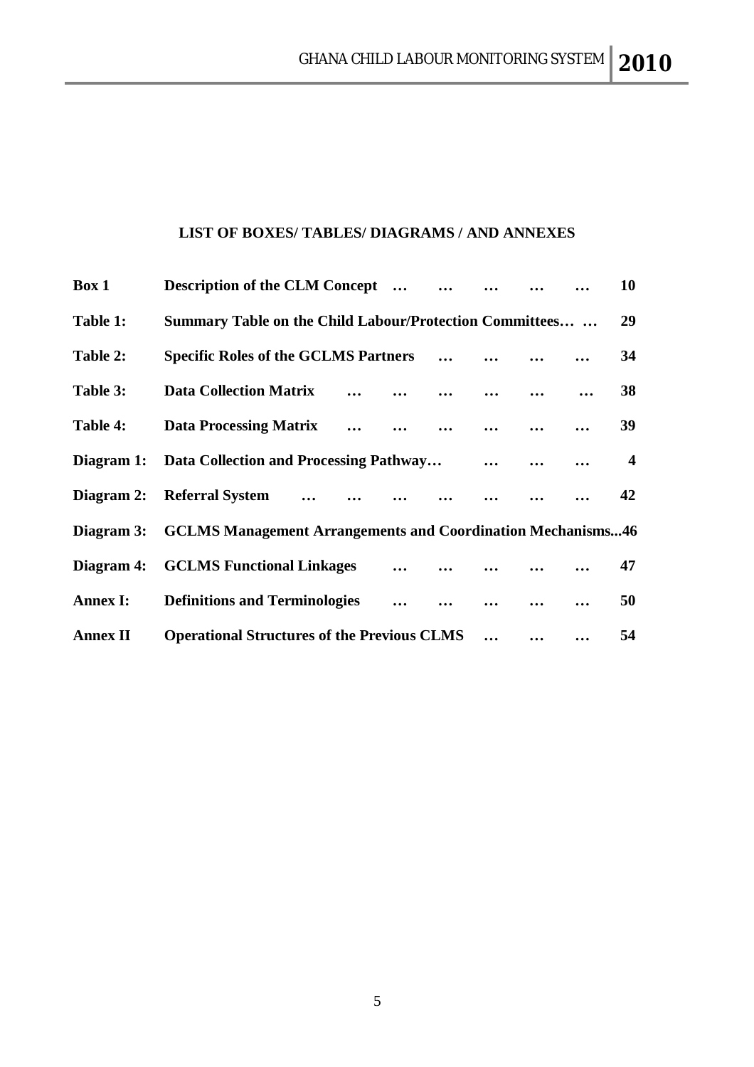**LIST OF BOXES/ TABLES/ DIAGRAMS / AND ANNEXES**

| | | |
|---|---|---|
| **Box 1** | **Description of the CLM Concept … … … … …** | **10** |
| **Table 1:** | **Summary Table on the Child Labour/Protection Committees… …** | **29** |
| **Table 2:** | **Specific Roles of the GCLMS Partners … … … …** | **34** |
| **Table 3:** | **Data Collection Matrix … … … … … …** | **38** |
| **Table 4:** | **Data Processing Matrix … … … … … …** | **39** |
| **Diagram 1:** | **Data Collection and Processing Pathway… … … …** | **4** |
| **Diagram 2:** | **Referral System … … … … … … …** | **42** |
| **Diagram 3:** | **GCLMS Management Arrangements and Coordination Mechanisms...** | **46** |
| **Diagram 4:** | **GCLMS Functional Linkages … … … … …** | **47** |
| **Annex I:** | **Definitions and Terminologies … … … … …** | **50** |
| **Annex II** | **Operational Structures of the Previous CLMS … … …** | **54** |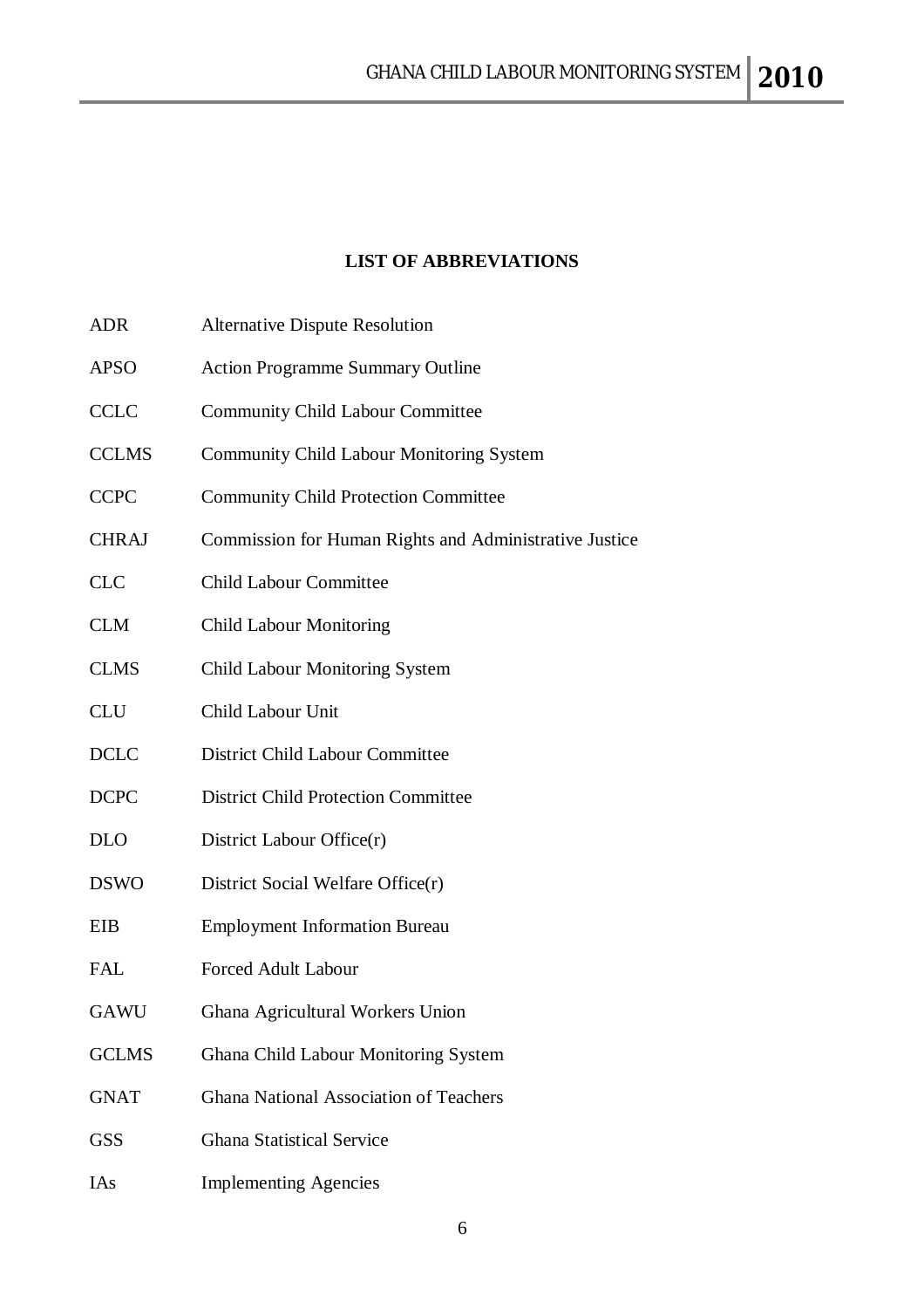**LIST OF ABBREVIATIONS**

| | |
|---|---|
| ADR | Alternative Dispute Resolution |
| APSO | Action Programme Summary Outline |
| CCLC | Community Child Labour Committee |
| CCLMS | Community Child Labour Monitoring System |
| CCPC | Community Child Protection Committee |
| CHRAJ | Commission for Human Rights and Administrative Justice |
| CLC | Child Labour Committee |
| CLM | Child Labour Monitoring |
| CLMS | Child Labour Monitoring System |
| CLU | Child Labour Unit |
| DCLC | District Child Labour Committee |
| DCPC | District Child Protection Committee |
| DLO | District Labour Office(r) |
| DSWO | District Social Welfare Office(r) |
| EIB | Employment Information Bureau |
| FAL | Forced Adult Labour |
| GAWU | Ghana Agricultural Workers Union |
| GCLMS | Ghana Child Labour Monitoring System |
| GNAT | Ghana National Association of Teachers |
| GSS | Ghana Statistical Service |
| IAs | Implementing Agencies |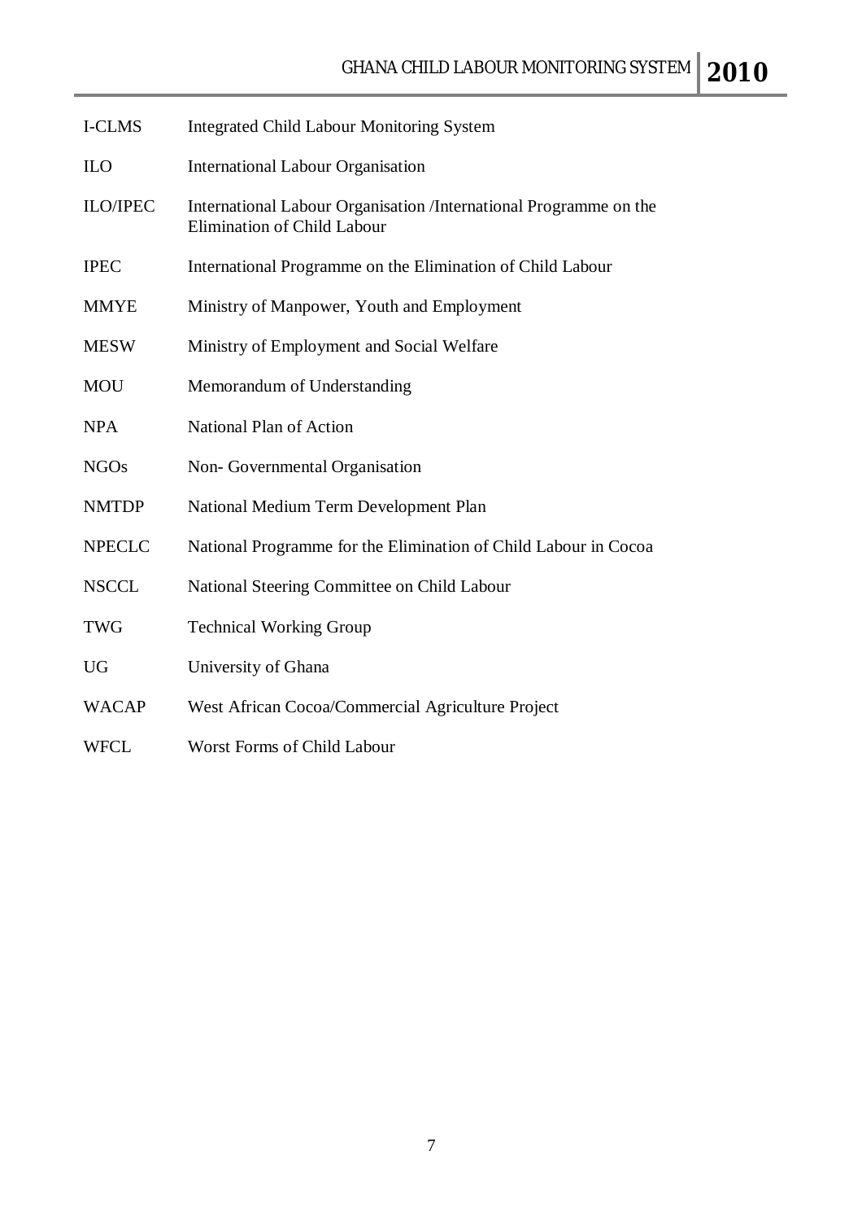| | |
|---|---|
| I-CLMS | Integrated Child Labour Monitoring System |
| ILO | International Labour Organisation |
| ILO/IPEC | International Labour Organisation /International Programme on the Elimination of Child Labour |
| IPEC | International Programme on the Elimination of Child Labour |
| MMYE | Ministry of Manpower, Youth and Employment |
| MESW | Ministry of Employment and Social Welfare |
| MOU | Memorandum of Understanding |
| NPA | National Plan of Action |
| NGOs | Non- Governmental Organisation |
| NMTDP | National Medium Term Development Plan |
| NPECLC | National Programme for the Elimination of Child Labour in Cocoa |
| NSCCL | National Steering Committee on Child Labour |
| TWG | Technical Working Group |
| UG | University of Ghana |
| WACAP | West African Cocoa/Commercial Agriculture Project |
| WFCL | Worst Forms of Child Labour |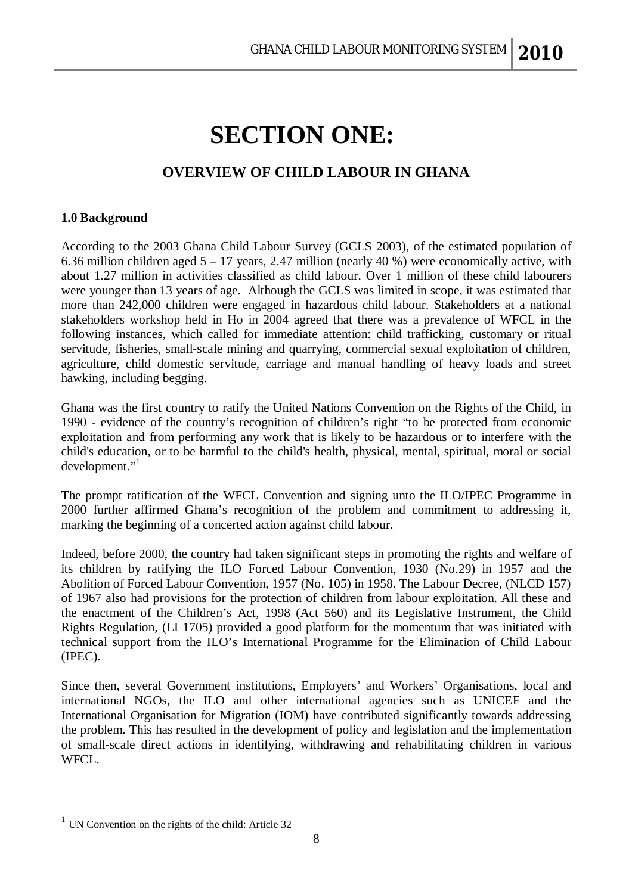# SECTION ONE:

## OVERVIEW OF CHILD LABOUR IN GHANA

### 1.0 Background

According to the 2003 Ghana Child Labour Survey (GCLS 2003), of the estimated population of 6.36 million children aged 5 – 17 years, 2.47 million (nearly 40 %) were economically active, with about 1.27 million in activities classified as child labour. Over 1 million of these child labourers were younger than 13 years of age. Although the GCLS was limited in scope, it was estimated that more than 242,000 children were engaged in hazardous child labour. Stakeholders at a national stakeholders workshop held in Ho in 2004 agreed that there was a prevalence of WFCL in the following instances, which called for immediate attention: child trafficking, customary or ritual servitude, fisheries, small-scale mining and quarrying, commercial sexual exploitation of children, agriculture, child domestic servitude, carriage and manual handling of heavy loads and street hawking, including begging.

Ghana was the first country to ratify the United Nations Convention on the Rights of the Child, in 1990 - evidence of the country's recognition of children's right "to be protected from economic exploitation and from performing any work that is likely to be hazardous or to interfere with the child's education, or to be harmful to the child's health, physical, mental, spiritual, moral or social development."[1]

The prompt ratification of the WFCL Convention and signing unto the ILO/IPEC Programme in 2000 further affirmed Ghana's recognition of the problem and commitment to addressing it, marking the beginning of a concerted action against child labour.

Indeed, before 2000, the country had taken significant steps in promoting the rights and welfare of its children by ratifying the ILO Forced Labour Convention, 1930 (No.29) in 1957 and the Abolition of Forced Labour Convention, 1957 (No. 105) in 1958. The Labour Decree, (NLCD 157) of 1967 also had provisions for the protection of children from labour exploitation. All these and the enactment of the Children's Act, 1998 (Act 560) and its Legislative Instrument, the Child Rights Regulation, (LI 1705) provided a good platform for the momentum that was initiated with technical support from the ILO's International Programme for the Elimination of Child Labour (IPEC).

Since then, several Government institutions, Employers' and Workers' Organisations, local and international NGOs, the ILO and other international agencies such as UNICEF and the International Organisation for Migration (IOM) have contributed significantly towards addressing the problem. This has resulted in the development of policy and legislation and the implementation of small-scale direct actions in identifying, withdrawing and rehabilitating children in various WFCL.

[1] UN Convention on the rights of the child: Article 32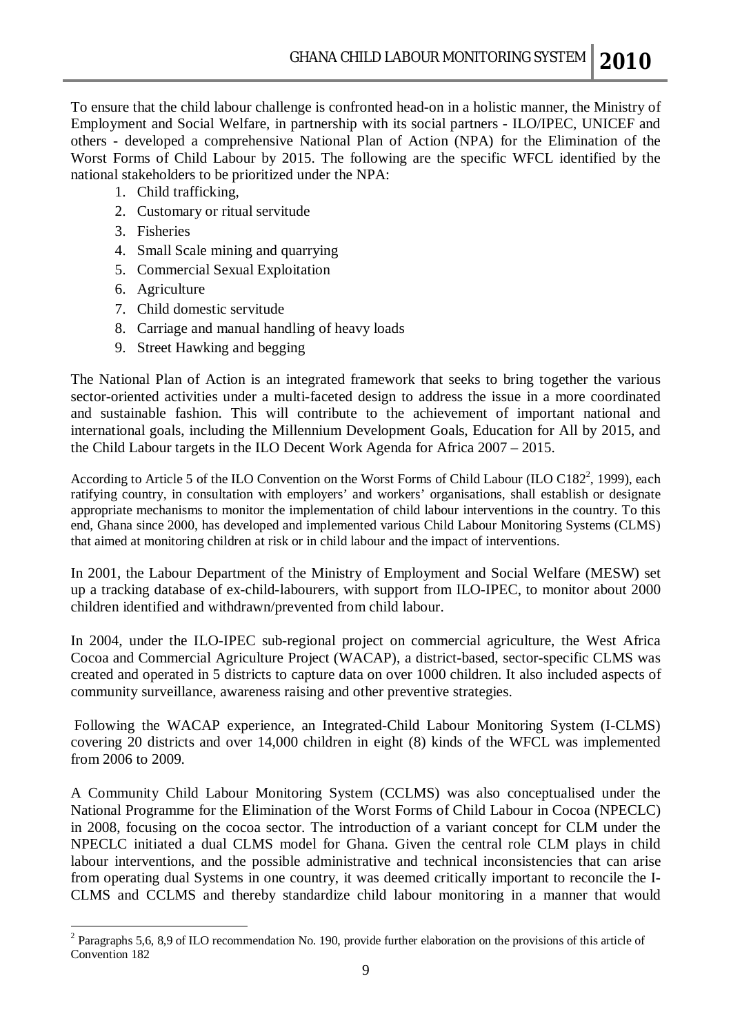To ensure that the child labour challenge is confronted head-on in a holistic manner, the Ministry of Employment and Social Welfare, in partnership with its social partners - ILO/IPEC, UNICEF and others - developed a comprehensive National Plan of Action (NPA) for the Elimination of the Worst Forms of Child Labour by 2015. The following are the specific WFCL identified by the national stakeholders to be prioritized under the NPA:

1. Child trafficking,
2. Customary or ritual servitude
3. Fisheries
4. Small Scale mining and quarrying
5. Commercial Sexual Exploitation
6. Agriculture
7. Child domestic servitude
8. Carriage and manual handling of heavy loads
9. Street Hawking and begging

The National Plan of Action is an integrated framework that seeks to bring together the various sector-oriented activities under a multi-faceted design to address the issue in a more coordinated and sustainable fashion. This will contribute to the achievement of important national and international goals, including the Millennium Development Goals, Education for All by 2015, and the Child Labour targets in the ILO Decent Work Agenda for Africa 2007 – 2015.

According to Article 5 of the ILO Convention on the Worst Forms of Child Labour (ILO C182[2], 1999), each ratifying country, in consultation with employers' and workers' organisations, shall establish or designate appropriate mechanisms to monitor the implementation of child labour interventions in the country. To this end, Ghana since 2000, has developed and implemented various Child Labour Monitoring Systems (CLMS) that aimed at monitoring children at risk or in child labour and the impact of interventions.

In 2001, the Labour Department of the Ministry of Employment and Social Welfare (MESW) set up a tracking database of ex-child-labourers, with support from ILO-IPEC, to monitor about 2000 children identified and withdrawn/prevented from child labour.

In 2004, under the ILO-IPEC sub-regional project on commercial agriculture, the West Africa Cocoa and Commercial Agriculture Project (WACAP), a district-based, sector-specific CLMS was created and operated in 5 districts to capture data on over 1000 children. It also included aspects of community surveillance, awareness raising and other preventive strategies.

Following the WACAP experience, an Integrated-Child Labour Monitoring System (I-CLMS) covering 20 districts and over 14,000 children in eight (8) kinds of the WFCL was implemented from 2006 to 2009.

A Community Child Labour Monitoring System (CCLMS) was also conceptualised under the National Programme for the Elimination of the Worst Forms of Child Labour in Cocoa (NPECLC) in 2008, focusing on the cocoa sector. The introduction of a variant concept for CLM under the NPECLC initiated a dual CLMS model for Ghana. Given the central role CLM plays in child labour interventions, and the possible administrative and technical inconsistencies that can arise from operating dual Systems in one country, it was deemed critically important to reconcile the I-CLMS and CCLMS and thereby standardize child labour monitoring in a manner that would

[2] Paragraphs 5,6, 8,9 of ILO recommendation No. 190, provide further elaboration on the provisions of this article of Convention 182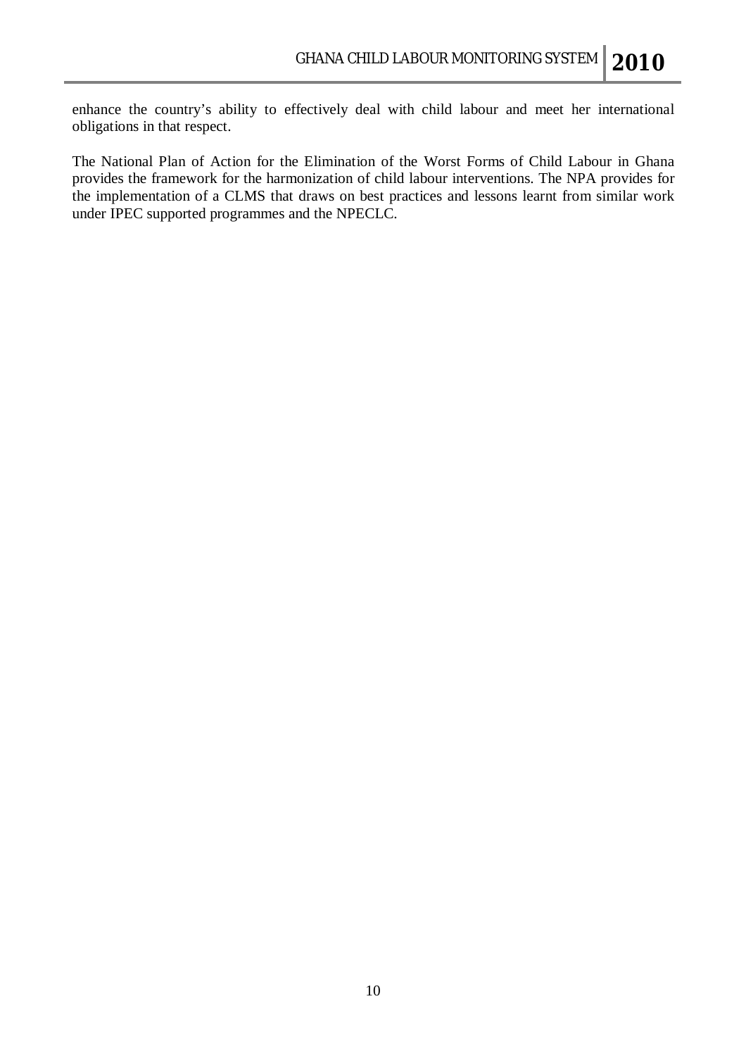enhance the country's ability to effectively deal with child labour and meet her international obligations in that respect.

The National Plan of Action for the Elimination of the Worst Forms of Child Labour in Ghana provides the framework for the harmonization of child labour interventions. The NPA provides for the implementation of a CLMS that draws on best practices and lessons learnt from similar work under IPEC supported programmes and the NPECLC.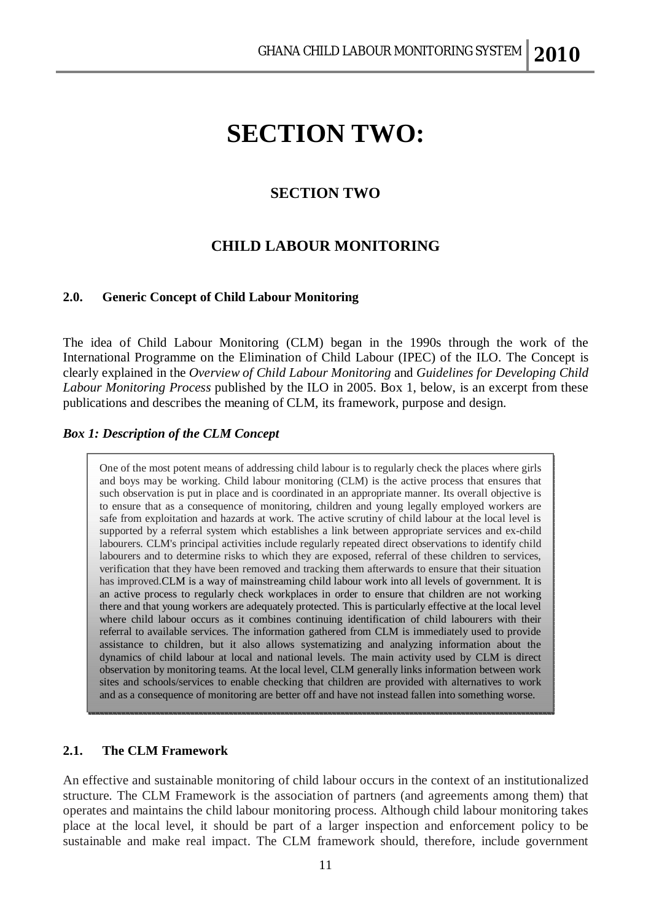# SECTION TWO:

## SECTION TWO

## CHILD LABOUR MONITORING

### 2.0. Generic Concept of Child Labour Monitoring

The idea of Child Labour Monitoring (CLM) began in the 1990s through the work of the International Programme on the Elimination of Child Labour (IPEC) of the ILO. The Concept is clearly explained in the *Overview of Child Labour Monitoring* and *Guidelines for Developing Child Labour Monitoring Process* published by the ILO in 2005. Box 1, below, is an excerpt from these publications and describes the meaning of CLM, its framework, purpose and design.

***Box 1: Description of the CLM Concept***

> One of the most potent means of addressing child labour is to regularly check the places where girls and boys may be working. Child labour monitoring (CLM) is the active process that ensures that such observation is put in place and is coordinated in an appropriate manner. Its overall objective is to ensure that as a consequence of monitoring, children and young legally employed workers are safe from exploitation and hazards at work. The active scrutiny of child labour at the local level is supported by a referral system which establishes a link between appropriate services and ex-child labourers. CLM's principal activities include regularly repeated direct observations to identify child labourers and to determine risks to which they are exposed, referral of these children to services, verification that they have been removed and tracking them afterwards to ensure that their situation has improved.CLM is a way of mainstreaming child labour work into all levels of government. It is an active process to regularly check workplaces in order to ensure that children are not working there and that young workers are adequately protected. This is particularly effective at the local level where child labour occurs as it combines continuing identification of child labourers with their referral to available services. The information gathered from CLM is immediately used to provide assistance to children, but it also allows systematizing and analyzing information about the dynamics of child labour at local and national levels. The main activity used by CLM is direct observation by monitoring teams. At the local level, CLM generally links information between work sites and schools/services to enable checking that children are provided with alternatives to work and as a consequence of monitoring are better off and have not instead fallen into something worse.

### 2.1. The CLM Framework

An effective and sustainable monitoring of child labour occurs in the context of an institutionalized structure. The CLM Framework is the association of partners (and agreements among them) that operates and maintains the child labour monitoring process. Although child labour monitoring takes place at the local level, it should be part of a larger inspection and enforcement policy to be sustainable and make real impact. The CLM framework should, therefore, include government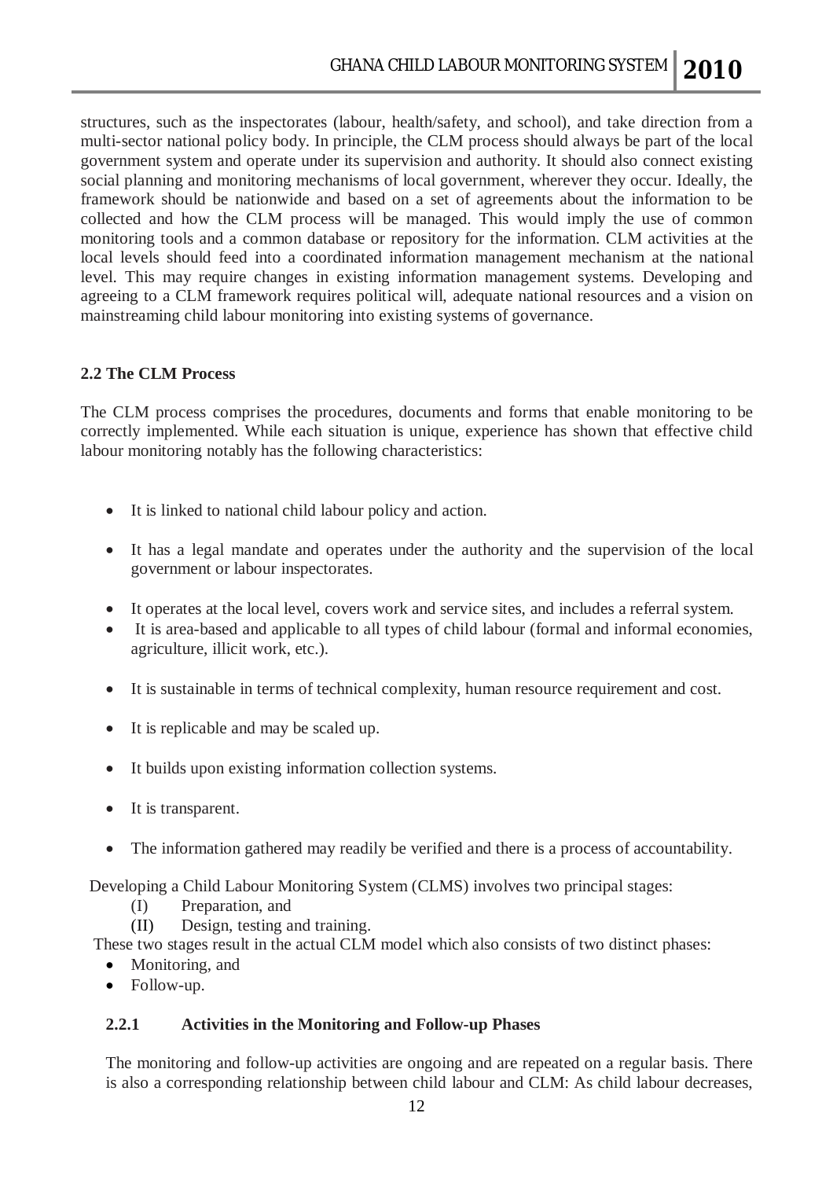structures, such as the inspectorates (labour, health/safety, and school), and take direction from a multi-sector national policy body. In principle, the CLM process should always be part of the local government system and operate under its supervision and authority. It should also connect existing social planning and monitoring mechanisms of local government, wherever they occur. Ideally, the framework should be nationwide and based on a set of agreements about the information to be collected and how the CLM process will be managed. This would imply the use of common monitoring tools and a common database or repository for the information. CLM activities at the local levels should feed into a coordinated information management mechanism at the national level. This may require changes in existing information management systems. Developing and agreeing to a CLM framework requires political will, adequate national resources and a vision on mainstreaming child labour monitoring into existing systems of governance.

### 2.2 The CLM Process

The CLM process comprises the procedures, documents and forms that enable monitoring to be correctly implemented. While each situation is unique, experience has shown that effective child labour monitoring notably has the following characteristics:

- It is linked to national child labour policy and action.
- It has a legal mandate and operates under the authority and the supervision of the local government or labour inspectorates.
- It operates at the local level, covers work and service sites, and includes a referral system.
- It is area-based and applicable to all types of child labour (formal and informal economies, agriculture, illicit work, etc.).
- It is sustainable in terms of technical complexity, human resource requirement and cost.
- It is replicable and may be scaled up.
- It builds upon existing information collection systems.
- It is transparent.
- The information gathered may readily be verified and there is a process of accountability.

Developing a Child Labour Monitoring System (CLMS) involves two principal stages:

(I) Preparation, and
(II) Design, testing and training.

These two stages result in the actual CLM model which also consists of two distinct phases:

- Monitoring, and
- Follow-up.

#### 2.2.1 Activities in the Monitoring and Follow-up Phases

The monitoring and follow-up activities are ongoing and are repeated on a regular basis. There is also a corresponding relationship between child labour and CLM: As child labour decreases,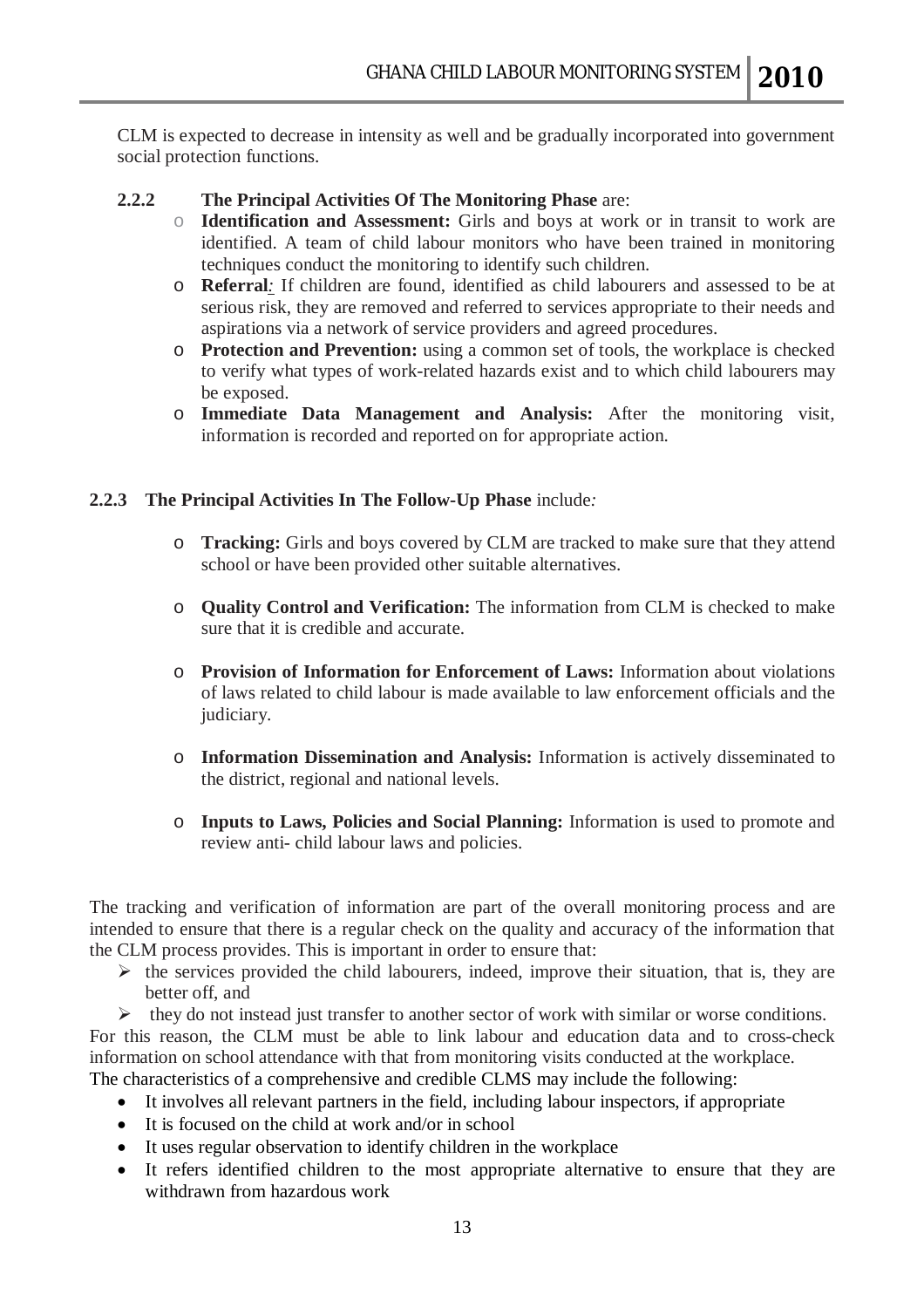CLM is expected to decrease in intensity as well and be gradually incorporated into government social protection functions.

### 2.2.2 The Principal Activities Of The Monitoring Phase are:

- **Identification and Assessment:** Girls and boys at work or in transit to work are identified. A team of child labour monitors who have been trained in monitoring techniques conduct the monitoring to identify such children.
- **Referral***:* If children are found, identified as child labourers and assessed to be at serious risk, they are removed and referred to services appropriate to their needs and aspirations via a network of service providers and agreed procedures.
- **Protection and Prevention:** using a common set of tools, the workplace is checked to verify what types of work-related hazards exist and to which child labourers may be exposed.
- **Immediate Data Management and Analysis:** After the monitoring visit, information is recorded and reported on for appropriate action.

### 2.2.3 The Principal Activities In The Follow-Up Phase include*:*

- **Tracking:** Girls and boys covered by CLM are tracked to make sure that they attend school or have been provided other suitable alternatives.
- **Quality Control and Verification:** The information from CLM is checked to make sure that it is credible and accurate.
- **Provision of Information for Enforcement of Laws:** Information about violations of laws related to child labour is made available to law enforcement officials and the judiciary.
- **Information Dissemination and Analysis:** Information is actively disseminated to the district, regional and national levels.
- **Inputs to Laws, Policies and Social Planning:** Information is used to promote and review anti- child labour laws and policies.

The tracking and verification of information are part of the overall monitoring process and are intended to ensure that there is a regular check on the quality and accuracy of the information that the CLM process provides. This is important in order to ensure that:

- the services provided the child labourers, indeed, improve their situation, that is, they are better off, and
- they do not instead just transfer to another sector of work with similar or worse conditions.

For this reason, the CLM must be able to link labour and education data and to cross-check information on school attendance with that from monitoring visits conducted at the workplace.
The characteristics of a comprehensive and credible CLMS may include the following:

- It involves all relevant partners in the field, including labour inspectors, if appropriate
- It is focused on the child at work and/or in school
- It uses regular observation to identify children in the workplace
- It refers identified children to the most appropriate alternative to ensure that they are withdrawn from hazardous work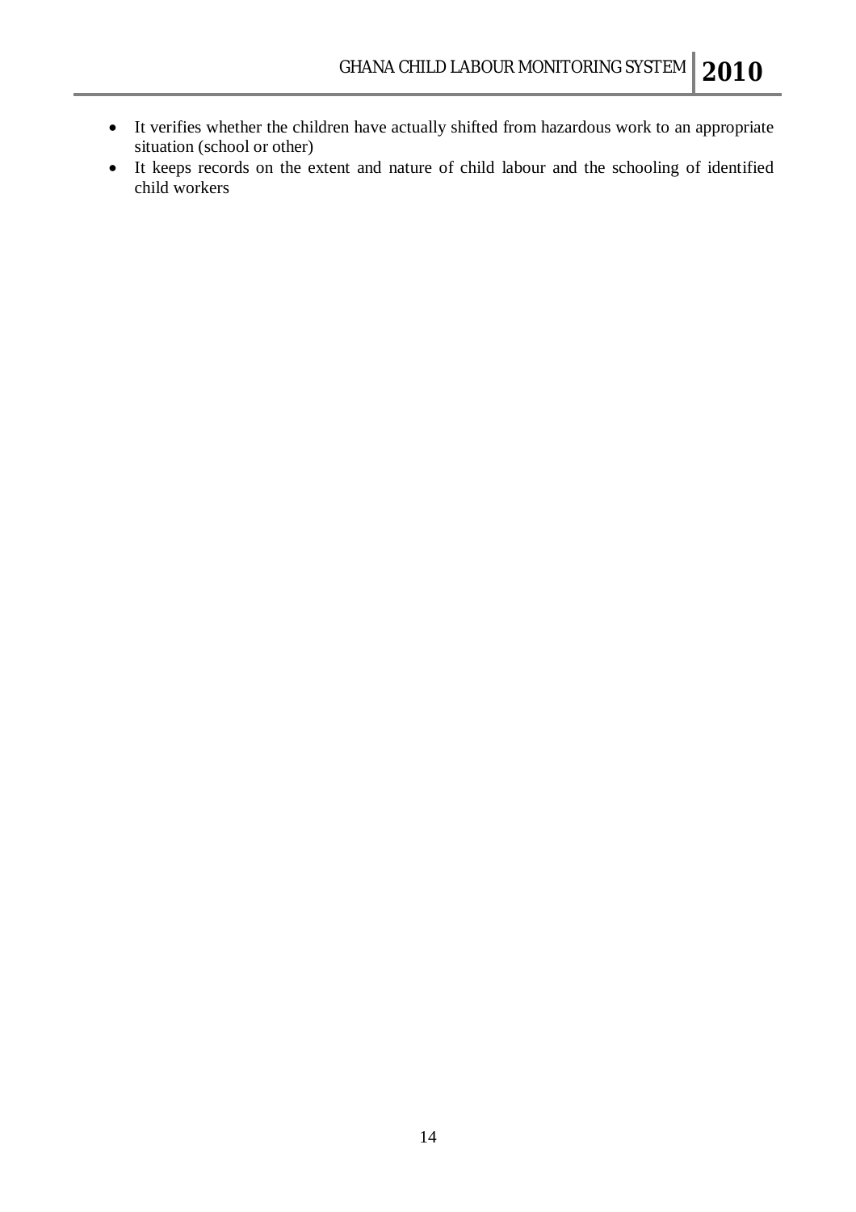- It verifies whether the children have actually shifted from hazardous work to an appropriate situation (school or other)
- It keeps records on the extent and nature of child labour and the schooling of identified child workers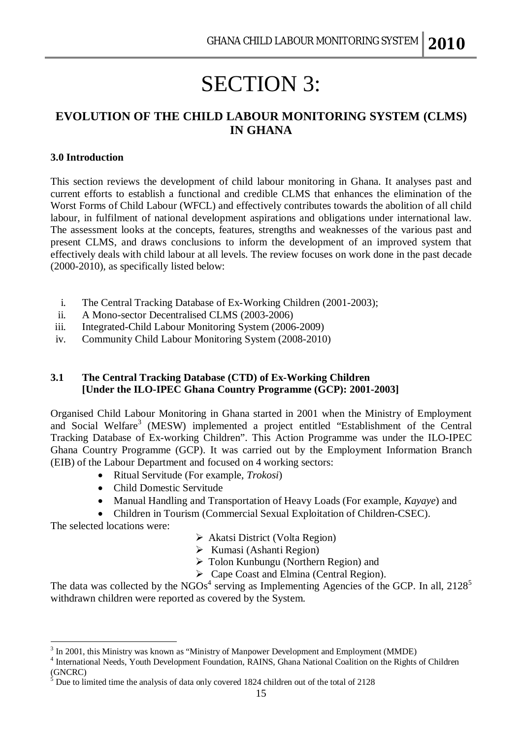# SECTION 3:

## EVOLUTION OF THE CHILD LABOUR MONITORING SYSTEM (CLMS) IN GHANA

### 3.0 Introduction

This section reviews the development of child labour monitoring in Ghana. It analyses past and current efforts to establish a functional and credible CLMS that enhances the elimination of the Worst Forms of Child Labour (WFCL) and effectively contributes towards the abolition of all child labour, in fulfilment of national development aspirations and obligations under international law. The assessment looks at the concepts, features, strengths and weaknesses of the various past and present CLMS, and draws conclusions to inform the development of an improved system that effectively deals with child labour at all levels. The review focuses on work done in the past decade (2000-2010), as specifically listed below:

i. The Central Tracking Database of Ex-Working Children (2001-2003);
ii. A Mono-sector Decentralised CLMS (2003-2006)
iii. Integrated-Child Labour Monitoring System (2006-2009)
iv. Community Child Labour Monitoring System (2008-2010)

### 3.1 The Central Tracking Database (CTD) of Ex-Working Children [Under the ILO-IPEC Ghana Country Programme (GCP): 2001-2003]

Organised Child Labour Monitoring in Ghana started in 2001 when the Ministry of Employment and Social Welfare[3] (MESW) implemented a project entitled "Establishment of the Central Tracking Database of Ex-working Children". This Action Programme was under the ILO-IPEC Ghana Country Programme (GCP). It was carried out by the Employment Information Branch (EIB) of the Labour Department and focused on 4 working sectors:

- Ritual Servitude (For example, *Trokosi*)
- Child Domestic Servitude
- Manual Handling and Transportation of Heavy Loads (For example, *Kayaye*) and
- Children in Tourism (Commercial Sexual Exploitation of Children-CSEC).

The selected locations were:

- Akatsi District (Volta Region)
- Kumasi (Ashanti Region)
- Tolon Kunbungu (Northern Region) and
- Cape Coast and Elmina (Central Region).

The data was collected by the NGOs[4] serving as Implementing Agencies of the GCP. In all, 2128[5] withdrawn children were reported as covered by the System.

---

[3] In 2001, this Ministry was known as "Ministry of Manpower Development and Employment (MMDE)

[4] International Needs, Youth Development Foundation, RAINS, Ghana National Coalition on the Rights of Children (GNCRC)

[5] Due to limited time the analysis of data only covered 1824 children out of the total of 2128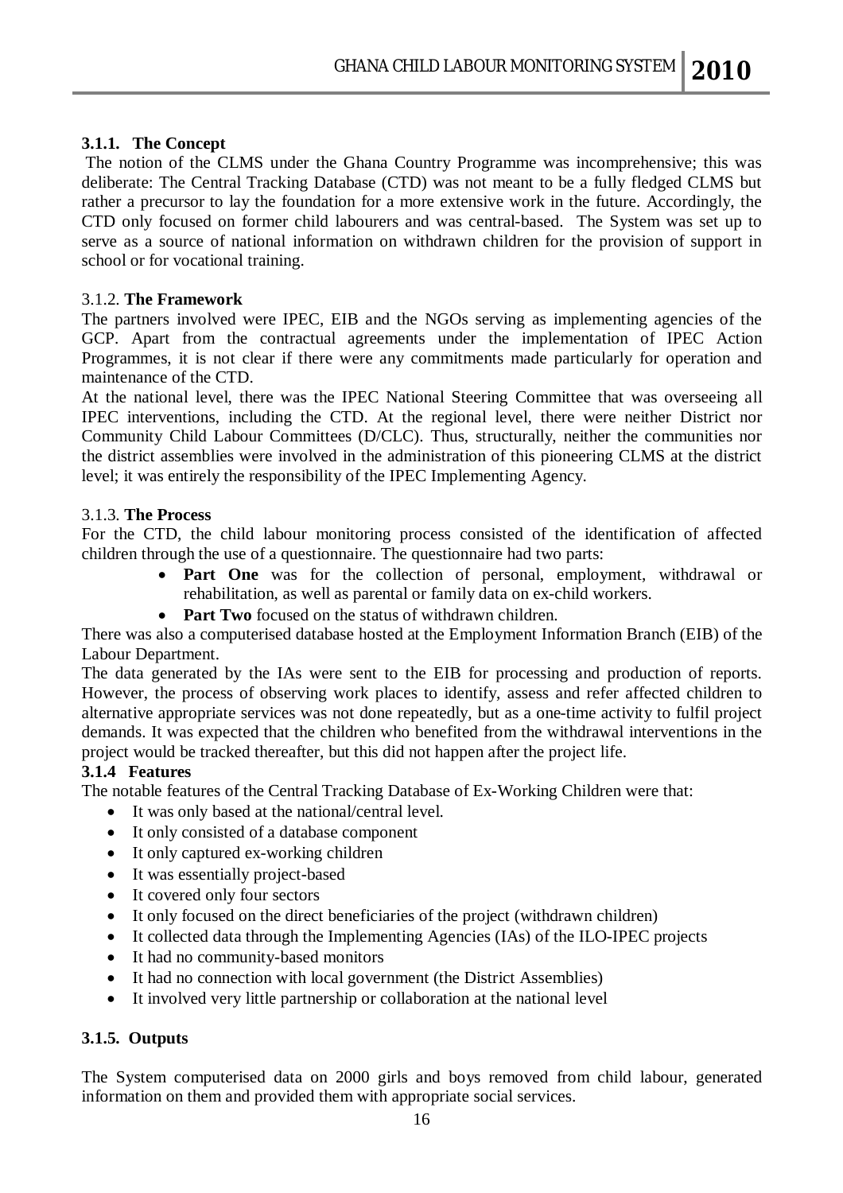### 3.1.1. The Concept

The notion of the CLMS under the Ghana Country Programme was incomprehensive; this was deliberate: The Central Tracking Database (CTD) was not meant to be a fully fledged CLMS but rather a precursor to lay the foundation for a more extensive work in the future. Accordingly, the CTD only focused on former child labourers and was central-based. The System was set up to serve as a source of national information on withdrawn children for the provision of support in school or for vocational training.

### 3.1.2. The Framework

The partners involved were IPEC, EIB and the NGOs serving as implementing agencies of the GCP. Apart from the contractual agreements under the implementation of IPEC Action Programmes, it is not clear if there were any commitments made particularly for operation and maintenance of the CTD.

At the national level, there was the IPEC National Steering Committee that was overseeing all IPEC interventions, including the CTD. At the regional level, there were neither District nor Community Child Labour Committees (D/CLC). Thus, structurally, neither the communities nor the district assemblies were involved in the administration of this pioneering CLMS at the district level; it was entirely the responsibility of the IPEC Implementing Agency.

### 3.1.3. The Process

For the CTD, the child labour monitoring process consisted of the identification of affected children through the use of a questionnaire. The questionnaire had two parts:

- **Part One** was for the collection of personal, employment, withdrawal or rehabilitation, as well as parental or family data on ex-child workers.
- **Part Two** focused on the status of withdrawn children.

There was also a computerised database hosted at the Employment Information Branch (EIB) of the Labour Department.

The data generated by the IAs were sent to the EIB for processing and production of reports. However, the process of observing work places to identify, assess and refer affected children to alternative appropriate services was not done repeatedly, but as a one-time activity to fulfil project demands. It was expected that the children who benefited from the withdrawal interventions in the project would be tracked thereafter, but this did not happen after the project life.

### 3.1.4 Features

The notable features of the Central Tracking Database of Ex-Working Children were that:

- It was only based at the national/central level.
- It only consisted of a database component
- It only captured ex-working children
- It was essentially project-based
- It covered only four sectors
- It only focused on the direct beneficiaries of the project (withdrawn children)
- It collected data through the Implementing Agencies (IAs) of the ILO-IPEC projects
- It had no community-based monitors
- It had no connection with local government (the District Assemblies)
- It involved very little partnership or collaboration at the national level

### 3.1.5. Outputs

The System computerised data on 2000 girls and boys removed from child labour, generated information on them and provided them with appropriate social services.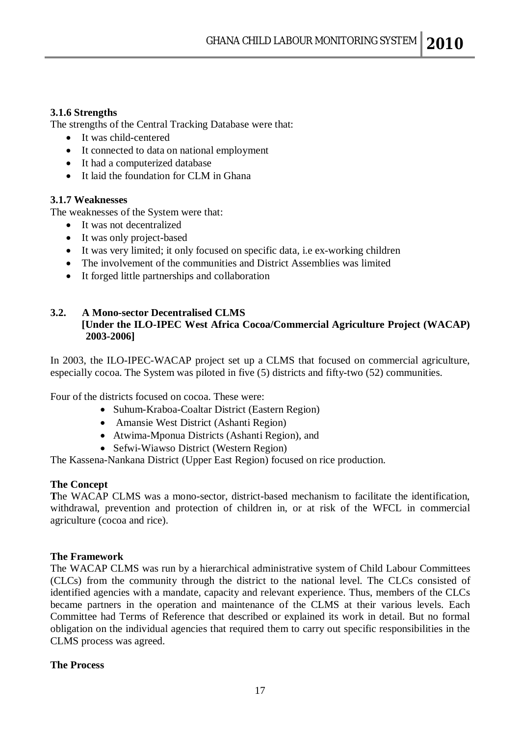### 3.1.6 Strengths

The strengths of the Central Tracking Database were that:

- It was child-centered
- It connected to data on national employment
- It had a computerized database
- It laid the foundation for CLM in Ghana

### 3.1.7 Weaknesses

The weaknesses of the System were that:

- It was not decentralized
- It was only project-based
- It was very limited; it only focused on specific data, i.e ex-working children
- The involvement of the communities and District Assemblies was limited
- It forged little partnerships and collaboration

## 3.2. A Mono-sector Decentralised CLMS [Under the ILO-IPEC West Africa Cocoa/Commercial Agriculture Project (WACAP) 2003-2006]

In 2003, the ILO-IPEC-WACAP project set up a CLMS that focused on commercial agriculture, especially cocoa. The System was piloted in five (5) districts and fifty-two (52) communities.

Four of the districts focused on cocoa. These were:

- Suhum-Kraboa-Coaltar District (Eastern Region)
- Amansie West District (Ashanti Region)
- Atwima-Mponua Districts (Ashanti Region), and
- Sefwi-Wiawso District (Western Region)

The Kassena-Nankana District (Upper East Region) focused on rice production.

**The Concept**

The WACAP CLMS was a mono-sector, district-based mechanism to facilitate the identification, withdrawal, prevention and protection of children in, or at risk of the WFCL in commercial agriculture (cocoa and rice).

**The Framework**

The WACAP CLMS was run by a hierarchical administrative system of Child Labour Committees (CLCs) from the community through the district to the national level. The CLCs consisted of identified agencies with a mandate, capacity and relevant experience. Thus, members of the CLCs became partners in the operation and maintenance of the CLMS at their various levels. Each Committee had Terms of Reference that described or explained its work in detail. But no formal obligation on the individual agencies that required them to carry out specific responsibilities in the CLMS process was agreed.

**The Process**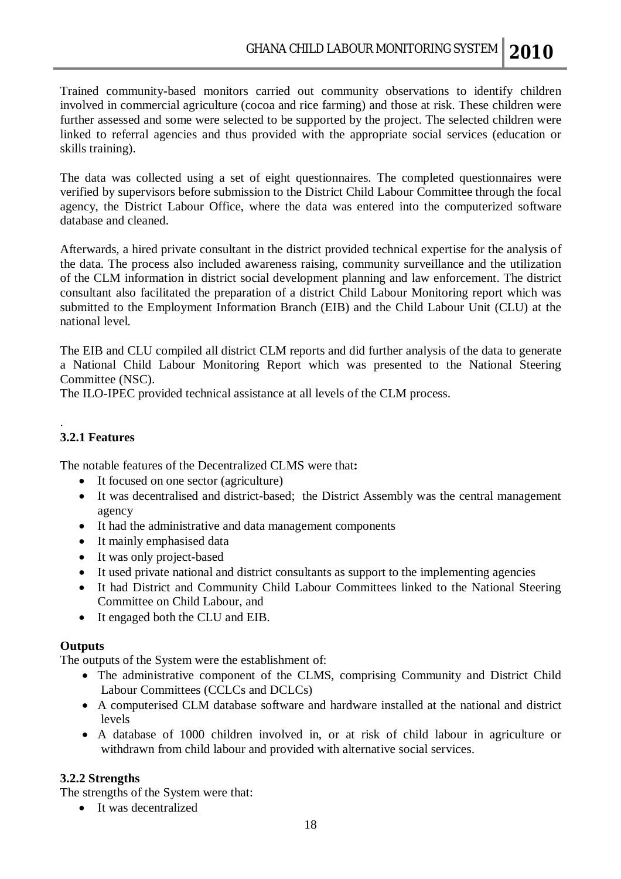Trained community-based monitors carried out community observations to identify children involved in commercial agriculture (cocoa and rice farming) and those at risk. These children were further assessed and some were selected to be supported by the project. The selected children were linked to referral agencies and thus provided with the appropriate social services (education or skills training).

The data was collected using a set of eight questionnaires. The completed questionnaires were verified by supervisors before submission to the District Child Labour Committee through the focal agency, the District Labour Office, where the data was entered into the computerized software database and cleaned.

Afterwards, a hired private consultant in the district provided technical expertise for the analysis of the data. The process also included awareness raising, community surveillance and the utilization of the CLM information in district social development planning and law enforcement. The district consultant also facilitated the preparation of a district Child Labour Monitoring report which was submitted to the Employment Information Branch (EIB) and the Child Labour Unit (CLU) at the national level.

The EIB and CLU compiled all district CLM reports and did further analysis of the data to generate a National Child Labour Monitoring Report which was presented to the National Steering Committee (NSC).
The ILO-IPEC provided technical assistance at all levels of the CLM process.

.

### 3.2.1 Features

The notable features of the Decentralized CLMS were that**:**

- It focused on one sector (agriculture)
- It was decentralised and district-based; the District Assembly was the central management agency
- It had the administrative and data management components
- It mainly emphasised data
- It was only project-based
- It used private national and district consultants as support to the implementing agencies
- It had District and Community Child Labour Committees linked to the National Steering Committee on Child Labour, and
- It engaged both the CLU and EIB.

**Outputs**

The outputs of the System were the establishment of:

- The administrative component of the CLMS, comprising Community and District Child Labour Committees (CCLCs and DCLCs)
- A computerised CLM database software and hardware installed at the national and district levels
- A database of 1000 children involved in, or at risk of child labour in agriculture or withdrawn from child labour and provided with alternative social services.

### 3.2.2 Strengths

The strengths of the System were that:

- It was decentralized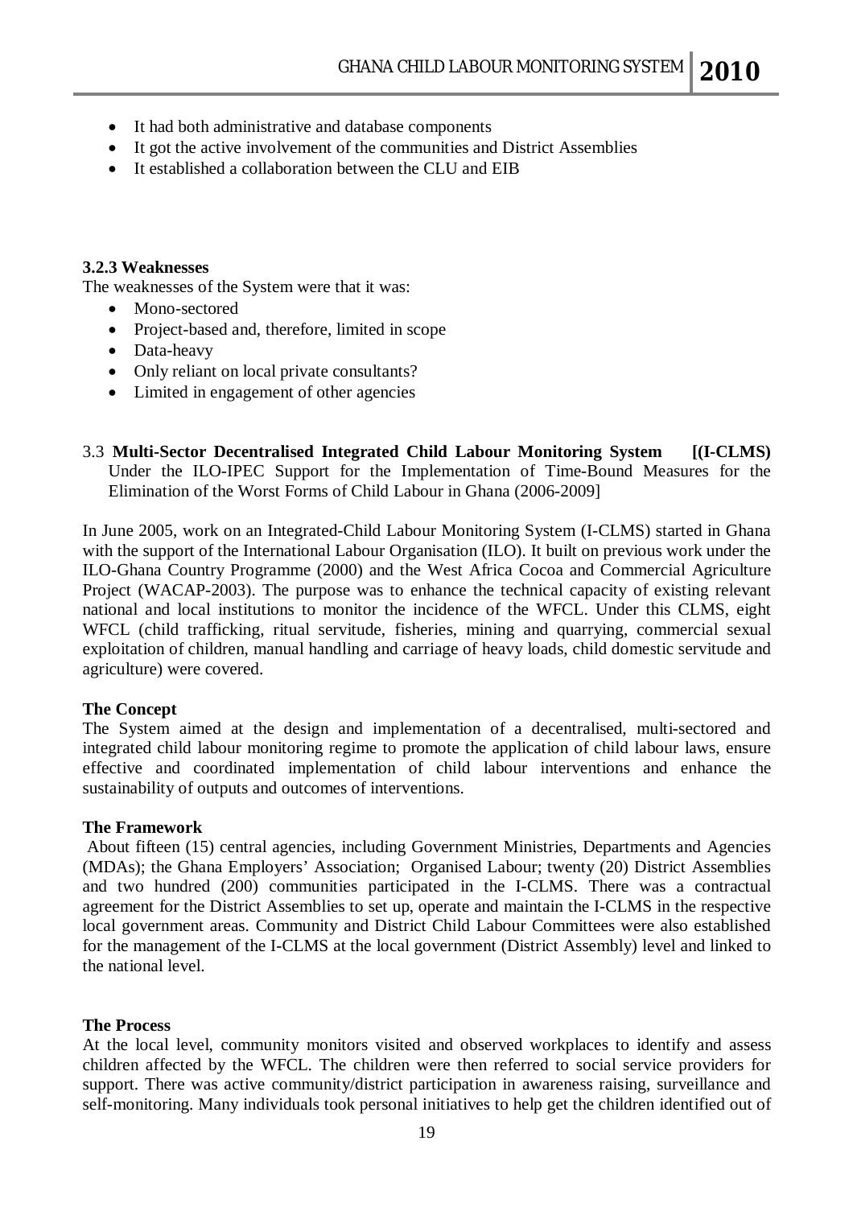- It had both administrative and database components
- It got the active involvement of the communities and District Assemblies
- It established a collaboration between the CLU and EIB

#### 3.2.3 Weaknesses

The weaknesses of the System were that it was:

- Mono-sectored
- Project-based and, therefore, limited in scope
- Data-heavy
- Only reliant on local private consultants?
- Limited in engagement of other agencies

### 3.3 **Multi-Sector Decentralised Integrated Child Labour Monitoring System [(I-CLMS)** Under the ILO-IPEC Support for the Implementation of Time-Bound Measures for the Elimination of the Worst Forms of Child Labour in Ghana (2006-2009]

In June 2005, work on an Integrated-Child Labour Monitoring System (I-CLMS) started in Ghana with the support of the International Labour Organisation (ILO). It built on previous work under the ILO-Ghana Country Programme (2000) and the West Africa Cocoa and Commercial Agriculture Project (WACAP-2003). The purpose was to enhance the technical capacity of existing relevant national and local institutions to monitor the incidence of the WFCL. Under this CLMS, eight WFCL (child trafficking, ritual servitude, fisheries, mining and quarrying, commercial sexual exploitation of children, manual handling and carriage of heavy loads, child domestic servitude and agriculture) were covered.

**The Concept**

The System aimed at the design and implementation of a decentralised, multi-sectored and integrated child labour monitoring regime to promote the application of child labour laws, ensure effective and coordinated implementation of child labour interventions and enhance the sustainability of outputs and outcomes of interventions.

**The Framework**

About fifteen (15) central agencies, including Government Ministries, Departments and Agencies (MDAs); the Ghana Employers' Association; Organised Labour; twenty (20) District Assemblies and two hundred (200) communities participated in the I-CLMS. There was a contractual agreement for the District Assemblies to set up, operate and maintain the I-CLMS in the respective local government areas. Community and District Child Labour Committees were also established for the management of the I-CLMS at the local government (District Assembly) level and linked to the national level.

**The Process**

At the local level, community monitors visited and observed workplaces to identify and assess children affected by the WFCL. The children were then referred to social service providers for support. There was active community/district participation in awareness raising, surveillance and self-monitoring. Many individuals took personal initiatives to help get the children identified out of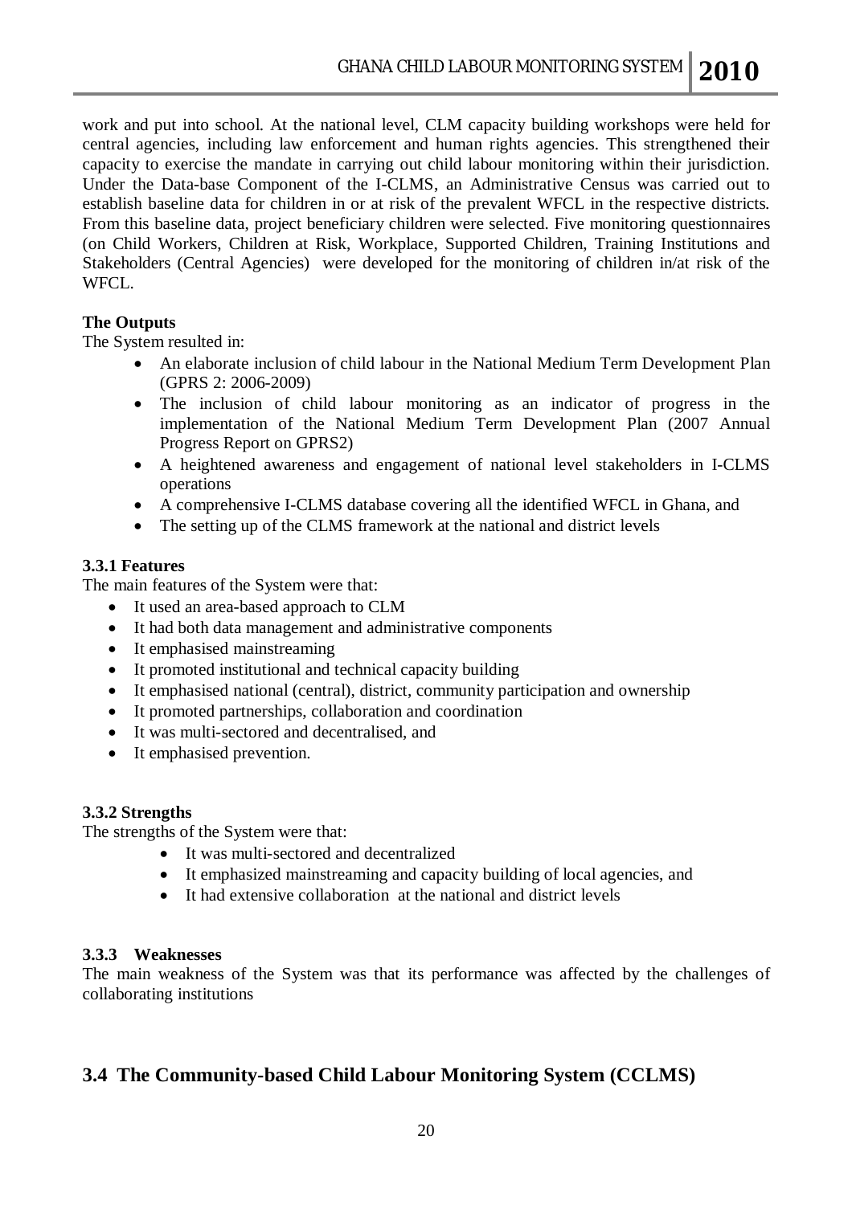work and put into school. At the national level, CLM capacity building workshops were held for central agencies, including law enforcement and human rights agencies. This strengthened their capacity to exercise the mandate in carrying out child labour monitoring within their jurisdiction. Under the Data-base Component of the I-CLMS, an Administrative Census was carried out to establish baseline data for children in or at risk of the prevalent WFCL in the respective districts. From this baseline data, project beneficiary children were selected. Five monitoring questionnaires (on Child Workers, Children at Risk, Workplace, Supported Children, Training Institutions and Stakeholders (Central Agencies) were developed for the monitoring of children in/at risk of the WFCL.

**The Outputs**

The System resulted in:

- An elaborate inclusion of child labour in the National Medium Term Development Plan (GPRS 2: 2006-2009)
- The inclusion of child labour monitoring as an indicator of progress in the implementation of the National Medium Term Development Plan (2007 Annual Progress Report on GPRS2)
- A heightened awareness and engagement of national level stakeholders in I-CLMS operations
- A comprehensive I-CLMS database covering all the identified WFCL in Ghana, and
- The setting up of the CLMS framework at the national and district levels

### 3.3.1 Features

The main features of the System were that:

- It used an area-based approach to CLM
- It had both data management and administrative components
- It emphasised mainstreaming
- It promoted institutional and technical capacity building
- It emphasised national (central), district, community participation and ownership
- It promoted partnerships, collaboration and coordination
- It was multi-sectored and decentralised, and
- It emphasised prevention.

### 3.3.2 Strengths

The strengths of the System were that:

- It was multi-sectored and decentralized
- It emphasized mainstreaming and capacity building of local agencies, and
- It had extensive collaboration at the national and district levels

### 3.3.3 Weaknesses

The main weakness of the System was that its performance was affected by the challenges of collaborating institutions

## 3.4 The Community-based Child Labour Monitoring System (CCLMS)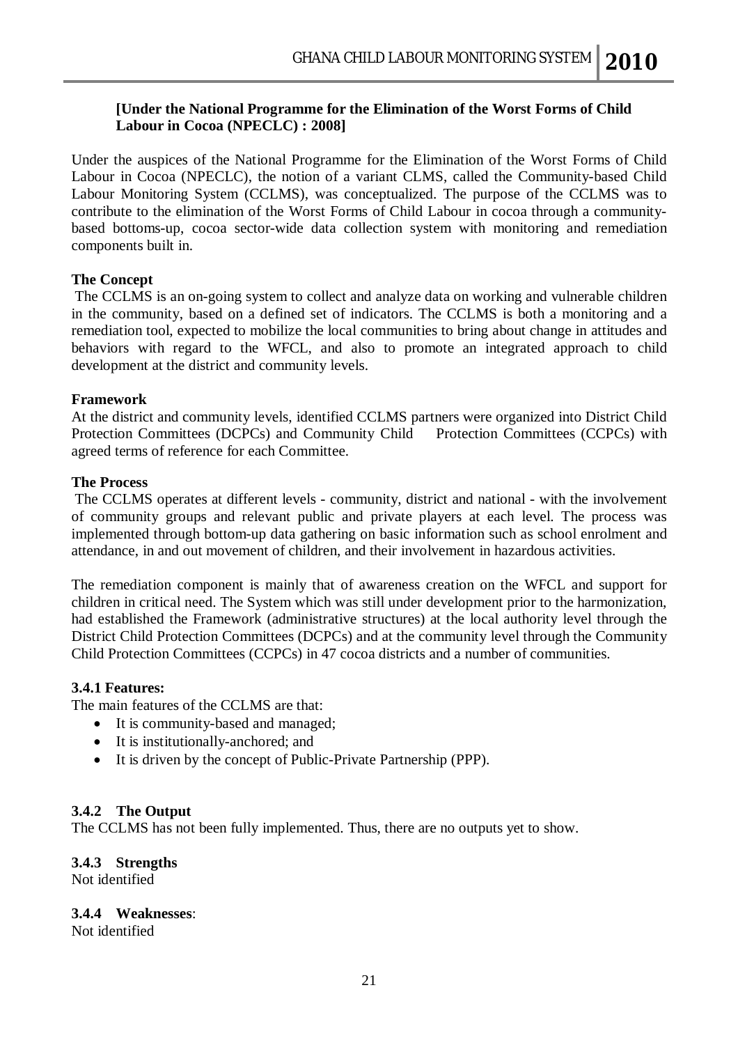**[Under the National Programme for the Elimination of the Worst Forms of Child Labour in Cocoa (NPECLC) : 2008]**

Under the auspices of the National Programme for the Elimination of the Worst Forms of Child Labour in Cocoa (NPECLC), the notion of a variant CLMS, called the Community-based Child Labour Monitoring System (CCLMS), was conceptualized. The purpose of the CCLMS was to contribute to the elimination of the Worst Forms of Child Labour in cocoa through a community-based bottoms-up, cocoa sector-wide data collection system with monitoring and remediation components built in.

**The Concept**

The CCLMS is an on-going system to collect and analyze data on working and vulnerable children in the community, based on a defined set of indicators. The CCLMS is both a monitoring and a remediation tool, expected to mobilize the local communities to bring about change in attitudes and behaviors with regard to the WFCL, and also to promote an integrated approach to child development at the district and community levels.

**Framework**

At the district and community levels, identified CCLMS partners were organized into District Child Protection Committees (DCPCs) and Community Child Protection Committees (CCPCs) with agreed terms of reference for each Committee.

**The Process**

The CCLMS operates at different levels - community, district and national - with the involvement of community groups and relevant public and private players at each level. The process was implemented through bottom-up data gathering on basic information such as school enrolment and attendance, in and out movement of children, and their involvement in hazardous activities.

The remediation component is mainly that of awareness creation on the WFCL and support for children in critical need. The System which was still under development prior to the harmonization, had established the Framework (administrative structures) at the local authority level through the District Child Protection Committees (DCPCs) and at the community level through the Community Child Protection Committees (CCPCs) in 47 cocoa districts and a number of communities.

### 3.4.1 Features:

The main features of the CCLMS are that:

- It is community-based and managed;
- It is institutionally-anchored; and
- It is driven by the concept of Public-Private Partnership (PPP).

### 3.4.2 The Output

The CCLMS has not been fully implemented. Thus, there are no outputs yet to show.

### 3.4.3 Strengths

Not identified

### 3.4.4 Weaknesses:

Not identified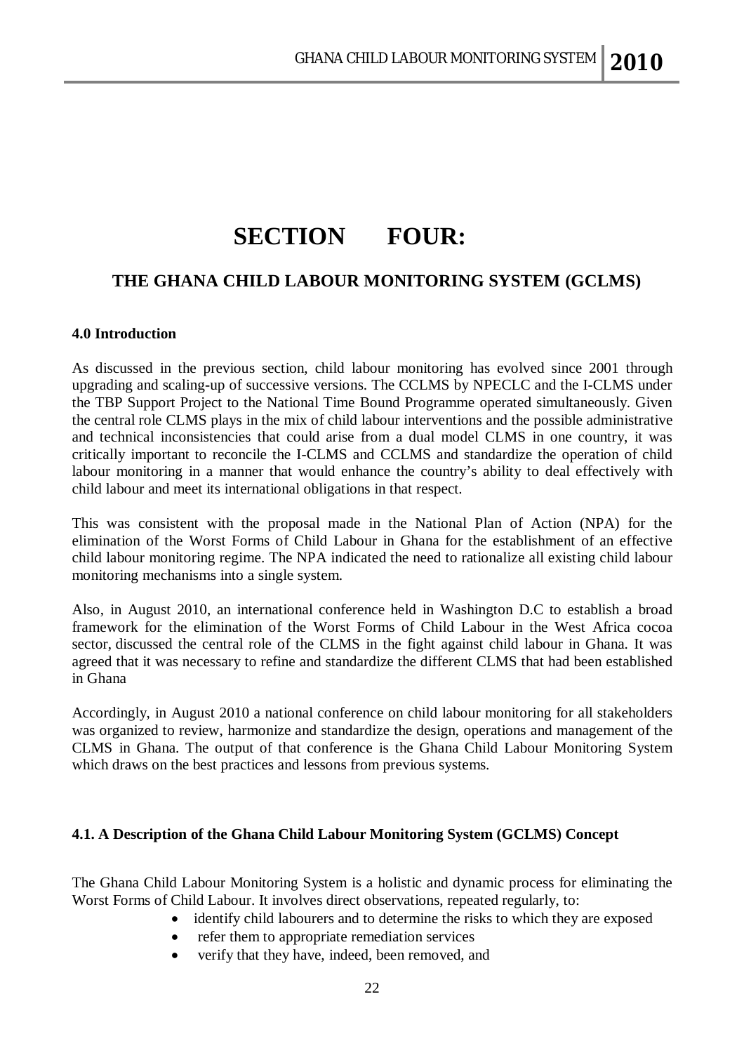# SECTION FOUR:

## THE GHANA CHILD LABOUR MONITORING SYSTEM (GCLMS)

### 4.0 Introduction

As discussed in the previous section, child labour monitoring has evolved since 2001 through upgrading and scaling-up of successive versions. The CCLMS by NPECLC and the I-CLMS under the TBP Support Project to the National Time Bound Programme operated simultaneously. Given the central role CLMS plays in the mix of child labour interventions and the possible administrative and technical inconsistencies that could arise from a dual model CLMS in one country, it was critically important to reconcile the I-CLMS and CCLMS and standardize the operation of child labour monitoring in a manner that would enhance the country's ability to deal effectively with child labour and meet its international obligations in that respect.

This was consistent with the proposal made in the National Plan of Action (NPA) for the elimination of the Worst Forms of Child Labour in Ghana for the establishment of an effective child labour monitoring regime. The NPA indicated the need to rationalize all existing child labour monitoring mechanisms into a single system.

Also, in August 2010, an international conference held in Washington D.C to establish a broad framework for the elimination of the Worst Forms of Child Labour in the West Africa cocoa sector, discussed the central role of the CLMS in the fight against child labour in Ghana. It was agreed that it was necessary to refine and standardize the different CLMS that had been established in Ghana

Accordingly, in August 2010 a national conference on child labour monitoring for all stakeholders was organized to review, harmonize and standardize the design, operations and management of the CLMS in Ghana. The output of that conference is the Ghana Child Labour Monitoring System which draws on the best practices and lessons from previous systems.

### 4.1. A Description of the Ghana Child Labour Monitoring System (GCLMS) Concept

The Ghana Child Labour Monitoring System is a holistic and dynamic process for eliminating the Worst Forms of Child Labour. It involves direct observations, repeated regularly, to:

- identify child labourers and to determine the risks to which they are exposed
- refer them to appropriate remediation services
- verify that they have, indeed, been removed, and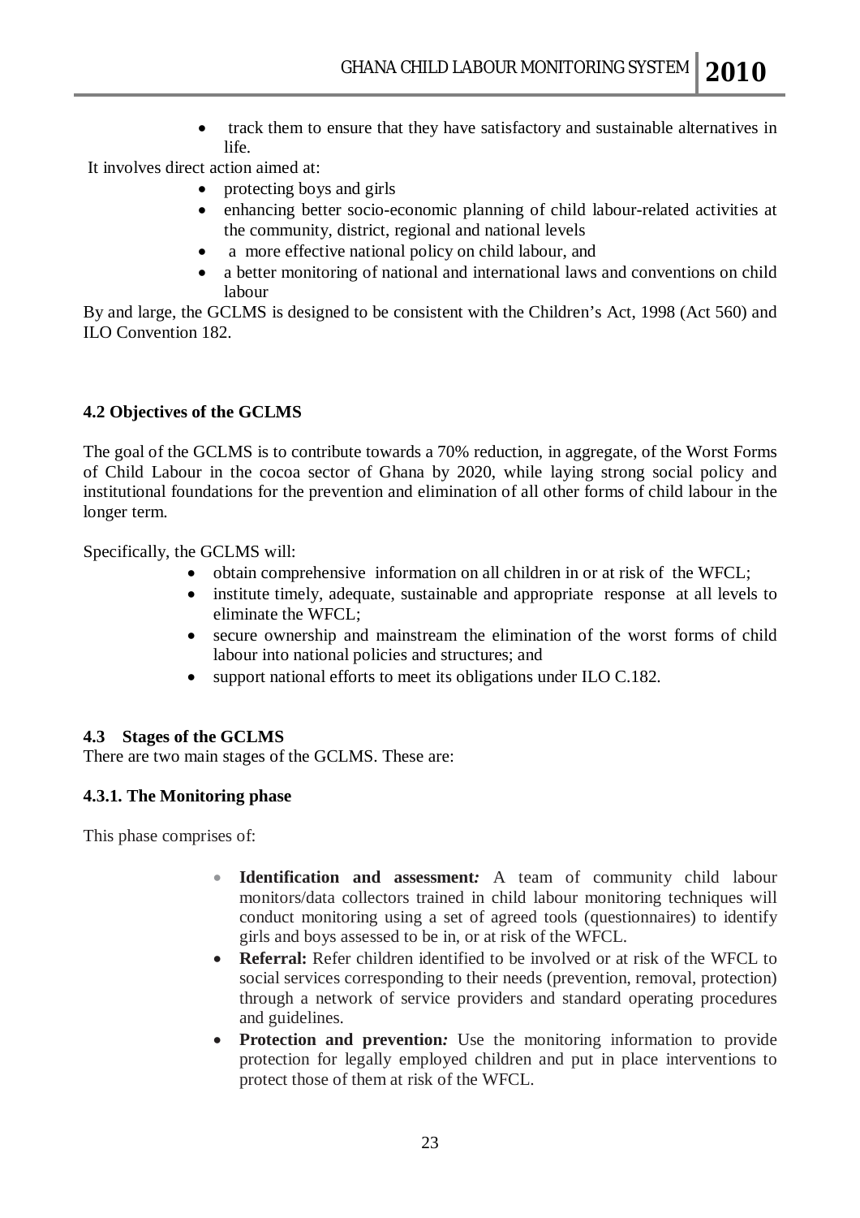- track them to ensure that they have satisfactory and sustainable alternatives in life.

It involves direct action aimed at:

- protecting boys and girls
- enhancing better socio-economic planning of child labour-related activities at the community, district, regional and national levels
- a more effective national policy on child labour, and
- a better monitoring of national and international laws and conventions on child labour

By and large, the GCLMS is designed to be consistent with the Children's Act, 1998 (Act 560) and ILO Convention 182.

### 4.2 Objectives of the GCLMS

The goal of the GCLMS is to contribute towards a 70% reduction, in aggregate, of the Worst Forms of Child Labour in the cocoa sector of Ghana by 2020, while laying strong social policy and institutional foundations for the prevention and elimination of all other forms of child labour in the longer term.

Specifically, the GCLMS will:

- obtain comprehensive information on all children in or at risk of the WFCL;
- institute timely, adequate, sustainable and appropriate response at all levels to eliminate the WFCL;
- secure ownership and mainstream the elimination of the worst forms of child labour into national policies and structures; and
- support national efforts to meet its obligations under ILO C.182.

### 4.3 Stages of the GCLMS

There are two main stages of the GCLMS. These are:

#### 4.3.1. The Monitoring phase

This phase comprises of:

- **Identification and assessment***:* A team of community child labour monitors/data collectors trained in child labour monitoring techniques will conduct monitoring using a set of agreed tools (questionnaires) to identify girls and boys assessed to be in, or at risk of the WFCL.
- **Referral:** Refer children identified to be involved or at risk of the WFCL to social services corresponding to their needs (prevention, removal, protection) through a network of service providers and standard operating procedures and guidelines.
- **Protection and prevention***:* Use the monitoring information to provide protection for legally employed children and put in place interventions to protect those of them at risk of the WFCL.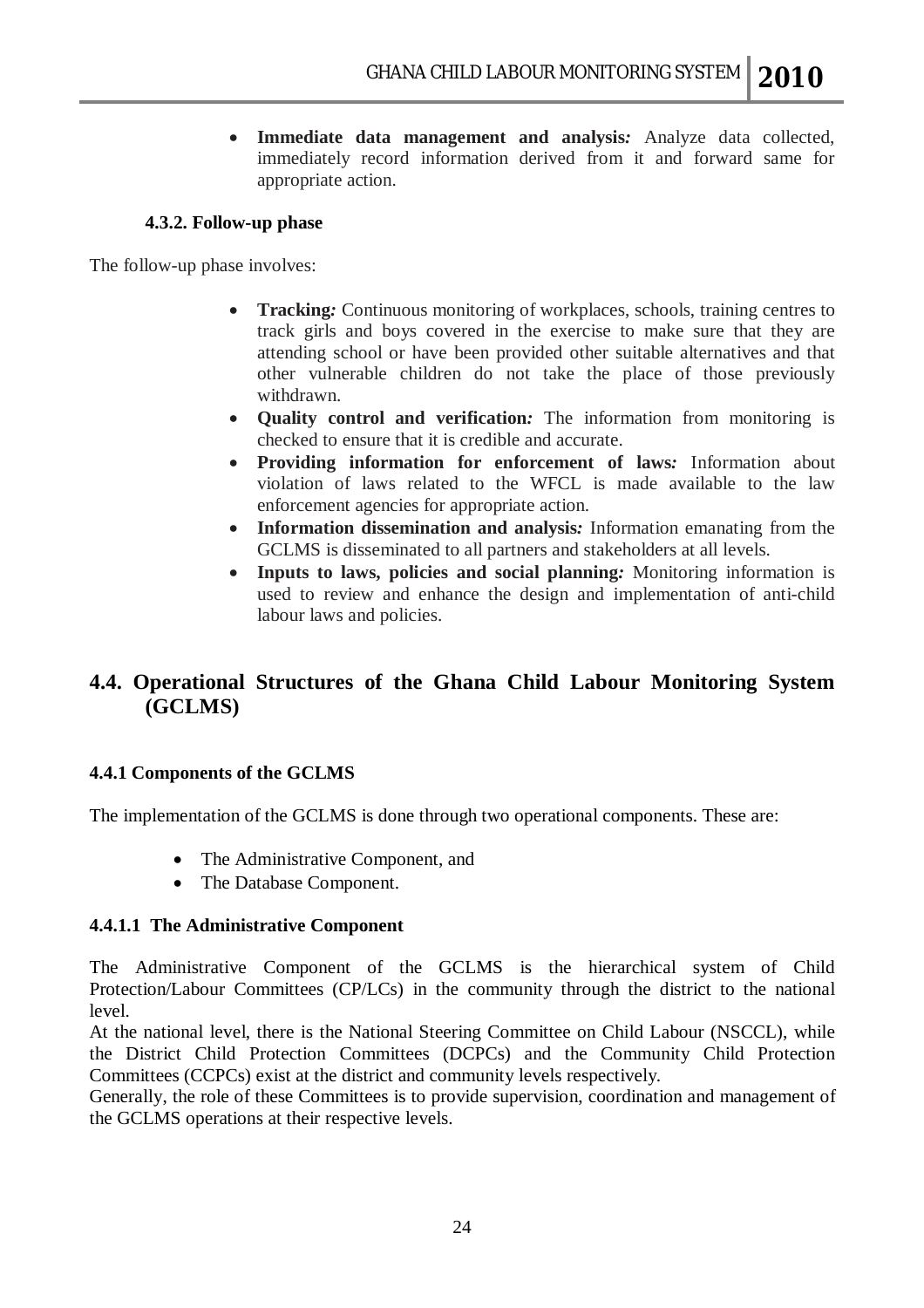- **Immediate data management and analysis***:* Analyze data collected, immediately record information derived from it and forward same for appropriate action.

#### 4.3.2. Follow-up phase

The follow-up phase involves:

- **Tracking***:* Continuous monitoring of workplaces, schools, training centres to track girls and boys covered in the exercise to make sure that they are attending school or have been provided other suitable alternatives and that other vulnerable children do not take the place of those previously withdrawn.
- **Quality control and verification***:* The information from monitoring is checked to ensure that it is credible and accurate.
- **Providing information for enforcement of laws***:* Information about violation of laws related to the WFCL is made available to the law enforcement agencies for appropriate action.
- **Information dissemination and analysis***:* Information emanating from the GCLMS is disseminated to all partners and stakeholders at all levels.
- **Inputs to laws, policies and social planning***:* Monitoring information is used to review and enhance the design and implementation of anti-child labour laws and policies.

## 4.4. Operational Structures of the Ghana Child Labour Monitoring System (GCLMS)

#### 4.4.1 Components of the GCLMS

The implementation of the GCLMS is done through two operational components. These are:

- The Administrative Component, and
- The Database Component.

#### 4.4.1.1 The Administrative Component

The Administrative Component of the GCLMS is the hierarchical system of Child Protection/Labour Committees (CP/LCs) in the community through the district to the national level.

At the national level, there is the National Steering Committee on Child Labour (NSCCL), while the District Child Protection Committees (DCPCs) and the Community Child Protection Committees (CCPCs) exist at the district and community levels respectively.

Generally, the role of these Committees is to provide supervision, coordination and management of the GCLMS operations at their respective levels.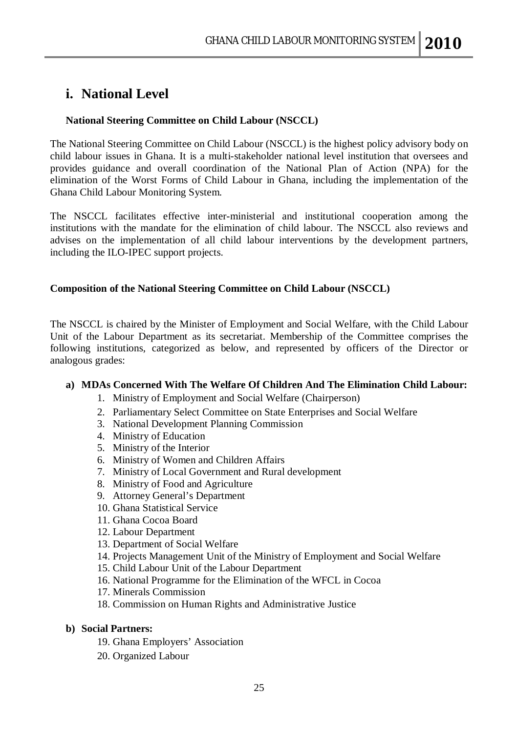## i. National Level

**National Steering Committee on Child Labour (NSCCL)**

The National Steering Committee on Child Labour (NSCCL) is the highest policy advisory body on child labour issues in Ghana. It is a multi-stakeholder national level institution that oversees and provides guidance and overall coordination of the National Plan of Action (NPA) for the elimination of the Worst Forms of Child Labour in Ghana, including the implementation of the Ghana Child Labour Monitoring System.

The NSCCL facilitates effective inter-ministerial and institutional cooperation among the institutions with the mandate for the elimination of child labour. The NSCCL also reviews and advises on the implementation of all child labour interventions by the development partners, including the ILO-IPEC support projects.

**Composition of the National Steering Committee on Child Labour (NSCCL)**

The NSCCL is chaired by the Minister of Employment and Social Welfare, with the Child Labour Unit of the Labour Department as its secretariat. Membership of the Committee comprises the following institutions, categorized as below, and represented by officers of the Director or analogous grades:

**a) MDAs Concerned With The Welfare Of Children And The Elimination Child Labour:**

1. Ministry of Employment and Social Welfare (Chairperson)
2. Parliamentary Select Committee on State Enterprises and Social Welfare
3. National Development Planning Commission
4. Ministry of Education
5. Ministry of the Interior
6. Ministry of Women and Children Affairs
7. Ministry of Local Government and Rural development
8. Ministry of Food and Agriculture
9. Attorney General's Department
10. Ghana Statistical Service
11. Ghana Cocoa Board
12. Labour Department
13. Department of Social Welfare
14. Projects Management Unit of the Ministry of Employment and Social Welfare
15. Child Labour Unit of the Labour Department
16. National Programme for the Elimination of the WFCL in Cocoa
17. Minerals Commission
18. Commission on Human Rights and Administrative Justice

**b) Social Partners:**

19. Ghana Employers' Association
20. Organized Labour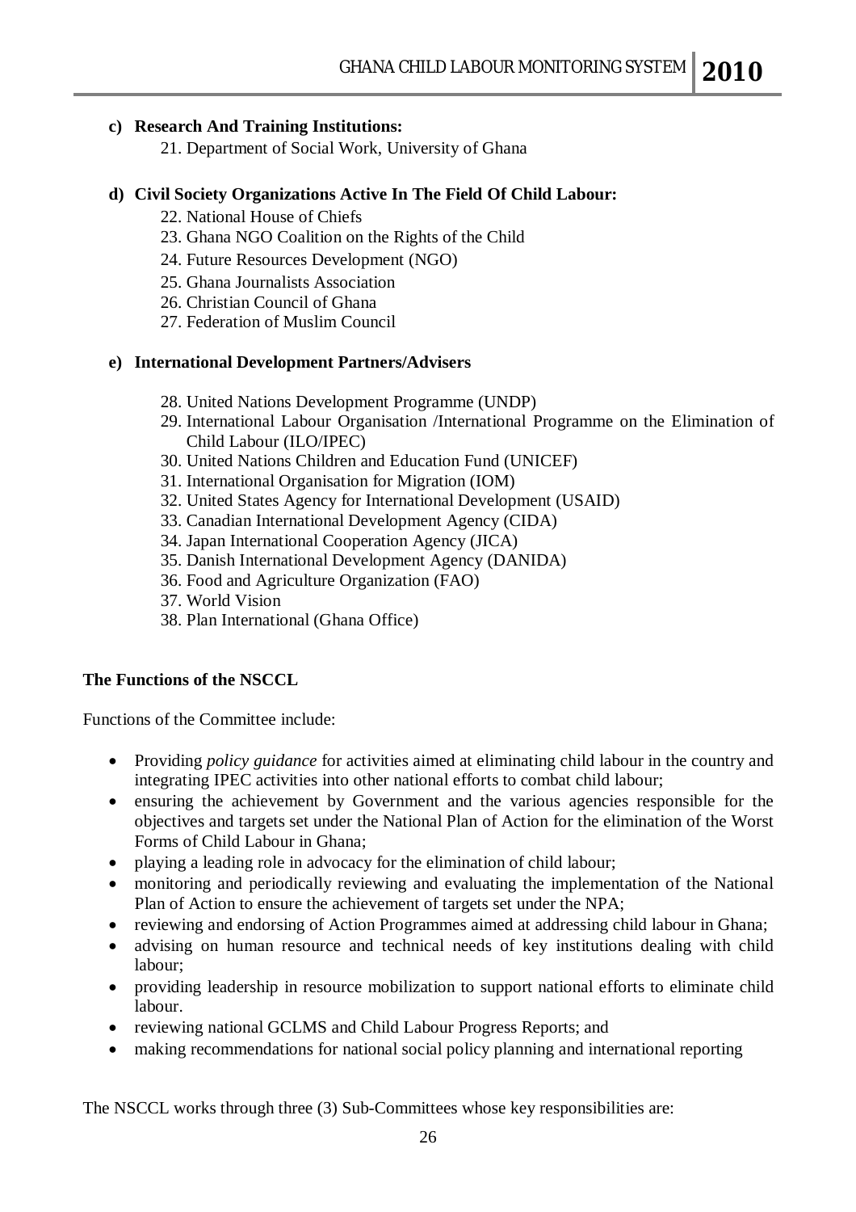**c) Research And Training Institutions:**

21. Department of Social Work, University of Ghana

**d) Civil Society Organizations Active In The Field Of Child Labour:**

22. National House of Chiefs
23. Ghana NGO Coalition on the Rights of the Child
24. Future Resources Development (NGO)
25. Ghana Journalists Association
26. Christian Council of Ghana
27. Federation of Muslim Council

**e) International Development Partners/Advisers**

28. United Nations Development Programme (UNDP)
29. International Labour Organisation /International Programme on the Elimination of Child Labour (ILO/IPEC)
30. United Nations Children and Education Fund (UNICEF)
31. International Organisation for Migration (IOM)
32. United States Agency for International Development (USAID)
33. Canadian International Development Agency (CIDA)
34. Japan International Cooperation Agency (JICA)
35. Danish International Development Agency (DANIDA)
36. Food and Agriculture Organization (FAO)
37. World Vision
38. Plan International (Ghana Office)

**The Functions of the NSCCL**

Functions of the Committee include:

- Providing *policy guidance* for activities aimed at eliminating child labour in the country and integrating IPEC activities into other national efforts to combat child labour;
- ensuring the achievement by Government and the various agencies responsible for the objectives and targets set under the National Plan of Action for the elimination of the Worst Forms of Child Labour in Ghana;
- playing a leading role in advocacy for the elimination of child labour;
- monitoring and periodically reviewing and evaluating the implementation of the National Plan of Action to ensure the achievement of targets set under the NPA;
- reviewing and endorsing of Action Programmes aimed at addressing child labour in Ghana;
- advising on human resource and technical needs of key institutions dealing with child labour;
- providing leadership in resource mobilization to support national efforts to eliminate child labour.
- reviewing national GCLMS and Child Labour Progress Reports; and
- making recommendations for national social policy planning and international reporting

The NSCCL works through three (3) Sub-Committees whose key responsibilities are: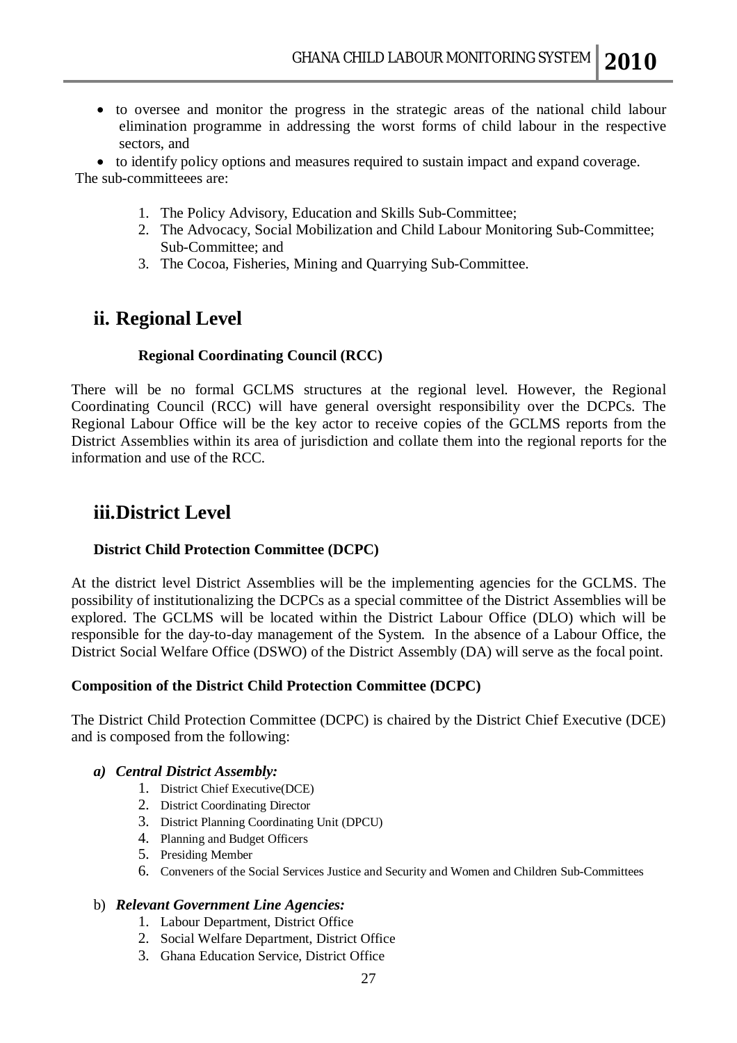- to oversee and monitor the progress in the strategic areas of the national child labour elimination programme in addressing the worst forms of child labour in the respective sectors, and
- to identify policy options and measures required to sustain impact and expand coverage.

The sub-committeees are:

1. The Policy Advisory, Education and Skills Sub-Committee;
2. The Advocacy, Social Mobilization and Child Labour Monitoring Sub-Committee; Sub-Committee; and
3. The Cocoa, Fisheries, Mining and Quarrying Sub-Committee.

## ii. Regional Level

**Regional Coordinating Council (RCC)**

There will be no formal GCLMS structures at the regional level. However, the Regional Coordinating Council (RCC) will have general oversight responsibility over the DCPCs. The Regional Labour Office will be the key actor to receive copies of the GCLMS reports from the District Assemblies within its area of jurisdiction and collate them into the regional reports for the information and use of the RCC.

## iii.District Level

**District Child Protection Committee (DCPC)**

At the district level District Assemblies will be the implementing agencies for the GCLMS. The possibility of institutionalizing the DCPCs as a special committee of the District Assemblies will be explored. The GCLMS will be located within the District Labour Office (DLO) which will be responsible for the day-to-day management of the System. In the absence of a Labour Office, the District Social Welfare Office (DSWO) of the District Assembly (DA) will serve as the focal point.

**Composition of the District Child Protection Committee (DCPC)**

The District Child Protection Committee (DCPC) is chaired by the District Chief Executive (DCE) and is composed from the following:

***a) Central District Assembly:***

1. District Chief Executive(DCE)
2. District Coordinating Director
3. District Planning Coordinating Unit (DPCU)
4. Planning and Budget Officers
5. Presiding Member
6. Conveners of the Social Services Justice and Security and Women and Children Sub-Committees

b) ***Relevant Government Line Agencies:***

1. Labour Department, District Office
2. Social Welfare Department, District Office
3. Ghana Education Service, District Office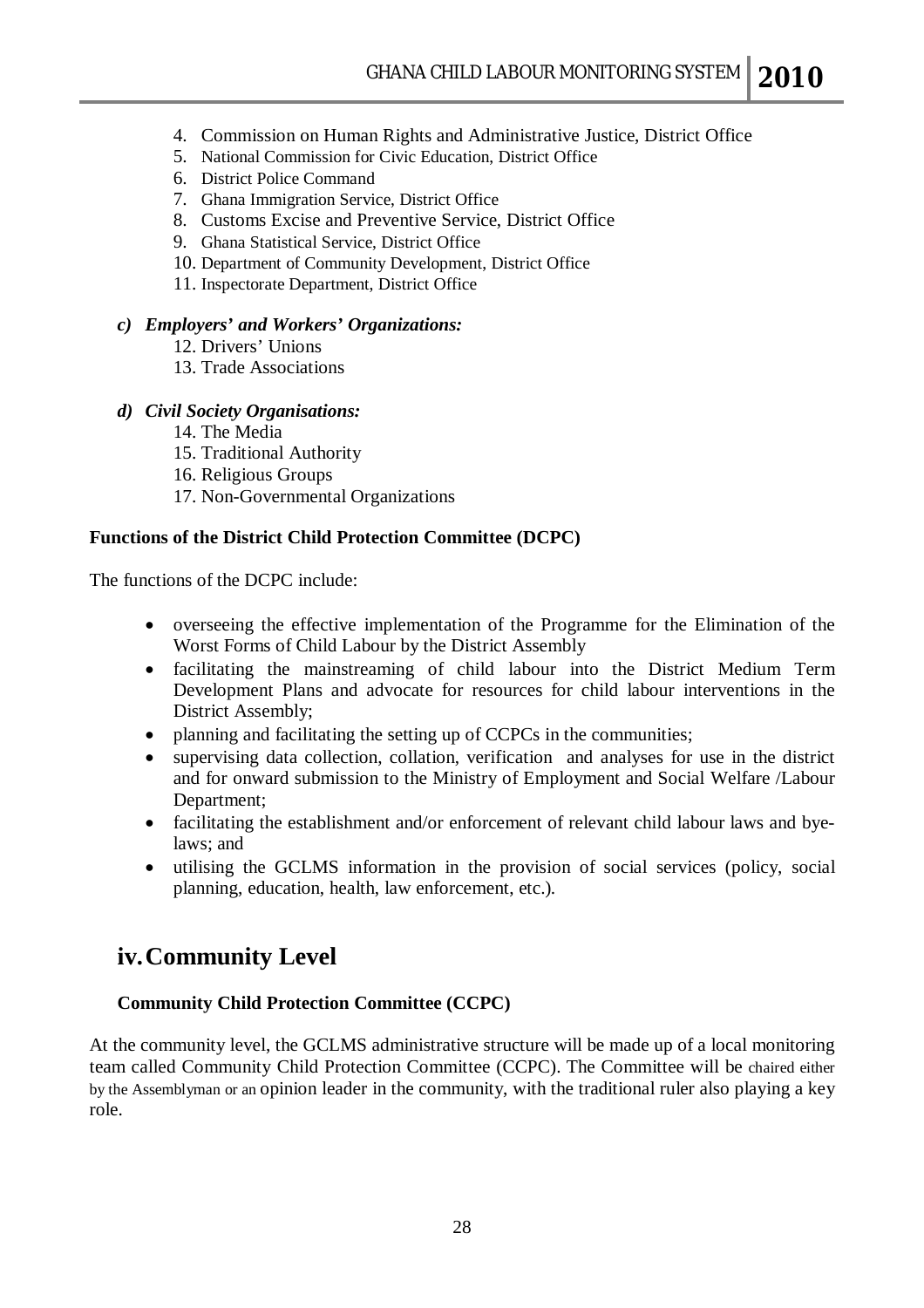4. Commission on Human Rights and Administrative Justice, District Office
5. National Commission for Civic Education, District Office
6. District Police Command
7. Ghana Immigration Service, District Office
8. Customs Excise and Preventive Service, District Office
9. Ghana Statistical Service, District Office
10. Department of Community Development, District Office
11. Inspectorate Department, District Office

***c) Employers' and Workers' Organizations:***

12. Drivers' Unions
13. Trade Associations

***d) Civil Society Organisations:***

14. The Media
15. Traditional Authority
16. Religious Groups
17. Non-Governmental Organizations

**Functions of the District Child Protection Committee (DCPC)**

The functions of the DCPC include:

- overseeing the effective implementation of the Programme for the Elimination of the Worst Forms of Child Labour by the District Assembly
- facilitating the mainstreaming of child labour into the District Medium Term Development Plans and advocate for resources for child labour interventions in the District Assembly;
- planning and facilitating the setting up of CCPCs in the communities;
- supervising data collection, collation, verification and analyses for use in the district and for onward submission to the Ministry of Employment and Social Welfare /Labour Department;
- facilitating the establishment and/or enforcement of relevant child labour laws and bye-laws; and
- utilising the GCLMS information in the provision of social services (policy, social planning, education, health, law enforcement, etc.).

## iv. Community Level

**Community Child Protection Committee (CCPC)**

At the community level, the GCLMS administrative structure will be made up of a local monitoring team called Community Child Protection Committee (CCPC). The Committee will be chaired either by the Assemblyman or an opinion leader in the community, with the traditional ruler also playing a key role.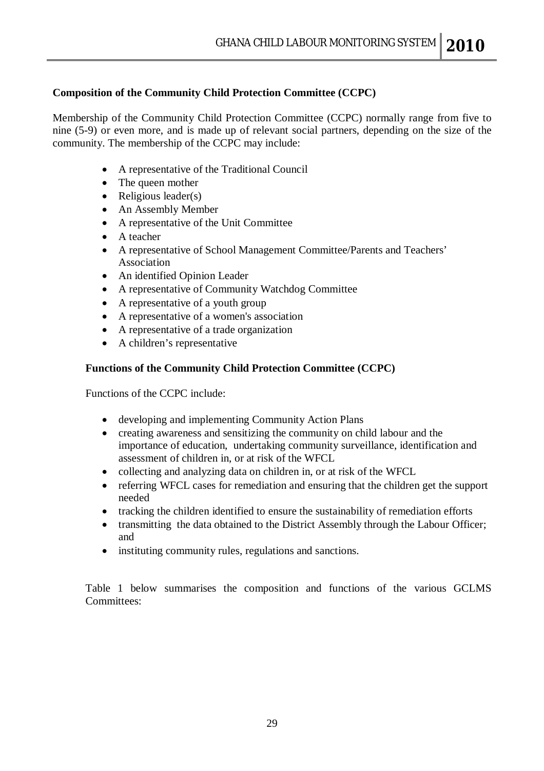**Composition of the Community Child Protection Committee (CCPC)**

Membership of the Community Child Protection Committee (CCPC) normally range from five to nine (5-9) or even more, and is made up of relevant social partners, depending on the size of the community. The membership of the CCPC may include:

- A representative of the Traditional Council
- The queen mother
- Religious leader(s)
- An Assembly Member
- A representative of the Unit Committee
- A teacher
- A representative of School Management Committee/Parents and Teachers' Association
- An identified Opinion Leader
- A representative of Community Watchdog Committee
- A representative of a youth group
- A representative of a women's association
- A representative of a trade organization
- A children's representative

**Functions of the Community Child Protection Committee (CCPC)**

Functions of the CCPC include:

- developing and implementing Community Action Plans
- creating awareness and sensitizing the community on child labour and the importance of education, undertaking community surveillance, identification and assessment of children in, or at risk of the WFCL
- collecting and analyzing data on children in, or at risk of the WFCL
- referring WFCL cases for remediation and ensuring that the children get the support needed
- tracking the children identified to ensure the sustainability of remediation efforts
- transmitting the data obtained to the District Assembly through the Labour Officer; and
- instituting community rules, regulations and sanctions.

Table 1 below summarises the composition and functions of the various GCLMS Committees: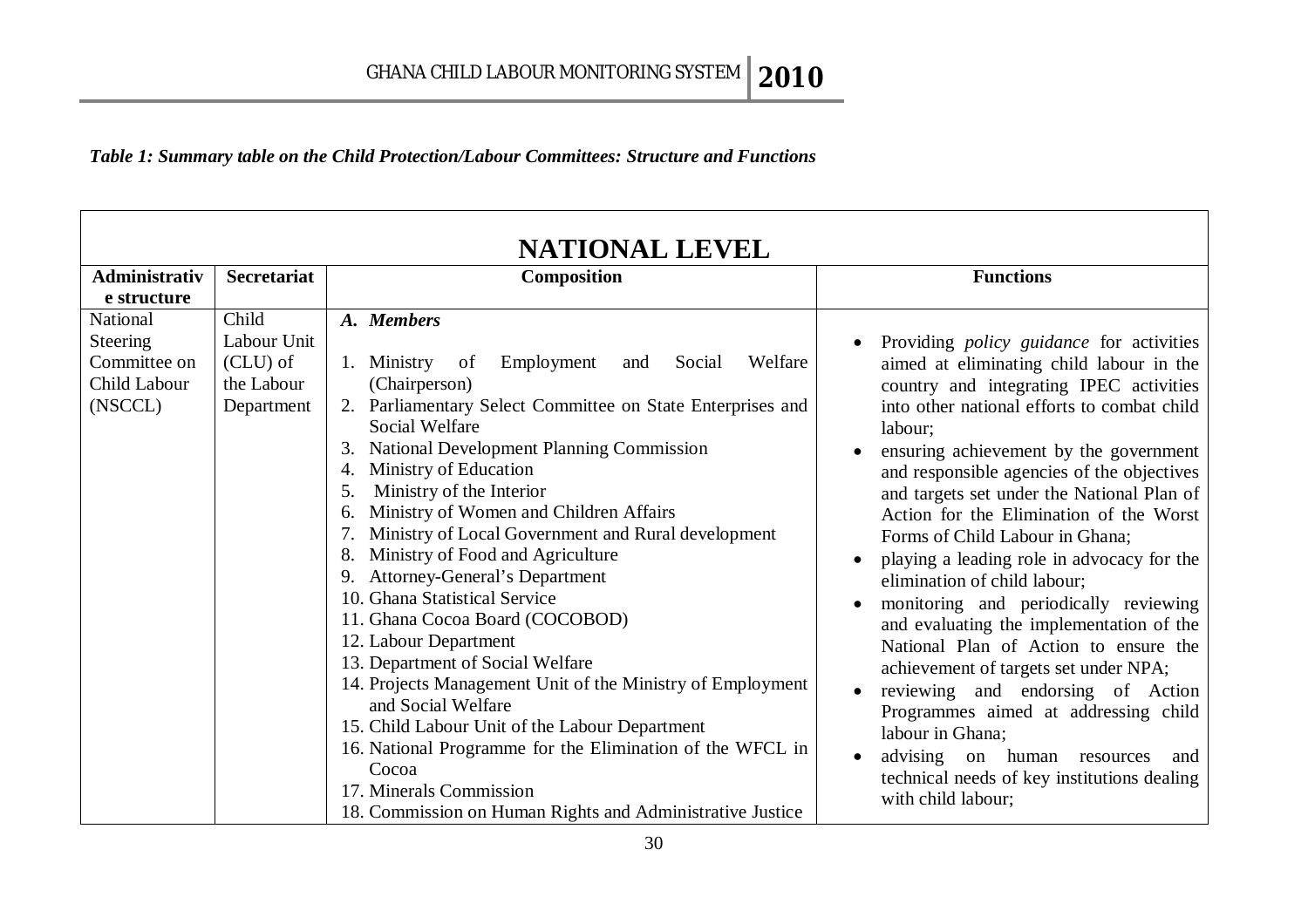*Table 1: Summary table on the Child Protection/Labour Committees: Structure and Functions*

| **NATIONAL LEVEL** | | | |
|---|---|---|---|
| **Administrative structure** | **Secretariat** | **Composition** | **Functions** |
| National Steering Committee on Child Labour (NSCCL) | Child Labour Unit (CLU) of the Labour Department | ***A. Members***<br><br>1. Ministry of Employment and Social Welfare (Chairperson)<br>2. Parliamentary Select Committee on State Enterprises and Social Welfare<br>3. National Development Planning Commission<br>4. Ministry of Education<br>5. Ministry of the Interior<br>6. Ministry of Women and Children Affairs<br>7. Ministry of Local Government and Rural development<br>8. Ministry of Food and Agriculture<br>9. Attorney-General's Department<br>10. Ghana Statistical Service<br>11. Ghana Cocoa Board (COCOBOD)<br>12. Labour Department<br>13. Department of Social Welfare<br>14. Projects Management Unit of the Ministry of Employment and Social Welfare<br>15. Child Labour Unit of the Labour Department<br>16. National Programme for the Elimination of the WFCL in Cocoa<br>17. Minerals Commission<br>18. Commission on Human Rights and Administrative Justice | • Providing *policy guidance* for activities aimed at eliminating child labour in the country and integrating IPEC activities into other national efforts to combat child labour;<br>• ensuring achievement by the government and responsible agencies of the objectives and targets set under the National Plan of Action for the Elimination of the Worst Forms of Child Labour in Ghana;<br>• playing a leading role in advocacy for the elimination of child labour;<br>• monitoring and periodically reviewing and evaluating the implementation of the National Plan of Action to ensure the achievement of targets set under NPA;<br>• reviewing and endorsing of Action Programmes aimed at addressing child labour in Ghana;<br>• advising on human resources and technical needs of key institutions dealing with child labour; |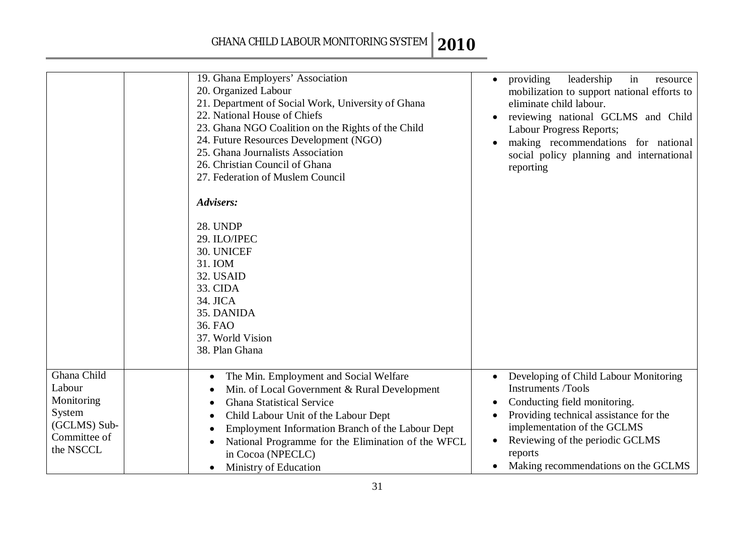| | | | |
|---|---|---|---|
| | | 19. Ghana Employers' Association<br>20. Organized Labour<br>21. Department of Social Work, University of Ghana<br>22. National House of Chiefs<br>23. Ghana NGO Coalition on the Rights of the Child<br>24. Future Resources Development (NGO)<br>25. Ghana Journalists Association<br>26. Christian Council of Ghana<br>27. Federation of Muslem Council<br><br>***Advisers:***<br><br>28. UNDP<br>29. ILO/IPEC<br>30. UNICEF<br>31. IOM<br>32. USAID<br>33. CIDA<br>34. JICA<br>35. DANIDA<br>36. FAO<br>37. World Vision<br>38. Plan Ghana | • providing leadership in resource mobilization to support national efforts to eliminate child labour.<br>• reviewing national GCLMS and Child Labour Progress Reports;<br>• making recommendations for national social policy planning and international reporting |
| Ghana Child Labour Monitoring System (GCLMS) Sub-Committee of the NSCCL | | • The Min. Employment and Social Welfare<br>• Min. of Local Government & Rural Development<br>• Ghana Statistical Service<br>• Child Labour Unit of the Labour Dept<br>• Employment Information Branch of the Labour Dept<br>• National Programme for the Elimination of the WFCL in Cocoa (NPECLC)<br>• Ministry of Education | • Developing of Child Labour Monitoring Instruments /Tools<br>• Conducting field monitoring.<br>• Providing technical assistance for the implementation of the GCLMS<br>• Reviewing of the periodic GCLMS reports<br>• Making recommendations on the GCLMS |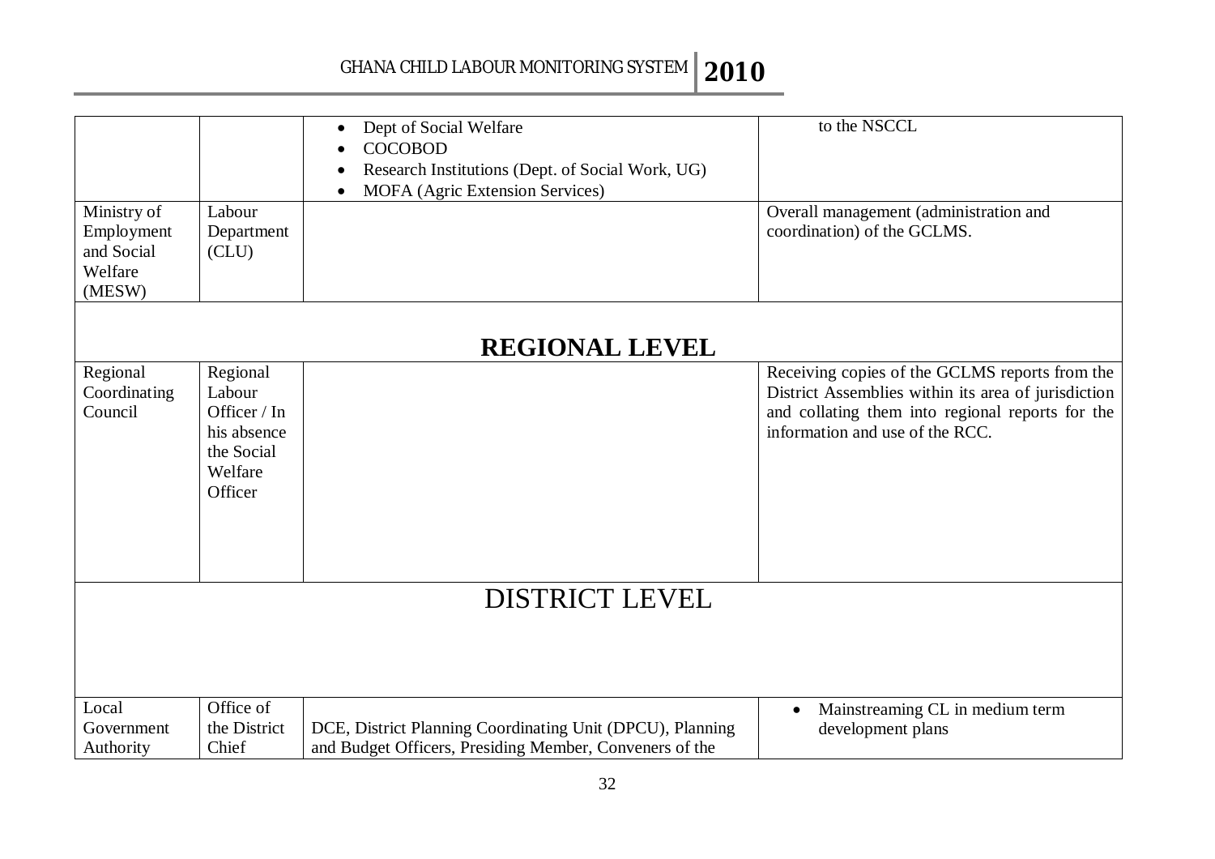| | | | |
|---|---|---|---|
| | | • Dept of Social Welfare<br>• COCOBOD<br>• Research Institutions (Dept. of Social Work, UG)<br>• MOFA (Agric Extension Services) | to the NSCCL |
| Ministry of Employment and Social Welfare (MESW) | Labour Department (CLU) | | Overall management (administration and coordination) of the GCLMS. |
| **REGIONAL LEVEL** | | | |
| Regional Coordinating Council | Regional Labour Officer / In his absence the Social Welfare Officer | | Receiving copies of the GCLMS reports from the District Assemblies within its area of jurisdiction and collating them into regional reports for the information and use of the RCC. |
| DISTRICT LEVEL | | | |
| Local Government Authority | Office of the District Chief | DCE, District Planning Coordinating Unit (DPCU), Planning and Budget Officers, Presiding Member, Conveners of the | • Mainstreaming CL in medium term development plans |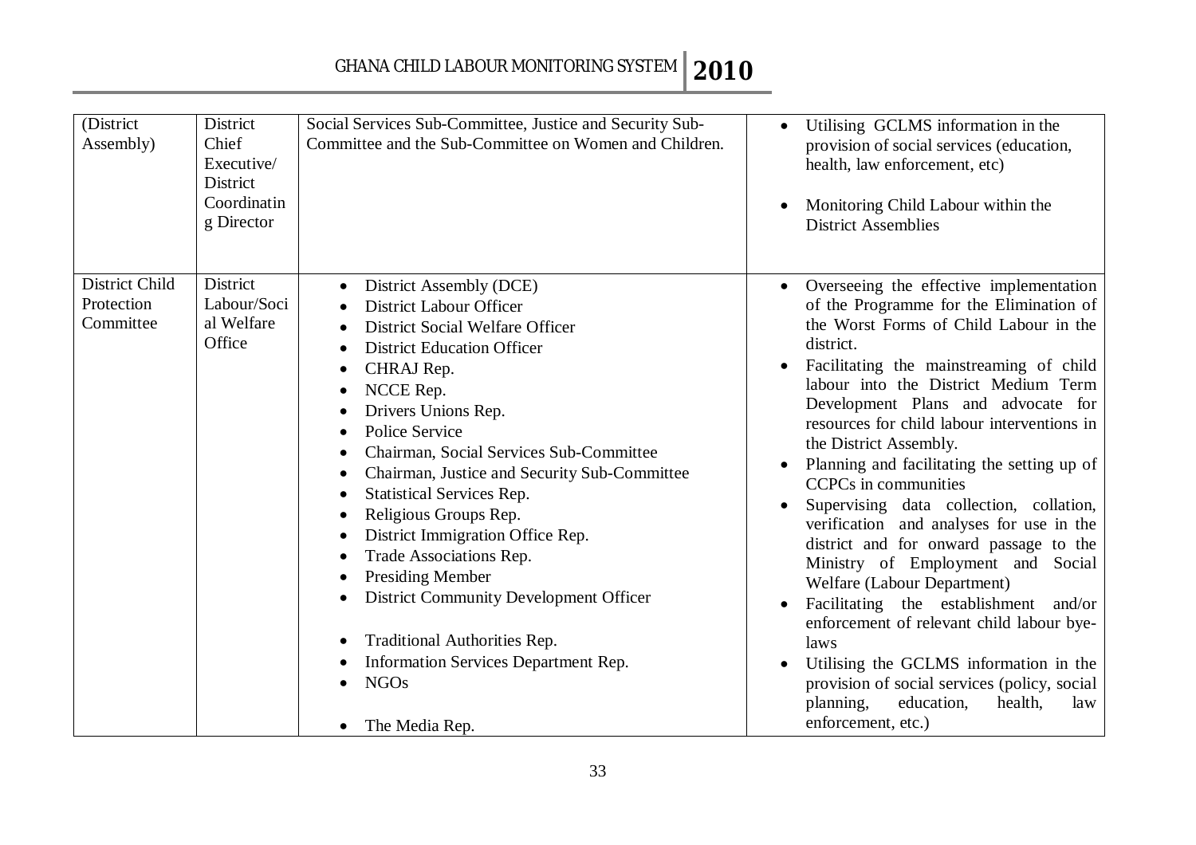| (District Assembly) | District Chief Executive/ District Coordinating Director | Social Services Sub-Committee, Justice and Security Sub-Committee and the Sub-Committee on Women and Children. | • Utilising GCLMS information in the provision of social services (education, health, law enforcement, etc) <br><br> • Monitoring Child Labour within the District Assemblies |
|---|---|---|---|
| District Child Protection Committee | District Labour/Social Welfare Office | • District Assembly (DCE) <br> • District Labour Officer <br> • District Social Welfare Officer <br> • District Education Officer <br> • CHRAJ Rep. <br> • NCCE Rep. <br> • Drivers Unions Rep. <br> • Police Service <br> • Chairman, Social Services Sub-Committee <br> • Chairman, Justice and Security Sub-Committee <br> • Statistical Services Rep. <br> • Religious Groups Rep. <br> • District Immigration Office Rep. <br> • Trade Associations Rep. <br> • Presiding Member <br> • District Community Development Officer <br><br> • Traditional Authorities Rep. <br> • Information Services Department Rep. <br> • NGOs <br><br> • The Media Rep. | • Overseeing the effective implementation of the Programme for the Elimination of the Worst Forms of Child Labour in the district. <br> • Facilitating the mainstreaming of child labour into the District Medium Term Development Plans and advocate for resources for child labour interventions in the District Assembly. <br> • Planning and facilitating the setting up of CCPCs in communities <br> • Supervising data collection, collation, verification and analyses for use in the district and for onward passage to the Ministry of Employment and Social Welfare (Labour Department) <br> • Facilitating the establishment and/or enforcement of relevant child labour bye-laws <br> • Utilising the GCLMS information in the provision of social services (policy, social planning, education, health, law enforcement, etc.) |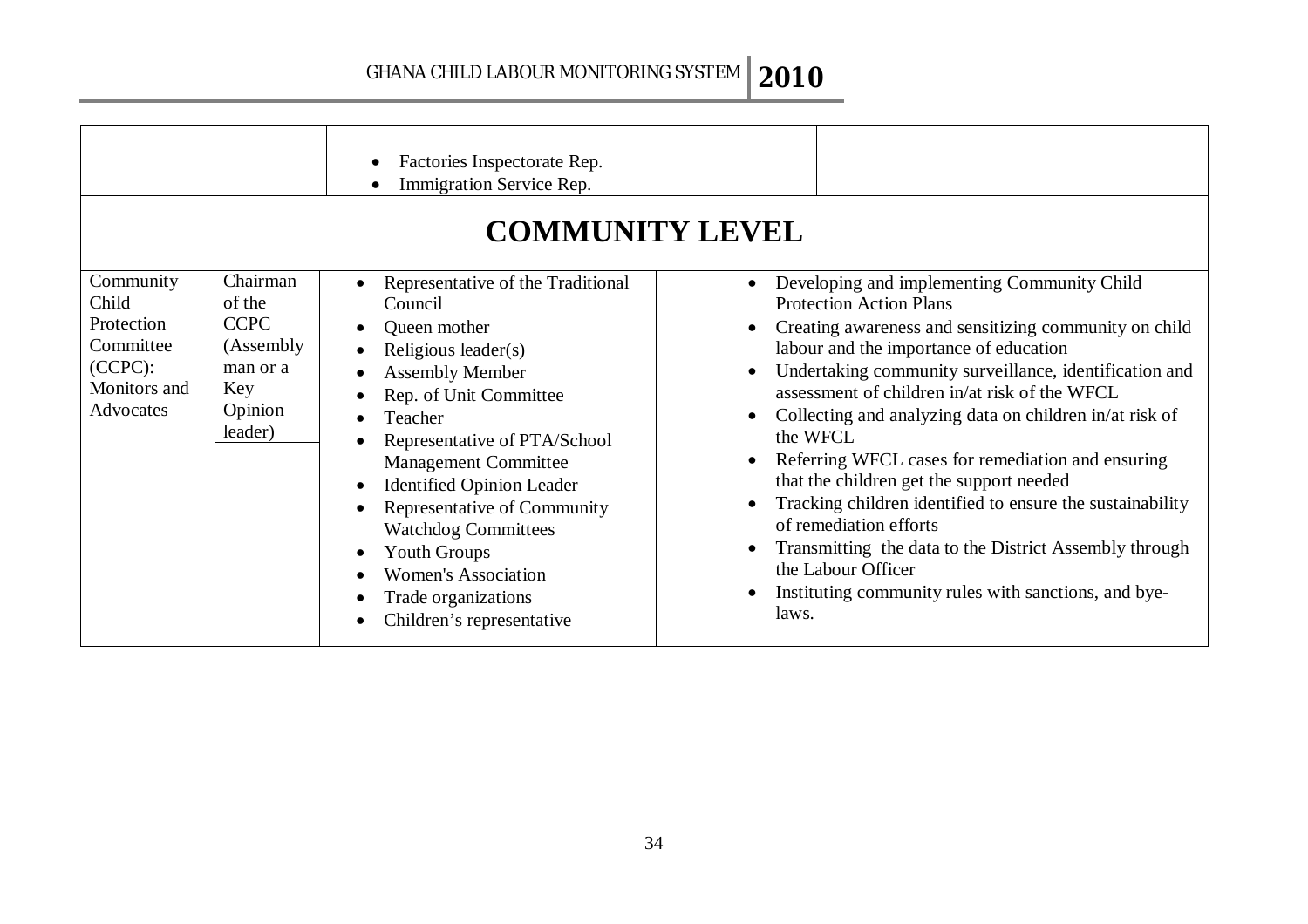| | | | |
|---|---|---|---|
| | | • Factories Inspectorate Rep.<br>• Immigration Service Rep. | |
| **COMMUNITY LEVEL** | | | |
| Community Child Protection Committee (CCPC): Monitors and Advocates | Chairman of the CCPC (Assembly man or a Key Opinion leader) | • Representative of the Traditional Council<br>• Queen mother<br>• Religious leader(s)<br>• Assembly Member<br>• Rep. of Unit Committee<br>• Teacher<br>• Representative of PTA/School Management Committee<br>• Identified Opinion Leader<br>• Representative of Community Watchdog Committees<br>• Youth Groups<br>• Women's Association<br>• Trade organizations<br>• Children's representative | • Developing and implementing Community Child Protection Action Plans<br>• Creating awareness and sensitizing community on child labour and the importance of education<br>• Undertaking community surveillance, identification and assessment of children in/at risk of the WFCL<br>• Collecting and analyzing data on children in/at risk of the WFCL<br>• Referring WFCL cases for remediation and ensuring that the children get the support needed<br>• Tracking children identified to ensure the sustainability of remediation efforts<br>• Transmitting the data to the District Assembly through the Labour Officer<br>• Instituting community rules with sanctions, and bye-laws. |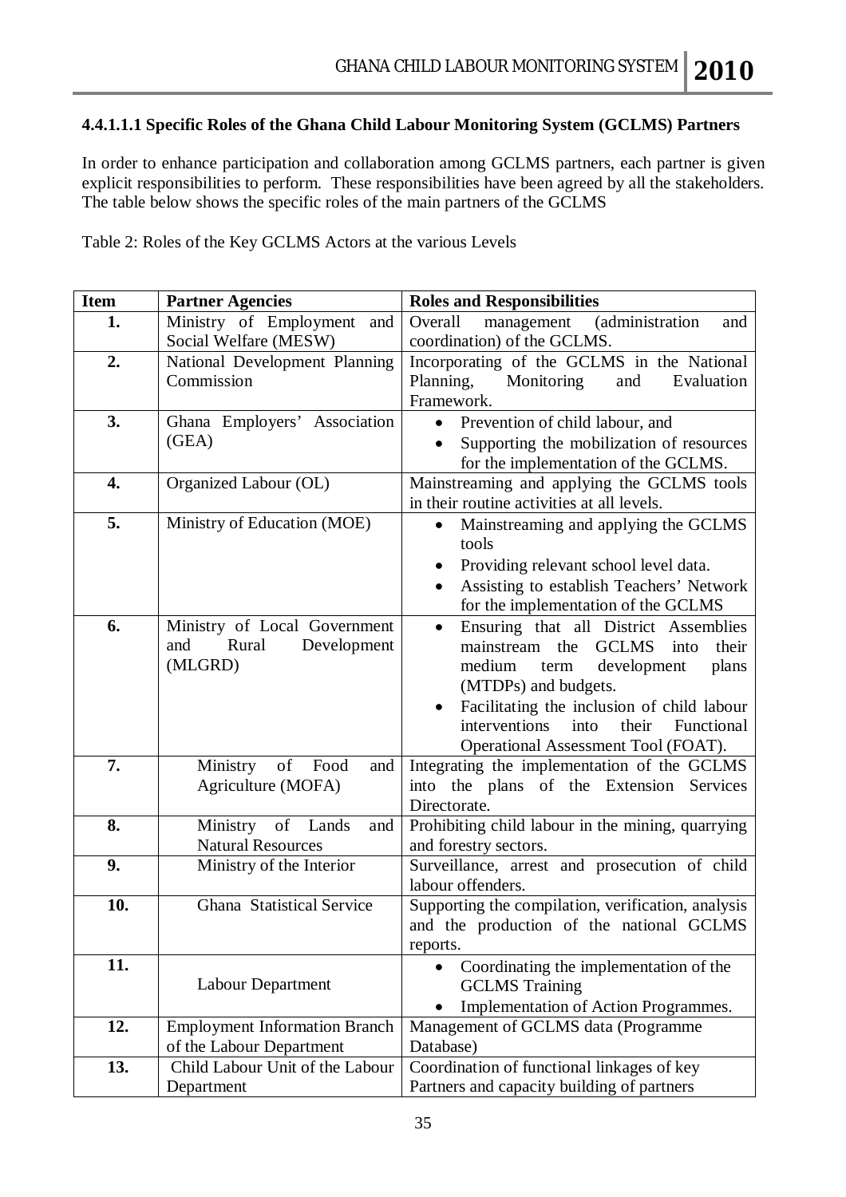#### 4.4.1.1.1 Specific Roles of the Ghana Child Labour Monitoring System (GCLMS) Partners

In order to enhance participation and collaboration among GCLMS partners, each partner is given explicit responsibilities to perform. These responsibilities have been agreed by all the stakeholders. The table below shows the specific roles of the main partners of the GCLMS

Table 2: Roles of the Key GCLMS Actors at the various Levels

| Item | Partner Agencies | Roles and Responsibilities |
|---|---|---|
| **1.** | Ministry of Employment and Social Welfare (MESW) | Overall management (administration and coordination) of the GCLMS. |
| **2.** | National Development Planning Commission | Incorporating of the GCLMS in the National Planning, Monitoring and Evaluation Framework. |
| **3.** | Ghana Employers' Association (GEA) | • Prevention of child labour, and<br>• Supporting the mobilization of resources for the implementation of the GCLMS. |
| **4.** | Organized Labour (OL) | Mainstreaming and applying the GCLMS tools in their routine activities at all levels. |
| **5.** | Ministry of Education (MOE) | • Mainstreaming and applying the GCLMS tools<br>• Providing relevant school level data.<br>• Assisting to establish Teachers' Network for the implementation of the GCLMS |
| **6.** | Ministry of Local Government and Rural Development (MLGRD) | • Ensuring that all District Assemblies mainstream the GCLMS into their medium term development plans (MTDPs) and budgets.<br>• Facilitating the inclusion of child labour interventions into their Functional Operational Assessment Tool (FOAT). |
| **7.** | Ministry of Food and Agriculture (MOFA) | Integrating the implementation of the GCLMS into the plans of the Extension Services Directorate. |
| **8.** | Ministry of Lands and Natural Resources | Prohibiting child labour in the mining, quarrying and forestry sectors. |
| **9.** | Ministry of the Interior | Surveillance, arrest and prosecution of child labour offenders. |
| **10.** | Ghana Statistical Service | Supporting the compilation, verification, analysis and the production of the national GCLMS reports. |
| **11.** | Labour Department | • Coordinating the implementation of the GCLMS Training<br>• Implementation of Action Programmes. |
| **12.** | Employment Information Branch of the Labour Department | Management of GCLMS data (Programme Database) |
| **13.** | Child Labour Unit of the Labour Department | Coordination of functional linkages of key Partners and capacity building of partners |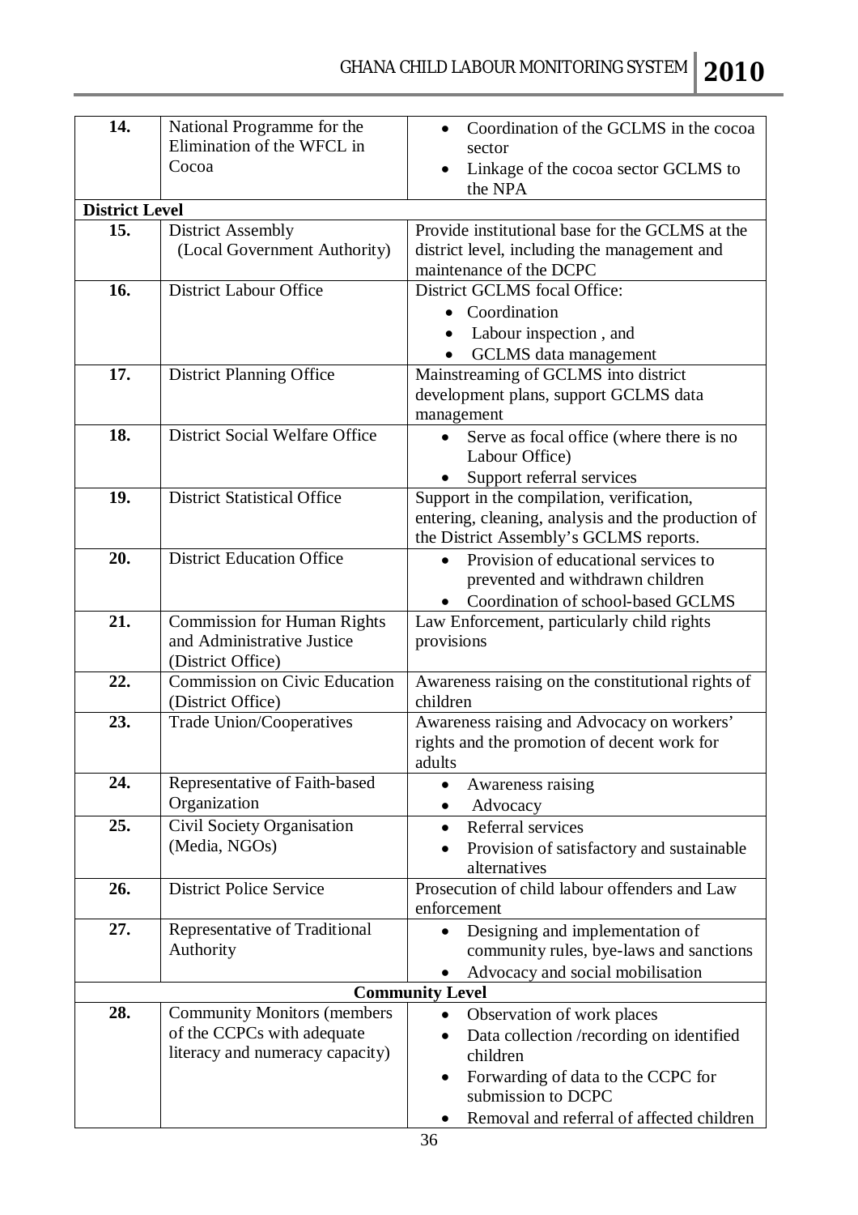| | | |
|---|---|---|
| **14.** | National Programme for the Elimination of the WFCL in Cocoa | • Coordination of the GCLMS in the cocoa sector<br>• Linkage of the cocoa sector GCLMS to the NPA |
| **District Level** | | |
| **15.** | District Assembly (Local Government Authority) | Provide institutional base for the GCLMS at the district level, including the management and maintenance of the DCPC |
| **16.** | District Labour Office | District GCLMS focal Office:<br>• Coordination<br>• Labour inspection , and<br>• GCLMS data management |
| **17.** | District Planning Office | Mainstreaming of GCLMS into district development plans, support GCLMS data management |
| **18.** | District Social Welfare Office | • Serve as focal office (where there is no Labour Office)<br>• Support referral services |
| **19.** | District Statistical Office | Support in the compilation, verification, entering, cleaning, analysis and the production of the District Assembly's GCLMS reports. |
| **20.** | District Education Office | • Provision of educational services to prevented and withdrawn children<br>• Coordination of school-based GCLMS |
| **21.** | Commission for Human Rights and Administrative Justice (District Office) | Law Enforcement, particularly child rights provisions |
| **22.** | Commission on Civic Education (District Office) | Awareness raising on the constitutional rights of children |
| **23.** | Trade Union/Cooperatives | Awareness raising and Advocacy on workers' rights and the promotion of decent work for adults |
| **24.** | Representative of Faith-based Organization | • Awareness raising<br>• Advocacy |
| **25.** | Civil Society Organisation (Media, NGOs) | • Referral services<br>• Provision of satisfactory and sustainable alternatives |
| **26.** | District Police Service | Prosecution of child labour offenders and Law enforcement |
| **27.** | Representative of Traditional Authority | • Designing and implementation of community rules, bye-laws and sanctions<br>• Advocacy and social mobilisation |
| **Community Level** | | |
| **28.** | Community Monitors (members of the CCPCs with adequate literacy and numeracy capacity) | • Observation of work places<br>• Data collection /recording on identified children<br>• Forwarding of data to the CCPC for submission to DCPC<br>• Removal and referral of affected children |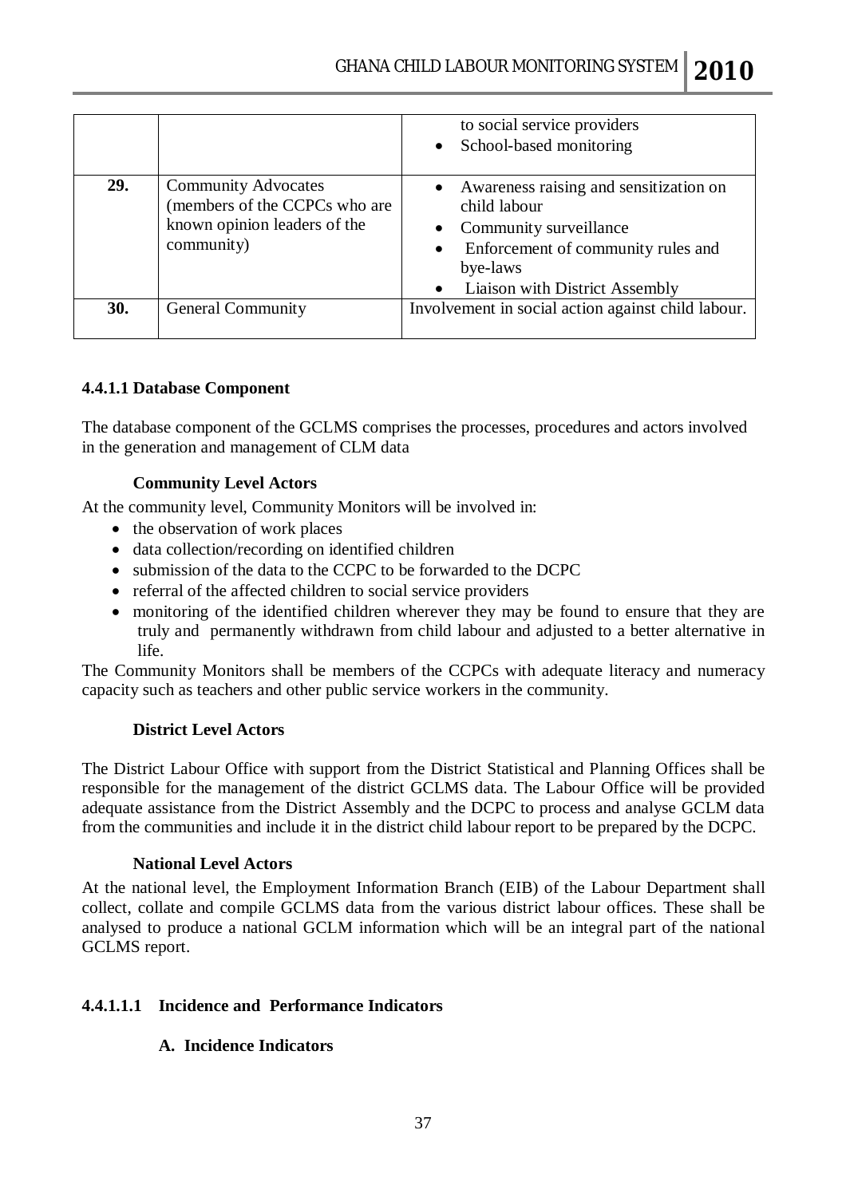| | | |
|---|---|---|
| | | to social service providers<br>• School-based monitoring |
| **29.** | Community Advocates (members of the CCPCs who are known opinion leaders of the community) | • Awareness raising and sensitization on child labour<br>• Community surveillance<br>• Enforcement of community rules and bye-laws<br>• Liaison with District Assembly |
| **30.** | General Community | Involvement in social action against child labour. |

#### 4.4.1.1 Database Component

The database component of the GCLMS comprises the processes, procedures and actors involved in the generation and management of CLM data

**Community Level Actors**

At the community level, Community Monitors will be involved in:

- the observation of work places
- data collection/recording on identified children
- submission of the data to the CCPC to be forwarded to the DCPC
- referral of the affected children to social service providers
- monitoring of the identified children wherever they may be found to ensure that they are truly and permanently withdrawn from child labour and adjusted to a better alternative in life.

The Community Monitors shall be members of the CCPCs with adequate literacy and numeracy capacity such as teachers and other public service workers in the community.

**District Level Actors**

The District Labour Office with support from the District Statistical and Planning Offices shall be responsible for the management of the district GCLMS data. The Labour Office will be provided adequate assistance from the District Assembly and the DCPC to process and analyse GCLM data from the communities and include it in the district child labour report to be prepared by the DCPC.

**National Level Actors**

At the national level, the Employment Information Branch (EIB) of the Labour Department shall collect, collate and compile GCLMS data from the various district labour offices. These shall be analysed to produce a national GCLM information which will be an integral part of the national GCLMS report.

##### 4.4.1.1.1 Incidence and Performance Indicators

**A. Incidence Indicators**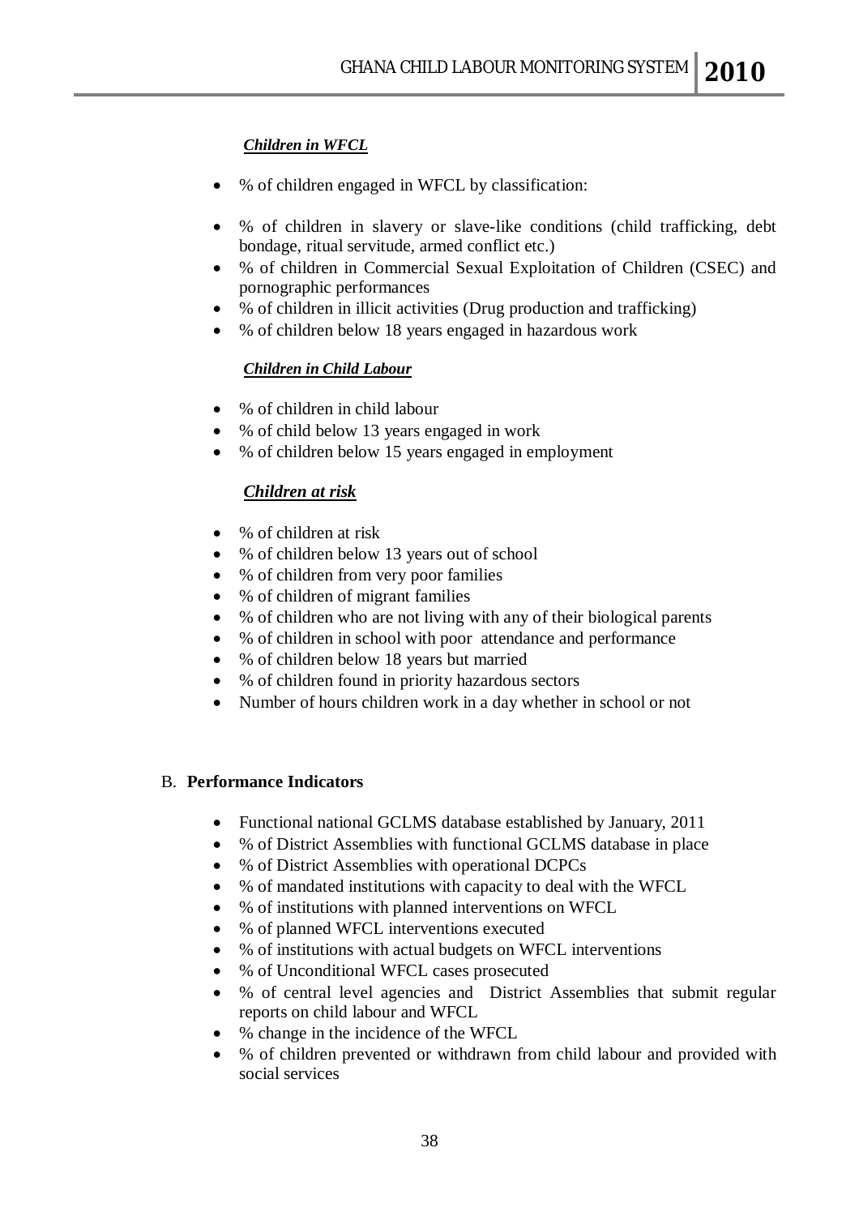***Children in WFCL***

- % of children engaged in WFCL by classification:

- % of children in slavery or slave-like conditions (child trafficking, debt bondage, ritual servitude, armed conflict etc.)
- % of children in Commercial Sexual Exploitation of Children (CSEC) and pornographic performances
- % of children in illicit activities (Drug production and trafficking)
- % of children below 18 years engaged in hazardous work

***Children in Child Labour***

- % of children in child labour
- % of child below 13 years engaged in work
- % of children below 15 years engaged in employment

***Children at risk***

- % of children at risk
- % of children below 13 years out of school
- % of children from very poor families
- % of children of migrant families
- % of children who are not living with any of their biological parents
- % of children in school with poor attendance and performance
- % of children below 18 years but married
- % of children found in priority hazardous sectors
- Number of hours children work in a day whether in school or not

B. **Performance Indicators**

- Functional national GCLMS database established by January, 2011
- % of District Assemblies with functional GCLMS database in place
- % of District Assemblies with operational DCPCs
- % of mandated institutions with capacity to deal with the WFCL
- % of institutions with planned interventions on WFCL
- % of planned WFCL interventions executed
- % of institutions with actual budgets on WFCL interventions
- % of Unconditional WFCL cases prosecuted
- % of central level agencies and District Assemblies that submit regular reports on child labour and WFCL
- % change in the incidence of the WFCL
- % of children prevented or withdrawn from child labour and provided with social services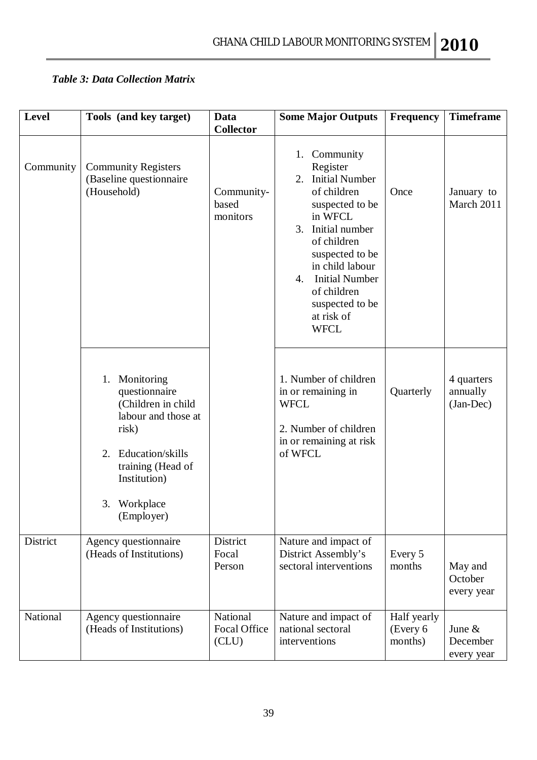*Table 3: Data Collection Matrix*

| Level | Tools (and key target) | Data Collector | Some Major Outputs | Frequency | Timeframe |
|---|---|---|---|---|---|
| Community | Community Registers (Baseline questionnaire (Household) | Community-based monitors | 1. Community Register<br>2. Initial Number of children suspected to be in WFCL<br>3. Initial number of children suspected to be in child labour<br>4. Initial Number of children suspected to be at risk of WFCL | Once | January to March 2011 |
| | 1. Monitoring questionnaire (Children in child labour and those at risk)<br>2. Education/skills training (Head of Institution)<br>3. Workplace (Employer) | | 1. Number of children in or remaining in WFCL<br>2. Number of children in or remaining at risk of WFCL | Quarterly | 4 quarters annually (Jan-Dec) |
| District | Agency questionnaire (Heads of Institutions) | District Focal Person | Nature and impact of District Assembly's sectoral interventions | Every 5 months | May and October every year |
| National | Agency questionnaire (Heads of Institutions) | National Focal Office (CLU) | Nature and impact of national sectoral interventions | Half yearly (Every 6 months) | June & December every year |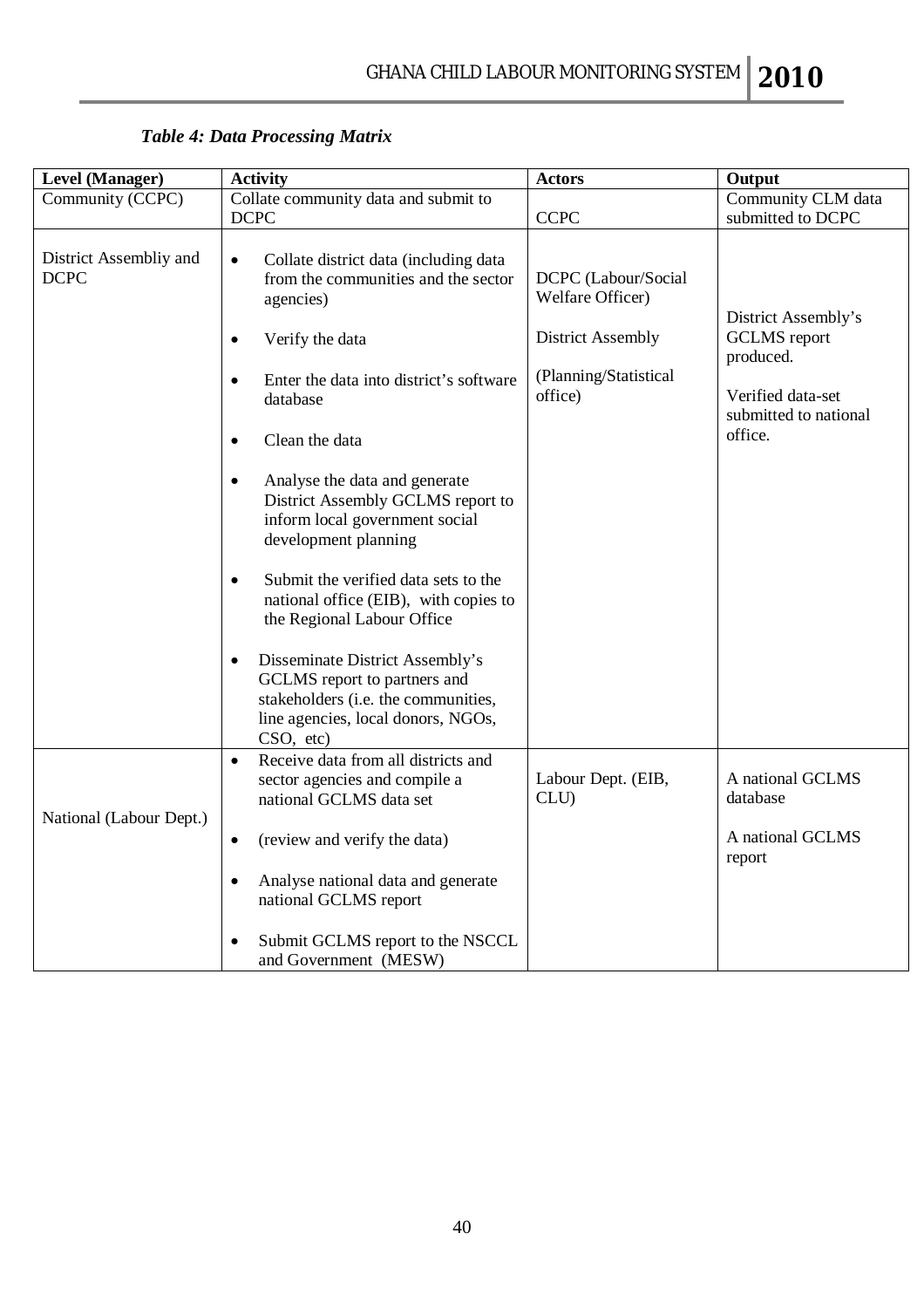*Table 4: Data Processing Matrix*

| Level (Manager) | Activity | Actors | Output |
|---|---|---|---|
| Community (CCPC) | Collate community data and submit to DCPC | CCPC | Community CLM data submitted to DCPC |
| District Assembliy and DCPC | • Collate district data (including data from the communities and the sector agencies)<br>• Verify the data<br>• Enter the data into district's software database<br>• Clean the data<br>• Analyse the data and generate District Assembly GCLMS report to inform local government social development planning<br>• Submit the verified data sets to the national office (EIB), with copies to the Regional Labour Office<br>• Disseminate District Assembly's GCLMS report to partners and stakeholders (i.e. the communities, line agencies, local donors, NGOs, CSO, etc) | DCPC (Labour/Social Welfare Officer)<br><br>District Assembly<br><br>(Planning/Statistical office) | District Assembly's GCLMS report produced.<br><br>Verified data-set submitted to national office. |
| National (Labour Dept.) | • Receive data from all districts and sector agencies and compile a national GCLMS data set<br>• (review and verify the data)<br>• Analyse national data and generate national GCLMS report<br>• Submit GCLMS report to the NSCCL and Government (MESW) | Labour Dept. (EIB, CLU) | A national GCLMS database<br><br>A national GCLMS report |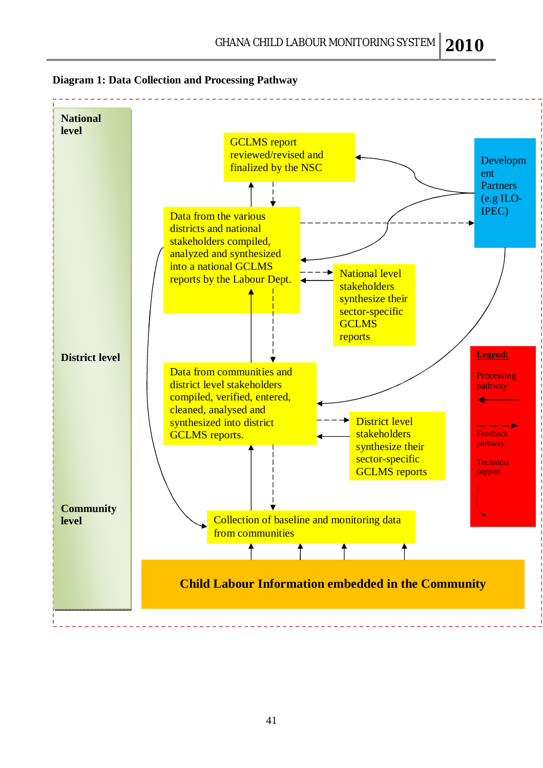**Diagram 1: Data Collection and Processing Pathway**

National level

GCLMS report reviewed/revised and finalized by the NSC

Development Partners (e.g ILO-IPEC)

Data from the various districts and national stakeholders compiled, analyzed and synthesized into a national GCLMS reports by the Labour Dept.

National level stakeholders synthesize their sector-specific GCLMS reports

District level

Data from communities and district level stakeholders compiled, verified, entered, cleaned, analysed and synthesized into district GCLMS reports.

District level stakeholders synthesize their sector-specific GCLMS reports

Community level

Collection of baseline and monitoring data from communities

**Child Labour Information embedded in the Community**

Legend:

- Processing pathway
- Feedback pathway
- Technical support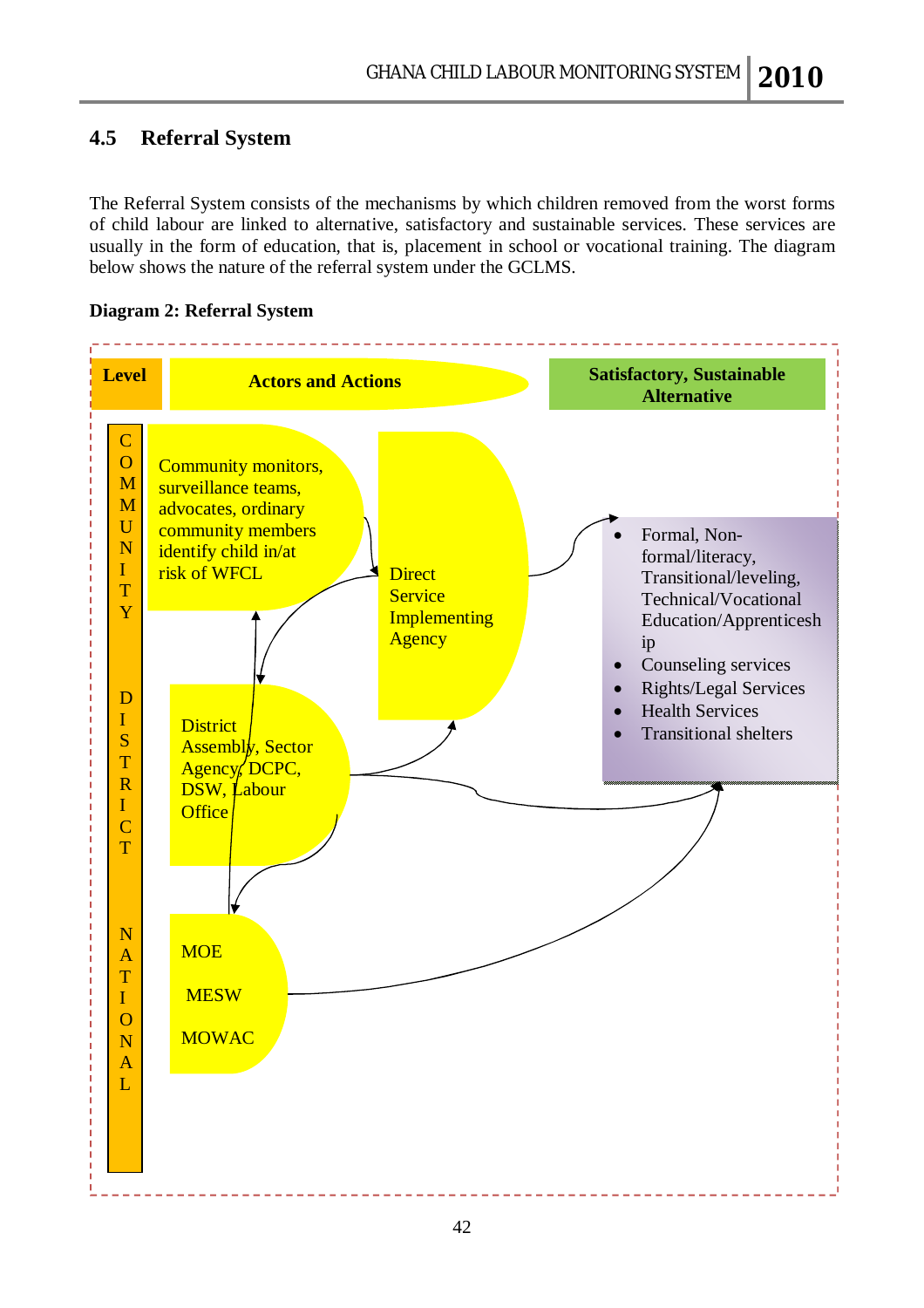## 4.5 Referral System

The Referral System consists of the mechanisms by which children removed from the worst forms of child labour are linked to alternative, satisfactory and sustainable services. These services are usually in the form of education, that is, placement in school or vocational training. The diagram below shows the nature of the referral system under the GCLMS.

**Diagram 2: Referral System**

**Level**

**Actors and Actions**

**Satisfactory, Sustainable Alternative**

COMMUNITY

Community monitors, surveillance teams, advocates, ordinary community members identify child in/at risk of WFCL

Direct Service Implementing Agency

- Formal, Non-formal/literacy, Transitional/leveling, Technical/Vocational Education/Apprenticeship
- Counseling services
- Rights/Legal Services
- Health Services
- Transitional shelters

DISTRICT

District Assembly, Sector Agency, DCPC, DSW, Labour Office

NATIONAL

MOE

MESW

MOWAC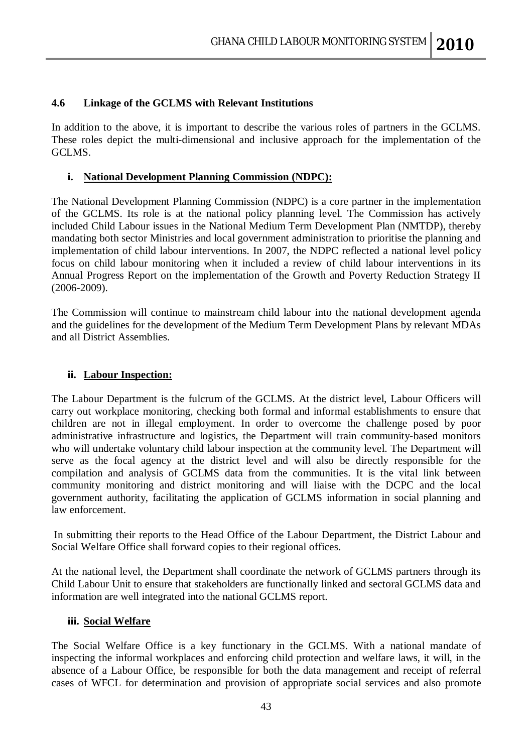### 4.6 Linkage of the GCLMS with Relevant Institutions

In addition to the above, it is important to describe the various roles of partners in the GCLMS. These roles depict the multi-dimensional and inclusive approach for the implementation of the GCLMS.

**i. <u>National Development Planning Commission (NDPC):</u>**

The National Development Planning Commission (NDPC) is a core partner in the implementation of the GCLMS. Its role is at the national policy planning level. The Commission has actively included Child Labour issues in the National Medium Term Development Plan (NMTDP), thereby mandating both sector Ministries and local government administration to prioritise the planning and implementation of child labour interventions. In 2007, the NDPC reflected a national level policy focus on child labour monitoring when it included a review of child labour interventions in its Annual Progress Report on the implementation of the Growth and Poverty Reduction Strategy II (2006-2009).

The Commission will continue to mainstream child labour into the national development agenda and the guidelines for the development of the Medium Term Development Plans by relevant MDAs and all District Assemblies.

**ii. <u>Labour Inspection:</u>**

The Labour Department is the fulcrum of the GCLMS. At the district level, Labour Officers will carry out workplace monitoring, checking both formal and informal establishments to ensure that children are not in illegal employment. In order to overcome the challenge posed by poor administrative infrastructure and logistics, the Department will train community-based monitors who will undertake voluntary child labour inspection at the community level. The Department will serve as the focal agency at the district level and will also be directly responsible for the compilation and analysis of GCLMS data from the communities. It is the vital link between community monitoring and district monitoring and will liaise with the DCPC and the local government authority, facilitating the application of GCLMS information in social planning and law enforcement.

In submitting their reports to the Head Office of the Labour Department, the District Labour and Social Welfare Office shall forward copies to their regional offices.

At the national level, the Department shall coordinate the network of GCLMS partners through its Child Labour Unit to ensure that stakeholders are functionally linked and sectoral GCLMS data and information are well integrated into the national GCLMS report.

**iii. <u>Social Welfare</u>**

The Social Welfare Office is a key functionary in the GCLMS. With a national mandate of inspecting the informal workplaces and enforcing child protection and welfare laws, it will, in the absence of a Labour Office, be responsible for both the data management and receipt of referral cases of WFCL for determination and provision of appropriate social services and also promote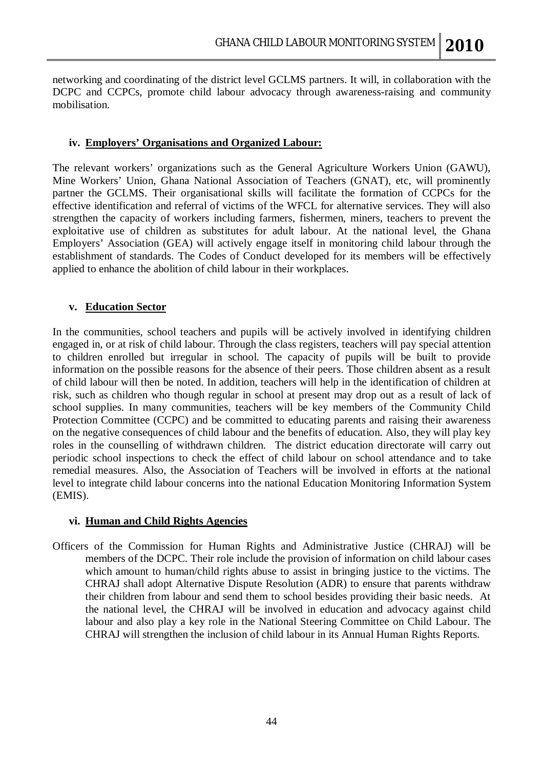networking and coordinating of the district level GCLMS partners. It will, in collaboration with the DCPC and CCPCs, promote child labour advocacy through awareness-raising and community mobilisation.

### iv. Employers' Organisations and Organized Labour:

The relevant workers' organizations such as the General Agriculture Workers Union (GAWU), Mine Workers' Union, Ghana National Association of Teachers (GNAT), etc, will prominently partner the GCLMS. Their organisational skills will facilitate the formation of CCPCs for the effective identification and referral of victims of the WFCL for alternative services. They will also strengthen the capacity of workers including farmers, fishermen, miners, teachers to prevent the exploitative use of children as substitutes for adult labour. At the national level, the Ghana Employers' Association (GEA) will actively engage itself in monitoring child labour through the establishment of standards. The Codes of Conduct developed for its members will be effectively applied to enhance the abolition of child labour in their workplaces.

### v. Education Sector

In the communities, school teachers and pupils will be actively involved in identifying children engaged in, or at risk of child labour. Through the class registers, teachers will pay special attention to children enrolled but irregular in school. The capacity of pupils will be built to provide information on the possible reasons for the absence of their peers. Those children absent as a result of child labour will then be noted. In addition, teachers will help in the identification of children at risk, such as children who though regular in school at present may drop out as a result of lack of school supplies. In many communities, teachers will be key members of the Community Child Protection Committee (CCPC) and be committed to educating parents and raising their awareness on the negative consequences of child labour and the benefits of education. Also, they will play key roles in the counselling of withdrawn children. The district education directorate will carry out periodic school inspections to check the effect of child labour on school attendance and to take remedial measures. Also, the Association of Teachers will be involved in efforts at the national level to integrate child labour concerns into the national Education Monitoring Information System (EMIS).

### vi. Human and Child Rights Agencies

Officers of the Commission for Human Rights and Administrative Justice (CHRAJ) will be members of the DCPC. Their role include the provision of information on child labour cases which amount to human/child rights abuse to assist in bringing justice to the victims. The CHRAJ shall adopt Alternative Dispute Resolution (ADR) to ensure that parents withdraw their children from labour and send them to school besides providing their basic needs. At the national level, the CHRAJ will be involved in education and advocacy against child labour and also play a key role in the National Steering Committee on Child Labour. The CHRAJ will strengthen the inclusion of child labour in its Annual Human Rights Reports.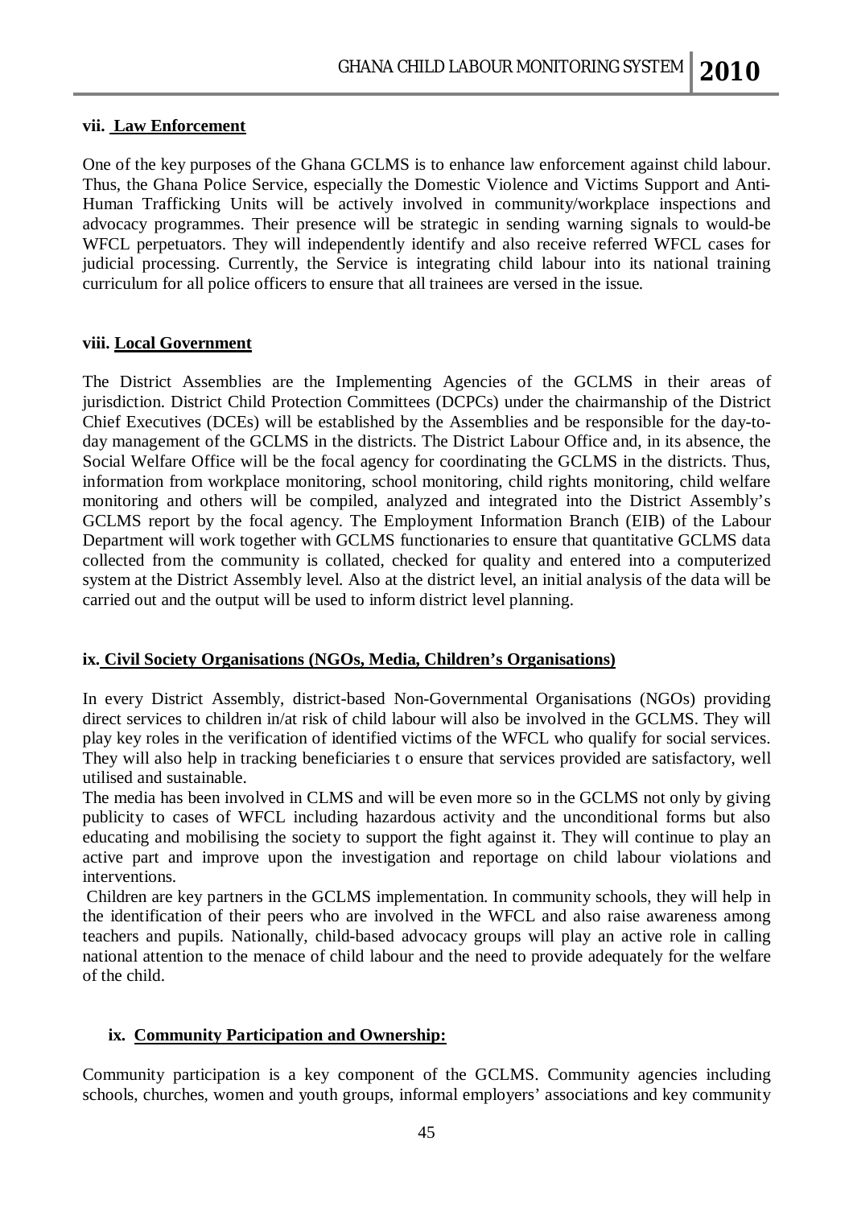**vii. Law Enforcement**

One of the key purposes of the Ghana GCLMS is to enhance law enforcement against child labour. Thus, the Ghana Police Service, especially the Domestic Violence and Victims Support and Anti-Human Trafficking Units will be actively involved in community/workplace inspections and advocacy programmes. Their presence will be strategic in sending warning signals to would-be WFCL perpetuators. They will independently identify and also receive referred WFCL cases for judicial processing. Currently, the Service is integrating child labour into its national training curriculum for all police officers to ensure that all trainees are versed in the issue.

**viii. Local Government**

The District Assemblies are the Implementing Agencies of the GCLMS in their areas of jurisdiction. District Child Protection Committees (DCPCs) under the chairmanship of the District Chief Executives (DCEs) will be established by the Assemblies and be responsible for the day-to-day management of the GCLMS in the districts. The District Labour Office and, in its absence, the Social Welfare Office will be the focal agency for coordinating the GCLMS in the districts. Thus, information from workplace monitoring, school monitoring, child rights monitoring, child welfare monitoring and others will be compiled, analyzed and integrated into the District Assembly's GCLMS report by the focal agency. The Employment Information Branch (EIB) of the Labour Department will work together with GCLMS functionaries to ensure that quantitative GCLMS data collected from the community is collated, checked for quality and entered into a computerized system at the District Assembly level. Also at the district level, an initial analysis of the data will be carried out and the output will be used to inform district level planning.

**ix. Civil Society Organisations (NGOs, Media, Children's Organisations)**

In every District Assembly, district-based Non-Governmental Organisations (NGOs) providing direct services to children in/at risk of child labour will also be involved in the GCLMS. They will play key roles in the verification of identified victims of the WFCL who qualify for social services. They will also help in tracking beneficiaries t o ensure that services provided are satisfactory, well utilised and sustainable.

The media has been involved in CLMS and will be even more so in the GCLMS not only by giving publicity to cases of WFCL including hazardous activity and the unconditional forms but also educating and mobilising the society to support the fight against it. They will continue to play an active part and improve upon the investigation and reportage on child labour violations and interventions.

Children are key partners in the GCLMS implementation. In community schools, they will help in the identification of their peers who are involved in the WFCL and also raise awareness among teachers and pupils. Nationally, child-based advocacy groups will play an active role in calling national attention to the menace of child labour and the need to provide adequately for the welfare of the child.

**ix. Community Participation and Ownership:**

Community participation is a key component of the GCLMS. Community agencies including schools, churches, women and youth groups, informal employers' associations and key community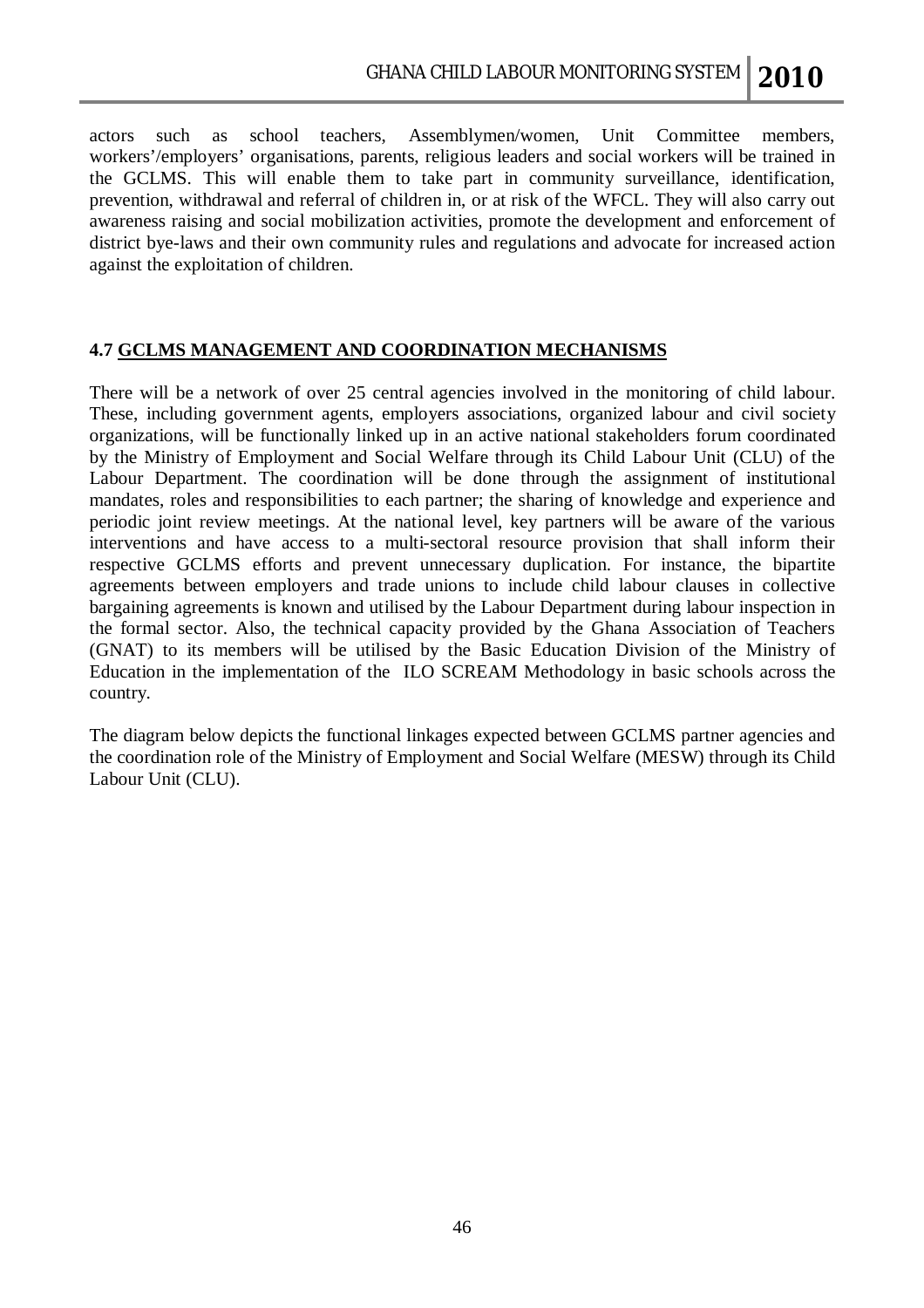actors such as school teachers, Assemblymen/women, Unit Committee members, workers'/employers' organisations, parents, religious leaders and social workers will be trained in the GCLMS. This will enable them to take part in community surveillance, identification, prevention, withdrawal and referral of children in, or at risk of the WFCL. They will also carry out awareness raising and social mobilization activities, promote the development and enforcement of district bye-laws and their own community rules and regulations and advocate for increased action against the exploitation of children.

### 4.7 GCLMS MANAGEMENT AND COORDINATION MECHANISMS

There will be a network of over 25 central agencies involved in the monitoring of child labour. These, including government agents, employers associations, organized labour and civil society organizations, will be functionally linked up in an active national stakeholders forum coordinated by the Ministry of Employment and Social Welfare through its Child Labour Unit (CLU) of the Labour Department. The coordination will be done through the assignment of institutional mandates, roles and responsibilities to each partner; the sharing of knowledge and experience and periodic joint review meetings. At the national level, key partners will be aware of the various interventions and have access to a multi-sectoral resource provision that shall inform their respective GCLMS efforts and prevent unnecessary duplication. For instance, the bipartite agreements between employers and trade unions to include child labour clauses in collective bargaining agreements is known and utilised by the Labour Department during labour inspection in the formal sector. Also, the technical capacity provided by the Ghana Association of Teachers (GNAT) to its members will be utilised by the Basic Education Division of the Ministry of Education in the implementation of the ILO SCREAM Methodology in basic schools across the country.

The diagram below depicts the functional linkages expected between GCLMS partner agencies and the coordination role of the Ministry of Employment and Social Welfare (MESW) through its Child Labour Unit (CLU).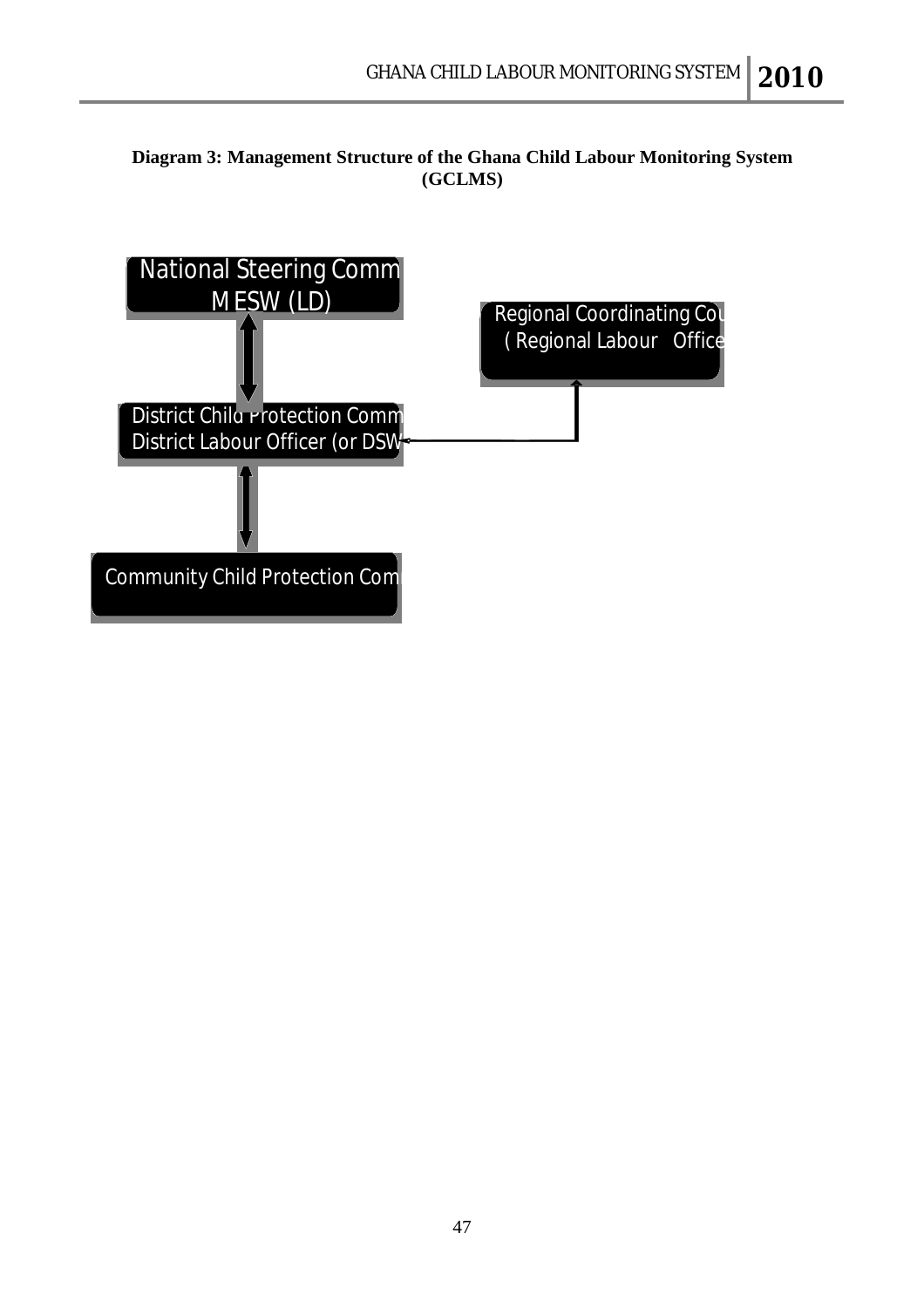**Diagram 3: Management Structure of the Ghana Child Labour Monitoring System (GCLMS)**

National Steering Comm
MESW (LD)

Regional Coordinating Cou
( Regional Labour Office

District Child Protection Comm
District Labour Officer (or DSW

Community Child Protection Com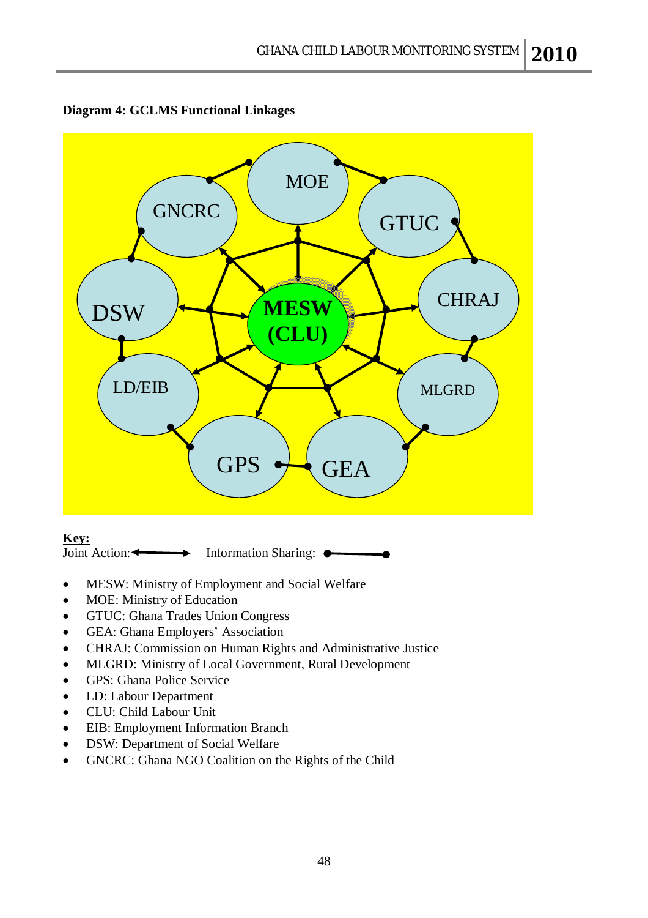**Diagram 4: GCLMS Functional Linkages**

MOE

GNCRC

GTUC

DSW

MESW (CLU)

CHRAJ

LD/EIB

MLGRD

GPS

GEA

**Key:**
Joint Action: ◄────► Information Sharing: ●────●

- MESW: Ministry of Employment and Social Welfare
- MOE: Ministry of Education
- GTUC: Ghana Trades Union Congress
- GEA: Ghana Employers' Association
- CHRAJ: Commission on Human Rights and Administrative Justice
- MLGRD: Ministry of Local Government, Rural Development
- GPS: Ghana Police Service
- LD: Labour Department
- CLU: Child Labour Unit
- EIB: Employment Information Branch
- DSW: Department of Social Welfare
- GNCRC: Ghana NGO Coalition on the Rights of the Child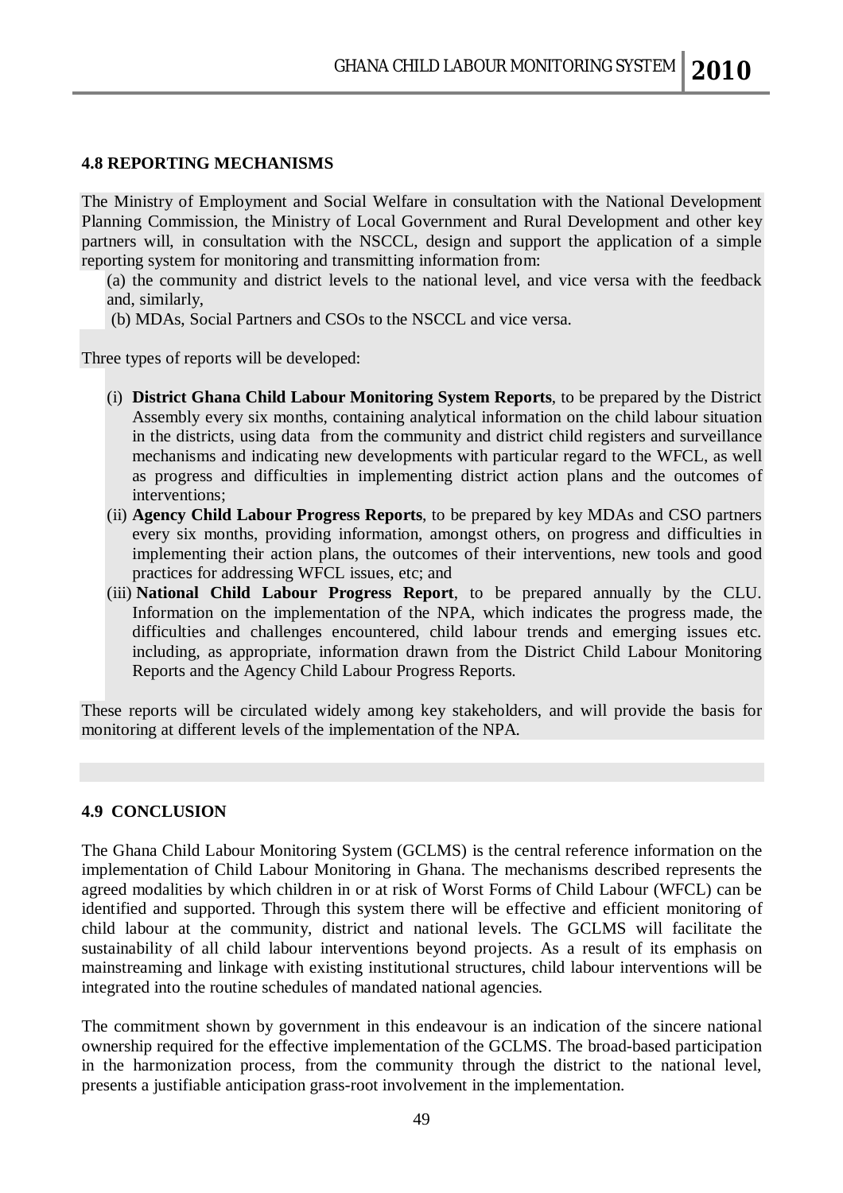### 4.8 REPORTING MECHANISMS

The Ministry of Employment and Social Welfare in consultation with the National Development Planning Commission, the Ministry of Local Government and Rural Development and other key partners will, in consultation with the NSCCL, design and support the application of a simple reporting system for monitoring and transmitting information from:

(a) the community and district levels to the national level, and vice versa with the feedback and, similarly,

(b) MDAs, Social Partners and CSOs to the NSCCL and vice versa.

Three types of reports will be developed:

(i) **District Ghana Child Labour Monitoring System Reports**, to be prepared by the District Assembly every six months, containing analytical information on the child labour situation in the districts, using data from the community and district child registers and surveillance mechanisms and indicating new developments with particular regard to the WFCL, as well as progress and difficulties in implementing district action plans and the outcomes of interventions;

(ii) **Agency Child Labour Progress Reports**, to be prepared by key MDAs and CSO partners every six months, providing information, amongst others, on progress and difficulties in implementing their action plans, the outcomes of their interventions, new tools and good practices for addressing WFCL issues, etc; and

(iii) **National Child Labour Progress Report**, to be prepared annually by the CLU. Information on the implementation of the NPA, which indicates the progress made, the difficulties and challenges encountered, child labour trends and emerging issues etc. including, as appropriate, information drawn from the District Child Labour Monitoring Reports and the Agency Child Labour Progress Reports.

These reports will be circulated widely among key stakeholders, and will provide the basis for monitoring at different levels of the implementation of the NPA.

### 4.9 CONCLUSION

The Ghana Child Labour Monitoring System (GCLMS) is the central reference information on the implementation of Child Labour Monitoring in Ghana. The mechanisms described represents the agreed modalities by which children in or at risk of Worst Forms of Child Labour (WFCL) can be identified and supported. Through this system there will be effective and efficient monitoring of child labour at the community, district and national levels. The GCLMS will facilitate the sustainability of all child labour interventions beyond projects. As a result of its emphasis on mainstreaming and linkage with existing institutional structures, child labour interventions will be integrated into the routine schedules of mandated national agencies.

The commitment shown by government in this endeavour is an indication of the sincere national ownership required for the effective implementation of the GCLMS. The broad-based participation in the harmonization process, from the community through the district to the national level, presents a justifiable anticipation grass-root involvement in the implementation.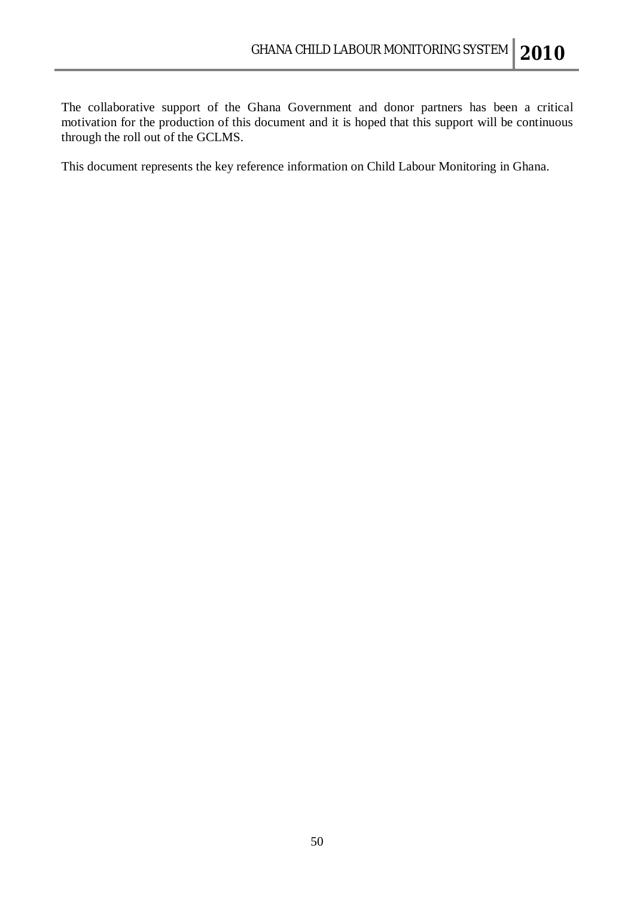The collaborative support of the Ghana Government and donor partners has been a critical motivation for the production of this document and it is hoped that this support will be continuous through the roll out of the GCLMS.

This document represents the key reference information on Child Labour Monitoring in Ghana.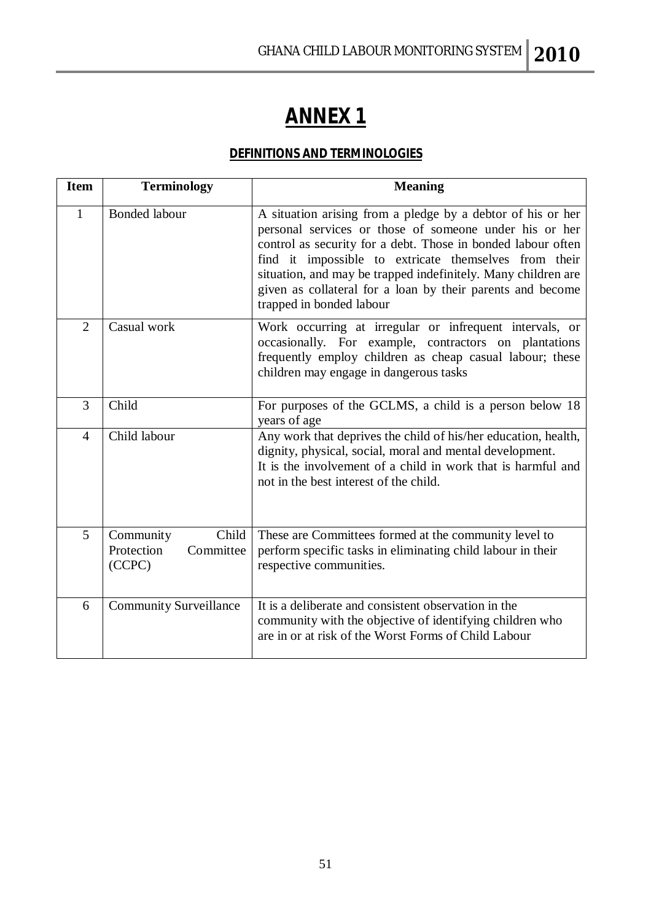# ANNEX 1

## DEFINITIONS AND TERMINOLOGIES

| Item | Terminology | Meaning |
|---|---|---|
| 1 | Bonded labour | A situation arising from a pledge by a debtor of his or her personal services or those of someone under his or her control as security for a debt. Those in bonded labour often find it impossible to extricate themselves from their situation, and may be trapped indefinitely. Many children are given as collateral for a loan by their parents and become trapped in bonded labour |
| 2 | Casual work | Work occurring at irregular or infrequent intervals, or occasionally. For example, contractors on plantations frequently employ children as cheap casual labour; these children may engage in dangerous tasks |
| 3 | Child | For purposes of the GCLMS, a child is a person below 18 years of age |
| 4 | Child labour | Any work that deprives the child of his/her education, health, dignity, physical, social, moral and mental development. It is the involvement of a child in work that is harmful and not in the best interest of the child. |
| 5 | Community Child Protection Committee (CCPC) | These are Committees formed at the community level to perform specific tasks in eliminating child labour in their respective communities. |
| 6 | Community Surveillance | It is a deliberate and consistent observation in the community with the objective of identifying children who are in or at risk of the Worst Forms of Child Labour |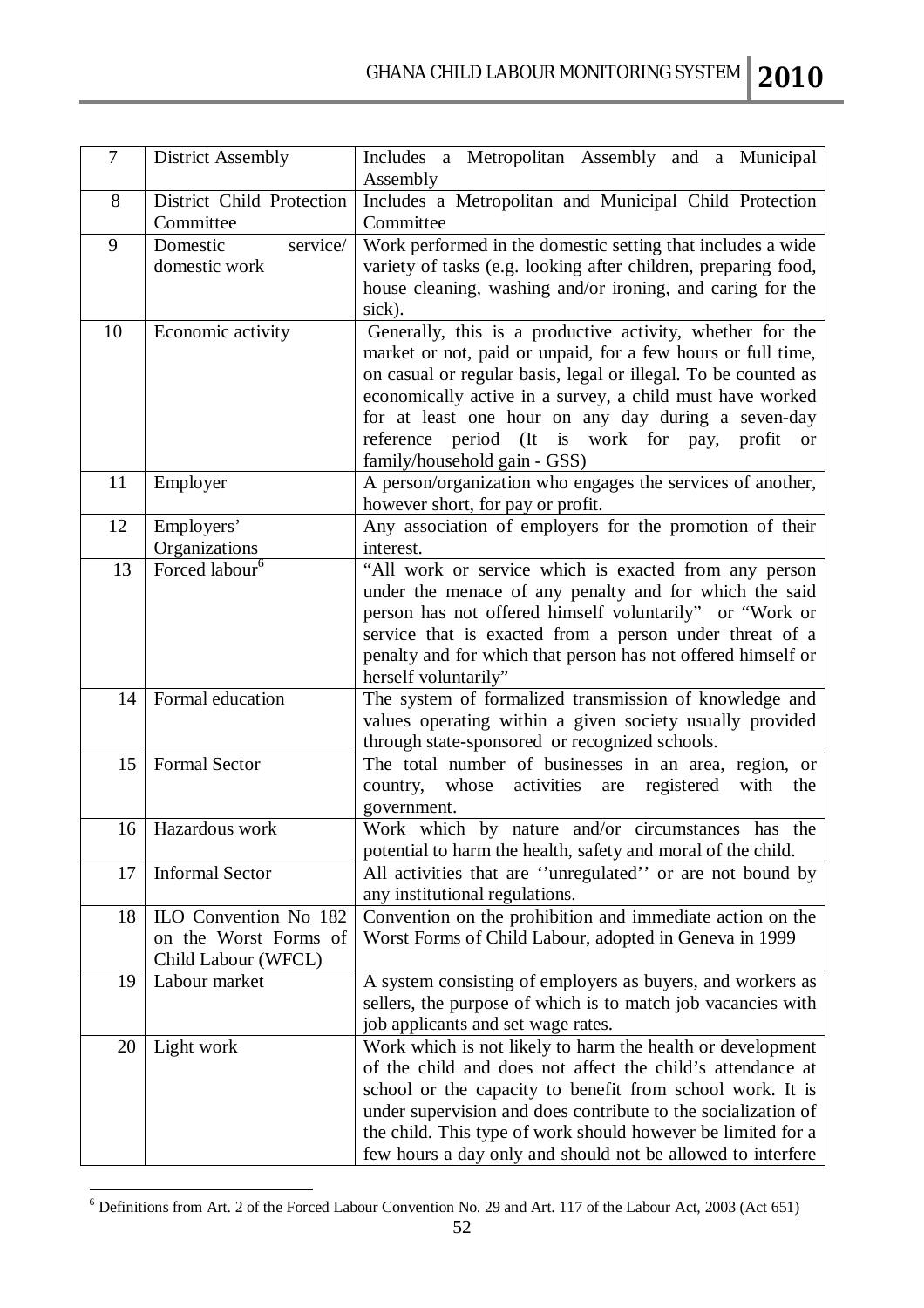| 7 | District Assembly | Includes a Metropolitan Assembly and a Municipal Assembly |
|---|---|---|
| 8 | District Child Protection Committee | Includes a Metropolitan and Municipal Child Protection Committee |
| 9 | Domestic service/ domestic work | Work performed in the domestic setting that includes a wide variety of tasks (e.g. looking after children, preparing food, house cleaning, washing and/or ironing, and caring for the sick). |
| 10 | Economic activity | Generally, this is a productive activity, whether for the market or not, paid or unpaid, for a few hours or full time, on casual or regular basis, legal or illegal. To be counted as economically active in a survey, a child must have worked for at least one hour on any day during a seven-day reference period (It is work for pay, profit or family/household gain - GSS) |
| 11 | Employer | A person/organization who engages the services of another, however short, for pay or profit. |
| 12 | Employers' Organizations | Any association of employers for the promotion of their interest. |
| 13 | Forced labour[6] | "All work or service which is exacted from any person under the menace of any penalty and for which the said person has not offered himself voluntarily" or "Work or service that is exacted from a person under threat of a penalty and for which that person has not offered himself or herself voluntarily" |
| 14 | Formal education | The system of formalized transmission of knowledge and values operating within a given society usually provided through state-sponsored or recognized schools. |
| 15 | Formal Sector | The total number of businesses in an area, region, or country, whose activities are registered with the government. |
| 16 | Hazardous work | Work which by nature and/or circumstances has the potential to harm the health, safety and moral of the child. |
| 17 | Informal Sector | All activities that are ''unregulated'' or are not bound by any institutional regulations. |
| 18 | ILO Convention No 182 on the Worst Forms of Child Labour (WFCL) | Convention on the prohibition and immediate action on the Worst Forms of Child Labour, adopted in Geneva in 1999 |
| 19 | Labour market | A system consisting of employers as buyers, and workers as sellers, the purpose of which is to match job vacancies with job applicants and set wage rates. |
| 20 | Light work | Work which is not likely to harm the health or development of the child and does not affect the child's attendance at school or the capacity to benefit from school work. It is under supervision and does contribute to the socialization of the child. This type of work should however be limited for a few hours a day only and should not be allowed to interfere |

[6] Definitions from Art. 2 of the Forced Labour Convention No. 29 and Art. 117 of the Labour Act, 2003 (Act 651)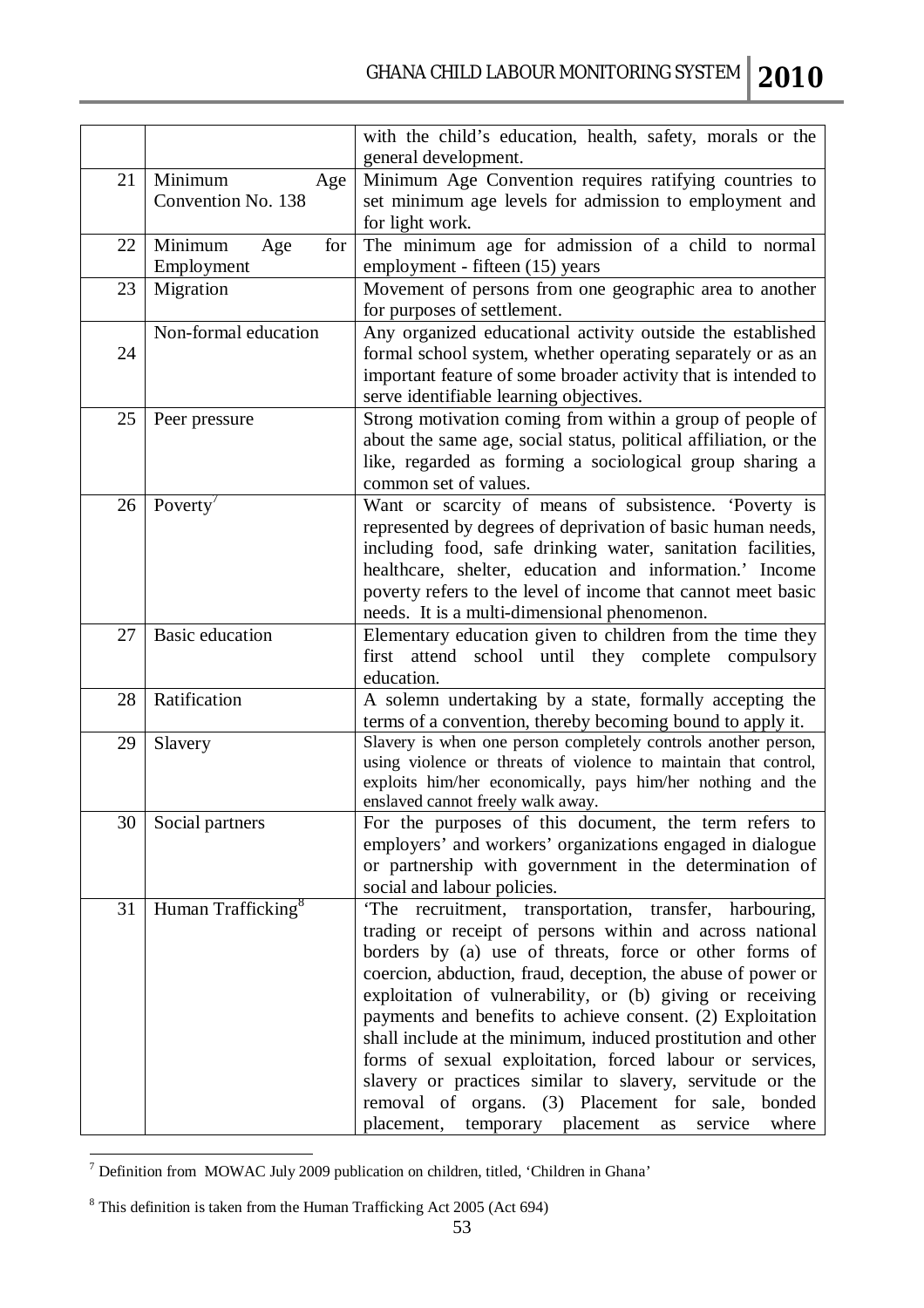| | | |
|---|---|---|
| | | with the child's education, health, safety, morals or the general development. |
| 21 | Minimum Age Convention No. 138 | Minimum Age Convention requires ratifying countries to set minimum age levels for admission to employment and for light work. |
| 22 | Minimum Age for Employment | The minimum age for admission of a child to normal employment - fifteen (15) years |
| 23 | Migration | Movement of persons from one geographic area to another for purposes of settlement. |
| 24 | Non-formal education | Any organized educational activity outside the established formal school system, whether operating separately or as an important feature of some broader activity that is intended to serve identifiable learning objectives. |
| 25 | Peer pressure | Strong motivation coming from within a group of people of about the same age, social status, political affiliation, or the like, regarded as forming a sociological group sharing a common set of values. |
| 26 | Poverty[7] | Want or scarcity of means of subsistence. 'Poverty is represented by degrees of deprivation of basic human needs, including food, safe drinking water, sanitation facilities, healthcare, shelter, education and information.' Income poverty refers to the level of income that cannot meet basic needs. It is a multi-dimensional phenomenon. |
| 27 | Basic education | Elementary education given to children from the time they first attend school until they complete compulsory education. |
| 28 | Ratification | A solemn undertaking by a state, formally accepting the terms of a convention, thereby becoming bound to apply it. |
| 29 | Slavery | Slavery is when one person completely controls another person, using violence or threats of violence to maintain that control, exploits him/her economically, pays him/her nothing and the enslaved cannot freely walk away. |
| 30 | Social partners | For the purposes of this document, the term refers to employers' and workers' organizations engaged in dialogue or partnership with government in the determination of social and labour policies. |
| 31 | Human Trafficking[8] | 'The recruitment, transportation, transfer, harbouring, trading or receipt of persons within and across national borders by (a) use of threats, force or other forms of coercion, abduction, fraud, deception, the abuse of power or exploitation of vulnerability, or (b) giving or receiving payments and benefits to achieve consent. (2) Exploitation shall include at the minimum, induced prostitution and other forms of sexual exploitation, forced labour or services, slavery or practices similar to slavery, servitude or the removal of organs. (3) Placement for sale, bonded placement, temporary placement as service where |

[7] Definition from MOWAC July 2009 publication on children, titled, 'Children in Ghana'

[8] This definition is taken from the Human Trafficking Act 2005 (Act 694)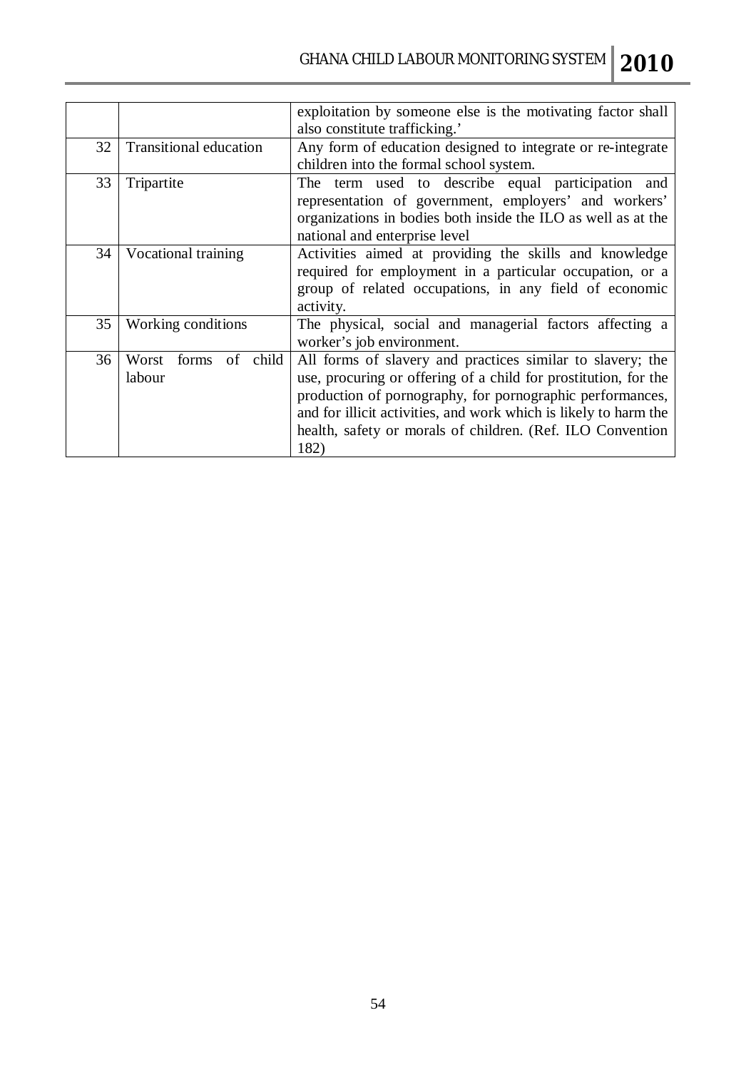| | | |
|---|---|---|
| | | exploitation by someone else is the motivating factor shall also constitute trafficking.' |
| 32 | Transitional education | Any form of education designed to integrate or re-integrate children into the formal school system. |
| 33 | Tripartite | The term used to describe equal participation and representation of government, employers' and workers' organizations in bodies both inside the ILO as well as at the national and enterprise level |
| 34 | Vocational training | Activities aimed at providing the skills and knowledge required for employment in a particular occupation, or a group of related occupations, in any field of economic activity. |
| 35 | Working conditions | The physical, social and managerial factors affecting a worker's job environment. |
| 36 | Worst forms of child labour | All forms of slavery and practices similar to slavery; the use, procuring or offering of a child for prostitution, for the production of pornography, for pornographic performances, and for illicit activities, and work which is likely to harm the health, safety or morals of children. (Ref. ILO Convention 182) |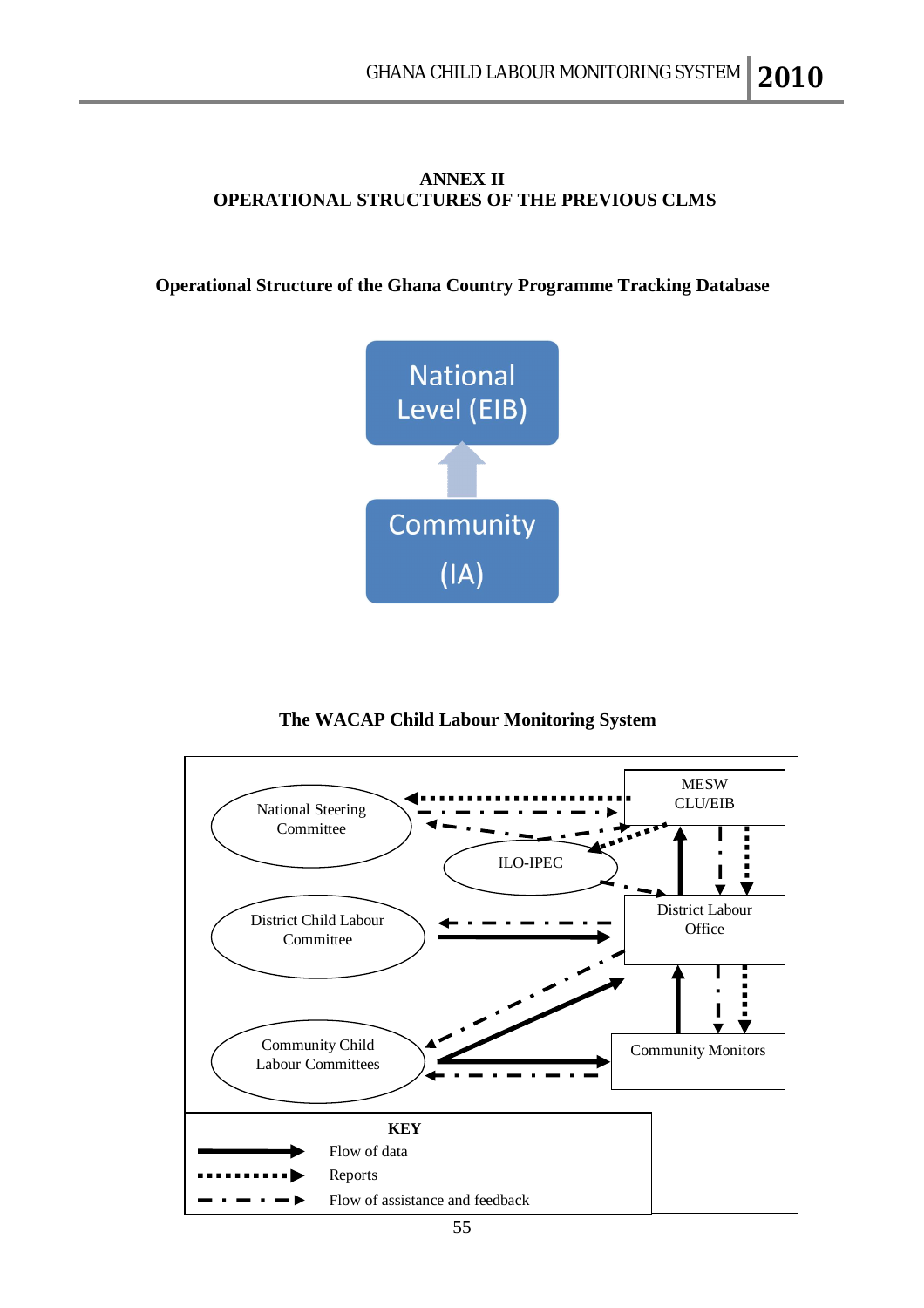# ANNEX II
# OPERATIONAL STRUCTURES OF THE PREVIOUS CLMS

### Operational Structure of the Ghana Country Programme Tracking Database

National Level (EIB)

Community (IA)

### The WACAP Child Labour Monitoring System

National Steering Committee

MESW CLU/EIB

ILO-IPEC

District Child Labour Committee

District Labour Office

Community Child Labour Committees

Community Monitors

**KEY**

- Flow of data
- Reports
- Flow of assistance and feedback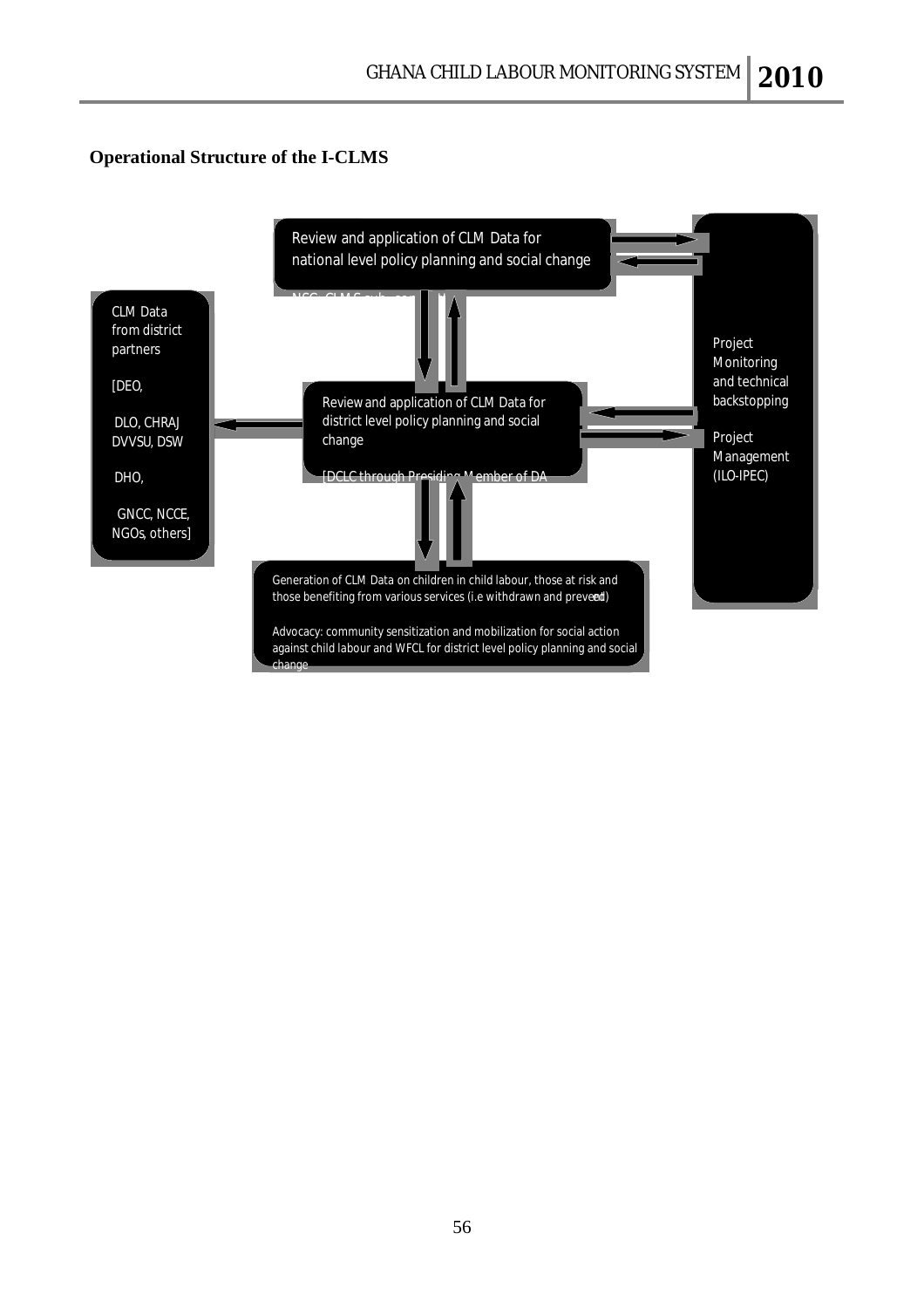## Operational Structure of the I-CLMS

Review and application of CLM Data for national level policy planning and social change

NSC, CLMS sub-committee

CLM Data from district partners

[DEO,

DLO, CHRAJ DVVSU, DSW

DHO,

GNCC, NCCE, NGOs, others]

Review and application of CLM Data for district level policy planning and social change

[DCLC through Presiding Member of DA

Project Monitoring and technical backstopping

Project Management (ILO-IPEC)

Generation of CLM Data on children in child labour, those at risk and those benefiting from various services (i.e withdrawn and prevented)

Advocacy: community sensitization and mobilization for social action against child labour and WFCL for district level policy planning and social change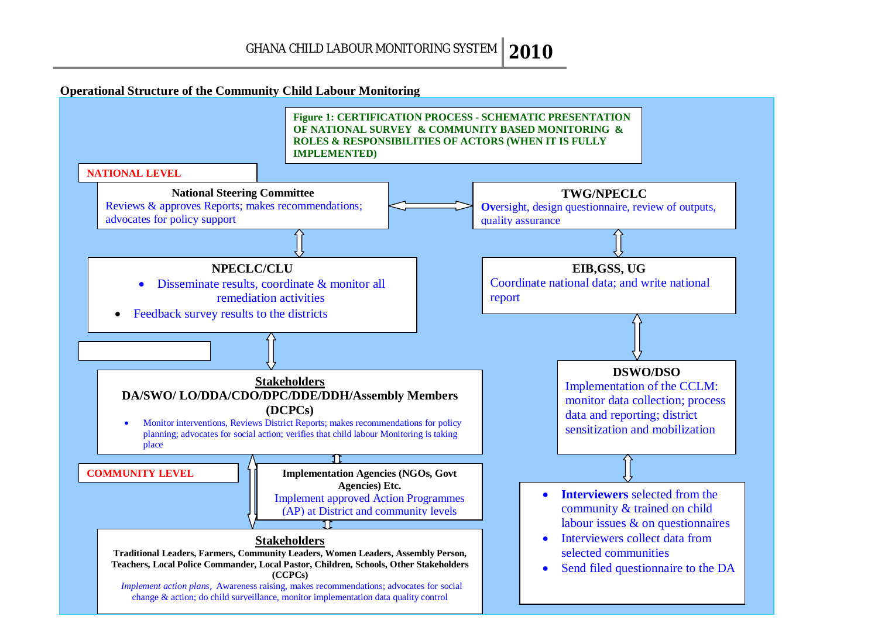**Operational Structure of the Community Child Labour Monitoring**

**Figure 1: CERTIFICATION PROCESS - SCHEMATIC PRESENTATION OF NATIONAL SURVEY & COMMUNITY BASED MONITORING & ROLES & RESPONSIBILITIES OF ACTORS (WHEN IT IS FULLY IMPLEMENTED)**

**NATIONAL LEVEL**

**National Steering Committee**
Reviews & approves Reports; makes recommendations; advocates for policy support

**TWG/NPECLC**
**Ov**ersight, design questionnaire, review of outputs, quality assurance

**NPECLC/CLU**

- Disseminate results, coordinate & monitor all remediation activities
- Feedback survey results to the districts

**EIB,GSS, UG**
Coordinate national data; and write national report

**Stakeholders**
**DA/SWO/ LO/DDA/CDO/DPC/DDE/DDH/Assembly Members (DCPCs)**

- Monitor interventions, Reviews District Reports; makes recommendations for policy planning; advocates for social action; verifies that child labour Monitoring is taking place

**DSWO/DSO**
Implementation of the CCLM: monitor data collection; process data and reporting; district sensitization and mobilization

**COMMUNITY LEVEL**

**Implementation Agencies (NGOs, Govt Agencies) Etc.**
Implement approved Action Programmes (AP) at District and community levels

**Stakeholders**
**Traditional Leaders, Farmers, Community Leaders, Women Leaders, Assembly Person, Teachers, Local Police Commander, Local Pastor, Children, Schools, Other Stakeholders (CCPCs)**
*Implement action plans*, Awareness raising, makes recommendations; advocates for social change & action; do child surveillance, monitor implementation data quality control

- **Interviewers** selected from the community & trained on child labour issues & on questionnaires
- Interviewers collect data from selected communities
- Send filed questionnaire to the DA